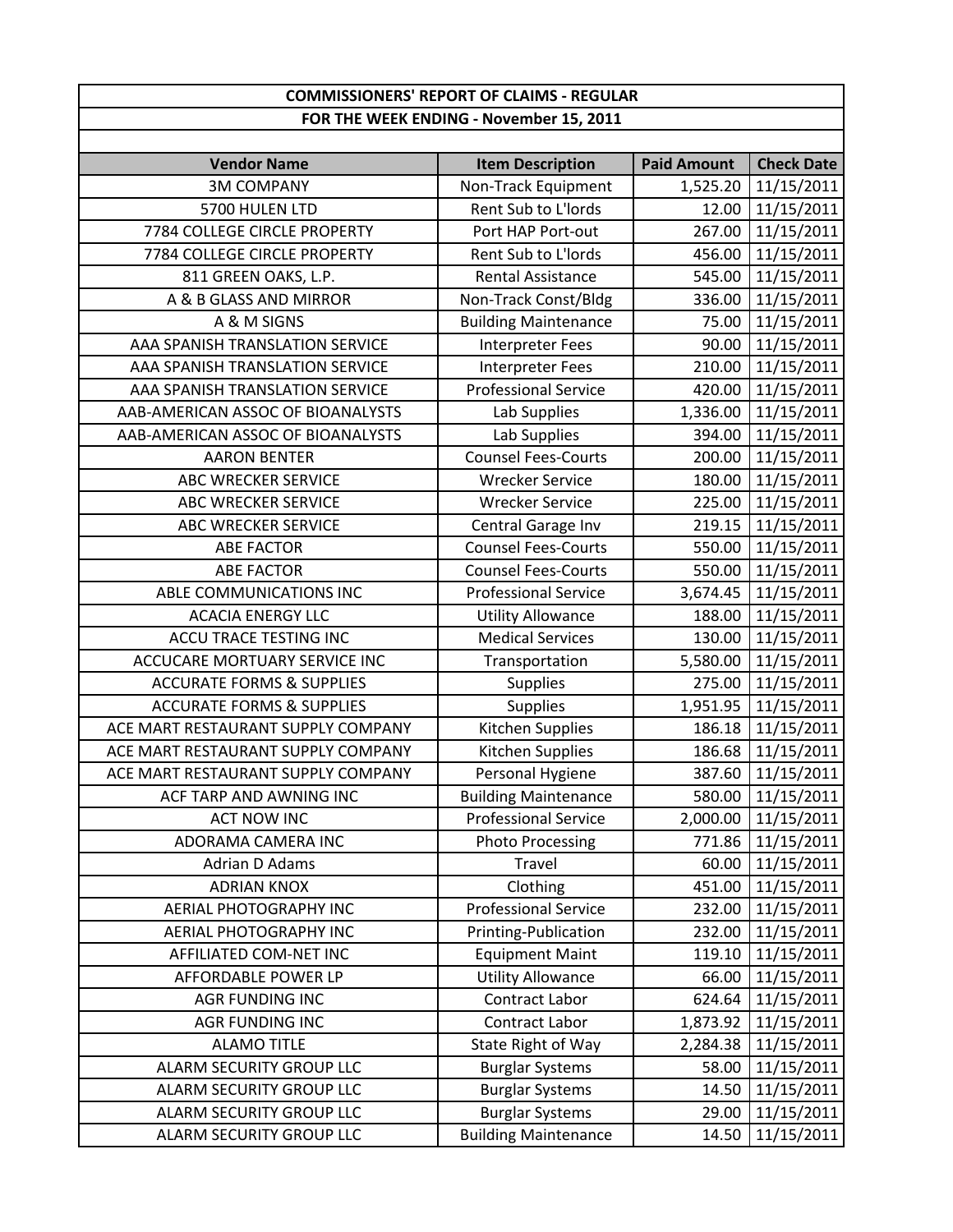| COMMISSIONERS' REPORT OF CLAIMS - REGULAR | | | |
|---|---|---|---|
| FOR THE WEEK ENDING - November 15, 2011 | | | |
| **Vendor Name** | **Item Description** | **Paid Amount** | **Check Date** |
| 3M COMPANY | Non-Track Equipment | 1,525.20 | 11/15/2011 |
| 5700 HULEN LTD | Rent Sub to L'lords | 12.00 | 11/15/2011 |
| 7784 COLLEGE CIRCLE PROPERTY | Port HAP Port-out | 267.00 | 11/15/2011 |
| 7784 COLLEGE CIRCLE PROPERTY | Rent Sub to L'lords | 456.00 | 11/15/2011 |
| 811 GREEN OAKS, L.P. | Rental Assistance | 545.00 | 11/15/2011 |
| A & B GLASS AND MIRROR | Non-Track Const/Bldg | 336.00 | 11/15/2011 |
| A & M SIGNS | Building Maintenance | 75.00 | 11/15/2011 |
| AAA SPANISH TRANSLATION SERVICE | Interpreter Fees | 90.00 | 11/15/2011 |
| AAA SPANISH TRANSLATION SERVICE | Interpreter Fees | 210.00 | 11/15/2011 |
| AAA SPANISH TRANSLATION SERVICE | Professional Service | 420.00 | 11/15/2011 |
| AAB-AMERICAN ASSOC OF BIOANALYSTS | Lab Supplies | 1,336.00 | 11/15/2011 |
| AAB-AMERICAN ASSOC OF BIOANALYSTS | Lab Supplies | 394.00 | 11/15/2011 |
| AARON BENTER | Counsel Fees-Courts | 200.00 | 11/15/2011 |
| ABC WRECKER SERVICE | Wrecker Service | 180.00 | 11/15/2011 |
| ABC WRECKER SERVICE | Wrecker Service | 225.00 | 11/15/2011 |
| ABC WRECKER SERVICE | Central Garage Inv | 219.15 | 11/15/2011 |
| ABE FACTOR | Counsel Fees-Courts | 550.00 | 11/15/2011 |
| ABE FACTOR | Counsel Fees-Courts | 550.00 | 11/15/2011 |
| ABLE COMMUNICATIONS INC | Professional Service | 3,674.45 | 11/15/2011 |
| ACACIA ENERGY LLC | Utility Allowance | 188.00 | 11/15/2011 |
| ACCU TRACE TESTING INC | Medical Services | 130.00 | 11/15/2011 |
| ACCUCARE MORTUARY SERVICE INC | Transportation | 5,580.00 | 11/15/2011 |
| ACCURATE FORMS & SUPPLIES | Supplies | 275.00 | 11/15/2011 |
| ACCURATE FORMS & SUPPLIES | Supplies | 1,951.95 | 11/15/2011 |
| ACE MART RESTAURANT SUPPLY COMPANY | Kitchen Supplies | 186.18 | 11/15/2011 |
| ACE MART RESTAURANT SUPPLY COMPANY | Kitchen Supplies | 186.68 | 11/15/2011 |
| ACE MART RESTAURANT SUPPLY COMPANY | Personal Hygiene | 387.60 | 11/15/2011 |
| ACF TARP AND AWNING INC | Building Maintenance | 580.00 | 11/15/2011 |
| ACT NOW INC | Professional Service | 2,000.00 | 11/15/2011 |
| ADORAMA CAMERA INC | Photo Processing | 771.86 | 11/15/2011 |
| Adrian D Adams | Travel | 60.00 | 11/15/2011 |
| ADRIAN KNOX | Clothing | 451.00 | 11/15/2011 |
| AERIAL PHOTOGRAPHY INC | Professional Service | 232.00 | 11/15/2011 |
| AERIAL PHOTOGRAPHY INC | Printing-Publication | 232.00 | 11/15/2011 |
| AFFILIATED COM-NET INC | Equipment Maint | 119.10 | 11/15/2011 |
| AFFORDABLE POWER LP | Utility Allowance | 66.00 | 11/15/2011 |
| AGR FUNDING INC | Contract Labor | 624.64 | 11/15/2011 |
| AGR FUNDING INC | Contract Labor | 1,873.92 | 11/15/2011 |
| ALAMO TITLE | State Right of Way | 2,284.38 | 11/15/2011 |
| ALARM SECURITY GROUP LLC | Burglar Systems | 58.00 | 11/15/2011 |
| ALARM SECURITY GROUP LLC | Burglar Systems | 14.50 | 11/15/2011 |
| ALARM SECURITY GROUP LLC | Burglar Systems | 29.00 | 11/15/2011 |
| ALARM SECURITY GROUP LLC | Building Maintenance | 14.50 | 11/15/2011 |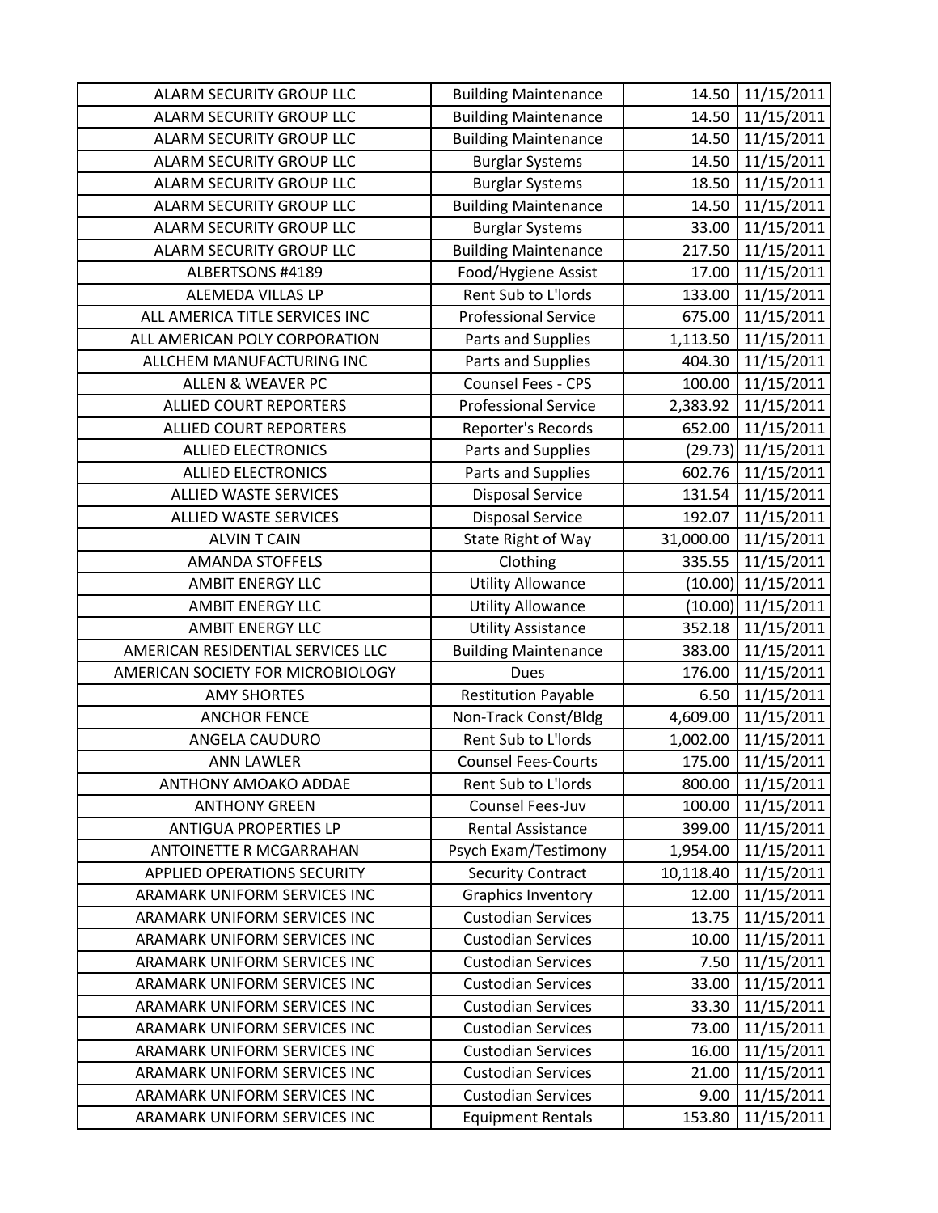| | | | |
|---|---|---|---|
| ALARM SECURITY GROUP LLC | Building Maintenance | 14.50 | 11/15/2011 |
| ALARM SECURITY GROUP LLC | Building Maintenance | 14.50 | 11/15/2011 |
| ALARM SECURITY GROUP LLC | Building Maintenance | 14.50 | 11/15/2011 |
| ALARM SECURITY GROUP LLC | Burglar Systems | 14.50 | 11/15/2011 |
| ALARM SECURITY GROUP LLC | Burglar Systems | 18.50 | 11/15/2011 |
| ALARM SECURITY GROUP LLC | Building Maintenance | 14.50 | 11/15/2011 |
| ALARM SECURITY GROUP LLC | Burglar Systems | 33.00 | 11/15/2011 |
| ALARM SECURITY GROUP LLC | Building Maintenance | 217.50 | 11/15/2011 |
| ALBERTSONS #4189 | Food/Hygiene Assist | 17.00 | 11/15/2011 |
| ALEMEDA VILLAS LP | Rent Sub to L'lords | 133.00 | 11/15/2011 |
| ALL AMERICA TITLE SERVICES INC | Professional Service | 675.00 | 11/15/2011 |
| ALL AMERICAN POLY CORPORATION | Parts and Supplies | 1,113.50 | 11/15/2011 |
| ALLCHEM MANUFACTURING INC | Parts and Supplies | 404.30 | 11/15/2011 |
| ALLEN & WEAVER PC | Counsel Fees - CPS | 100.00 | 11/15/2011 |
| ALLIED COURT REPORTERS | Professional Service | 2,383.92 | 11/15/2011 |
| ALLIED COURT REPORTERS | Reporter's Records | 652.00 | 11/15/2011 |
| ALLIED ELECTRONICS | Parts and Supplies | (29.73) | 11/15/2011 |
| ALLIED ELECTRONICS | Parts and Supplies | 602.76 | 11/15/2011 |
| ALLIED WASTE SERVICES | Disposal Service | 131.54 | 11/15/2011 |
| ALLIED WASTE SERVICES | Disposal Service | 192.07 | 11/15/2011 |
| ALVIN T CAIN | State Right of Way | 31,000.00 | 11/15/2011 |
| AMANDA STOFFELS | Clothing | 335.55 | 11/15/2011 |
| AMBIT ENERGY LLC | Utility Allowance | (10.00) | 11/15/2011 |
| AMBIT ENERGY LLC | Utility Allowance | (10.00) | 11/15/2011 |
| AMBIT ENERGY LLC | Utility Assistance | 352.18 | 11/15/2011 |
| AMERICAN RESIDENTIAL SERVICES LLC | Building Maintenance | 383.00 | 11/15/2011 |
| AMERICAN SOCIETY FOR MICROBIOLOGY | Dues | 176.00 | 11/15/2011 |
| AMY SHORTES | Restitution Payable | 6.50 | 11/15/2011 |
| ANCHOR FENCE | Non-Track Const/Bldg | 4,609.00 | 11/15/2011 |
| ANGELA CAUDURO | Rent Sub to L'lords | 1,002.00 | 11/15/2011 |
| ANN LAWLER | Counsel Fees-Courts | 175.00 | 11/15/2011 |
| ANTHONY AMOAKO ADDAE | Rent Sub to L'lords | 800.00 | 11/15/2011 |
| ANTHONY GREEN | Counsel Fees-Juv | 100.00 | 11/15/2011 |
| ANTIGUA PROPERTIES LP | Rental Assistance | 399.00 | 11/15/2011 |
| ANTOINETTE R MCGARRAHAN | Psych Exam/Testimony | 1,954.00 | 11/15/2011 |
| APPLIED OPERATIONS SECURITY | Security Contract | 10,118.40 | 11/15/2011 |
| ARAMARK UNIFORM SERVICES INC | Graphics Inventory | 12.00 | 11/15/2011 |
| ARAMARK UNIFORM SERVICES INC | Custodian Services | 13.75 | 11/15/2011 |
| ARAMARK UNIFORM SERVICES INC | Custodian Services | 10.00 | 11/15/2011 |
| ARAMARK UNIFORM SERVICES INC | Custodian Services | 7.50 | 11/15/2011 |
| ARAMARK UNIFORM SERVICES INC | Custodian Services | 33.00 | 11/15/2011 |
| ARAMARK UNIFORM SERVICES INC | Custodian Services | 33.30 | 11/15/2011 |
| ARAMARK UNIFORM SERVICES INC | Custodian Services | 73.00 | 11/15/2011 |
| ARAMARK UNIFORM SERVICES INC | Custodian Services | 16.00 | 11/15/2011 |
| ARAMARK UNIFORM SERVICES INC | Custodian Services | 21.00 | 11/15/2011 |
| ARAMARK UNIFORM SERVICES INC | Custodian Services | 9.00 | 11/15/2011 |
| ARAMARK UNIFORM SERVICES INC | Equipment Rentals | 153.80 | 11/15/2011 |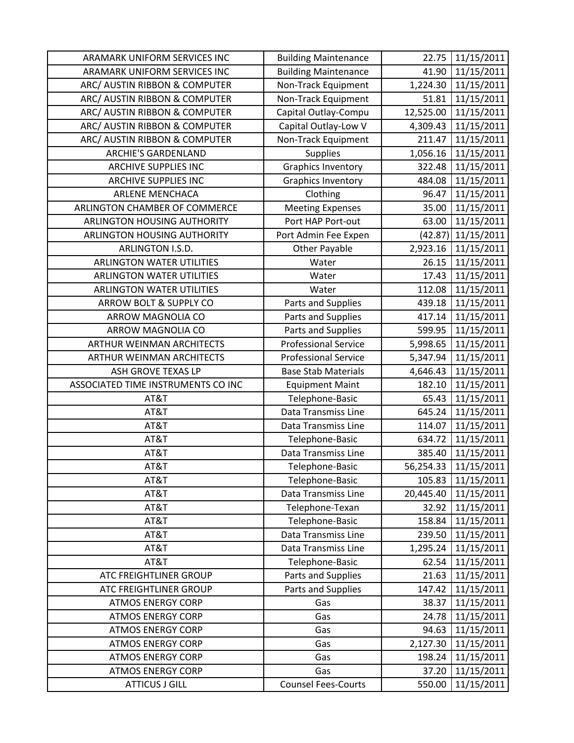| ARAMARK UNIFORM SERVICES INC | Building Maintenance | 22.75 | 11/15/2011 |
|---|---|---|---|
| ARAMARK UNIFORM SERVICES INC | Building Maintenance | 41.90 | 11/15/2011 |
| ARC/ AUSTIN RIBBON & COMPUTER | Non-Track Equipment | 1,224.30 | 11/15/2011 |
| ARC/ AUSTIN RIBBON & COMPUTER | Non-Track Equipment | 51.81 | 11/15/2011 |
| ARC/ AUSTIN RIBBON & COMPUTER | Capital Outlay-Compu | 12,525.00 | 11/15/2011 |
| ARC/ AUSTIN RIBBON & COMPUTER | Capital Outlay-Low V | 4,309.43 | 11/15/2011 |
| ARC/ AUSTIN RIBBON & COMPUTER | Non-Track Equipment | 211.47 | 11/15/2011 |
| ARCHIE'S GARDENLAND | Supplies | 1,056.16 | 11/15/2011 |
| ARCHIVE SUPPLIES INC | Graphics Inventory | 322.48 | 11/15/2011 |
| ARCHIVE SUPPLIES INC | Graphics Inventory | 484.08 | 11/15/2011 |
| ARLENE MENCHACA | Clothing | 96.47 | 11/15/2011 |
| ARLINGTON CHAMBER OF COMMERCE | Meeting Expenses | 35.00 | 11/15/2011 |
| ARLINGTON HOUSING AUTHORITY | Port HAP Port-out | 63.00 | 11/15/2011 |
| ARLINGTON HOUSING AUTHORITY | Port Admin Fee Expen | (42.87) | 11/15/2011 |
| ARLINGTON I.S.D. | Other Payable | 2,923.16 | 11/15/2011 |
| ARLINGTON WATER UTILITIES | Water | 26.15 | 11/15/2011 |
| ARLINGTON WATER UTILITIES | Water | 17.43 | 11/15/2011 |
| ARLINGTON WATER UTILITIES | Water | 112.08 | 11/15/2011 |
| ARROW BOLT & SUPPLY CO | Parts and Supplies | 439.18 | 11/15/2011 |
| ARROW MAGNOLIA CO | Parts and Supplies | 417.14 | 11/15/2011 |
| ARROW MAGNOLIA CO | Parts and Supplies | 599.95 | 11/15/2011 |
| ARTHUR WEINMAN ARCHITECTS | Professional Service | 5,998.65 | 11/15/2011 |
| ARTHUR WEINMAN ARCHITECTS | Professional Service | 5,347.94 | 11/15/2011 |
| ASH GROVE TEXAS LP | Base Stab Materials | 4,646.43 | 11/15/2011 |
| ASSOCIATED TIME INSTRUMENTS CO INC | Equipment Maint | 182.10 | 11/15/2011 |
| AT&T | Telephone-Basic | 65.43 | 11/15/2011 |
| AT&T | Data Transmiss Line | 645.24 | 11/15/2011 |
| AT&T | Data Transmiss Line | 114.07 | 11/15/2011 |
| AT&T | Telephone-Basic | 634.72 | 11/15/2011 |
| AT&T | Data Transmiss Line | 385.40 | 11/15/2011 |
| AT&T | Telephone-Basic | 56,254.33 | 11/15/2011 |
| AT&T | Telephone-Basic | 105.83 | 11/15/2011 |
| AT&T | Data Transmiss Line | 20,445.40 | 11/15/2011 |
| AT&T | Telephone-Texan | 32.92 | 11/15/2011 |
| AT&T | Telephone-Basic | 158.84 | 11/15/2011 |
| AT&T | Data Transmiss Line | 239.50 | 11/15/2011 |
| AT&T | Data Transmiss Line | 1,295.24 | 11/15/2011 |
| AT&T | Telephone-Basic | 62.54 | 11/15/2011 |
| ATC FREIGHTLINER GROUP | Parts and Supplies | 21.63 | 11/15/2011 |
| ATC FREIGHTLINER GROUP | Parts and Supplies | 147.42 | 11/15/2011 |
| ATMOS ENERGY CORP | Gas | 38.37 | 11/15/2011 |
| ATMOS ENERGY CORP | Gas | 24.78 | 11/15/2011 |
| ATMOS ENERGY CORP | Gas | 94.63 | 11/15/2011 |
| ATMOS ENERGY CORP | Gas | 2,127.30 | 11/15/2011 |
| ATMOS ENERGY CORP | Gas | 198.24 | 11/15/2011 |
| ATMOS ENERGY CORP | Gas | 37.20 | 11/15/2011 |
| ATTICUS J GILL | Counsel Fees-Courts | 550.00 | 11/15/2011 |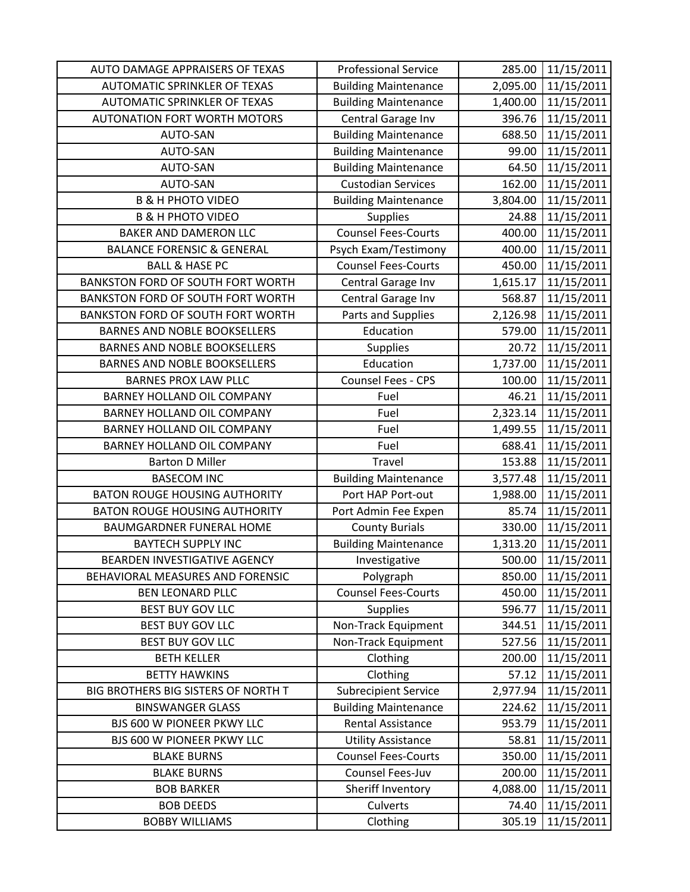| AUTO DAMAGE APPRAISERS OF TEXAS | Professional Service | 285.00 | 11/15/2011 |
|---|---|---|---|
| AUTOMATIC SPRINKLER OF TEXAS | Building Maintenance | 2,095.00 | 11/15/2011 |
| AUTOMATIC SPRINKLER OF TEXAS | Building Maintenance | 1,400.00 | 11/15/2011 |
| AUTONATION FORT WORTH MOTORS | Central Garage Inv | 396.76 | 11/15/2011 |
| AUTO-SAN | Building Maintenance | 688.50 | 11/15/2011 |
| AUTO-SAN | Building Maintenance | 99.00 | 11/15/2011 |
| AUTO-SAN | Building Maintenance | 64.50 | 11/15/2011 |
| AUTO-SAN | Custodian Services | 162.00 | 11/15/2011 |
| B & H PHOTO VIDEO | Building Maintenance | 3,804.00 | 11/15/2011 |
| B & H PHOTO VIDEO | Supplies | 24.88 | 11/15/2011 |
| BAKER AND DAMERON LLC | Counsel Fees-Courts | 400.00 | 11/15/2011 |
| BALANCE FORENSIC & GENERAL | Psych Exam/Testimony | 400.00 | 11/15/2011 |
| BALL & HASE PC | Counsel Fees-Courts | 450.00 | 11/15/2011 |
| BANKSTON FORD OF SOUTH FORT WORTH | Central Garage Inv | 1,615.17 | 11/15/2011 |
| BANKSTON FORD OF SOUTH FORT WORTH | Central Garage Inv | 568.87 | 11/15/2011 |
| BANKSTON FORD OF SOUTH FORT WORTH | Parts and Supplies | 2,126.98 | 11/15/2011 |
| BARNES AND NOBLE BOOKSELLERS | Education | 579.00 | 11/15/2011 |
| BARNES AND NOBLE BOOKSELLERS | Supplies | 20.72 | 11/15/2011 |
| BARNES AND NOBLE BOOKSELLERS | Education | 1,737.00 | 11/15/2011 |
| BARNES PROX LAW PLLC | Counsel Fees - CPS | 100.00 | 11/15/2011 |
| BARNEY HOLLAND OIL COMPANY | Fuel | 46.21 | 11/15/2011 |
| BARNEY HOLLAND OIL COMPANY | Fuel | 2,323.14 | 11/15/2011 |
| BARNEY HOLLAND OIL COMPANY | Fuel | 1,499.55 | 11/15/2011 |
| BARNEY HOLLAND OIL COMPANY | Fuel | 688.41 | 11/15/2011 |
| Barton D Miller | Travel | 153.88 | 11/15/2011 |
| BASECOM INC | Building Maintenance | 3,577.48 | 11/15/2011 |
| BATON ROUGE HOUSING AUTHORITY | Port HAP Port-out | 1,988.00 | 11/15/2011 |
| BATON ROUGE HOUSING AUTHORITY | Port Admin Fee Expen | 85.74 | 11/15/2011 |
| BAUMGARDNER FUNERAL HOME | County Burials | 330.00 | 11/15/2011 |
| BAYTECH SUPPLY INC | Building Maintenance | 1,313.20 | 11/15/2011 |
| BEARDEN INVESTIGATIVE AGENCY | Investigative | 500.00 | 11/15/2011 |
| BEHAVIORAL MEASURES AND FORENSIC | Polygraph | 850.00 | 11/15/2011 |
| BEN LEONARD PLLC | Counsel Fees-Courts | 450.00 | 11/15/2011 |
| BEST BUY GOV LLC | Supplies | 596.77 | 11/15/2011 |
| BEST BUY GOV LLC | Non-Track Equipment | 344.51 | 11/15/2011 |
| BEST BUY GOV LLC | Non-Track Equipment | 527.56 | 11/15/2011 |
| BETH KELLER | Clothing | 200.00 | 11/15/2011 |
| BETTY HAWKINS | Clothing | 57.12 | 11/15/2011 |
| BIG BROTHERS BIG SISTERS OF NORTH T | Subrecipient Service | 2,977.94 | 11/15/2011 |
| BINSWANGER GLASS | Building Maintenance | 224.62 | 11/15/2011 |
| BJS 600 W PIONEER PKWY LLC | Rental Assistance | 953.79 | 11/15/2011 |
| BJS 600 W PIONEER PKWY LLC | Utility Assistance | 58.81 | 11/15/2011 |
| BLAKE BURNS | Counsel Fees-Courts | 350.00 | 11/15/2011 |
| BLAKE BURNS | Counsel Fees-Juv | 200.00 | 11/15/2011 |
| BOB BARKER | Sheriff Inventory | 4,088.00 | 11/15/2011 |
| BOB DEEDS | Culverts | 74.40 | 11/15/2011 |
| BOBBY WILLIAMS | Clothing | 305.19 | 11/15/2011 |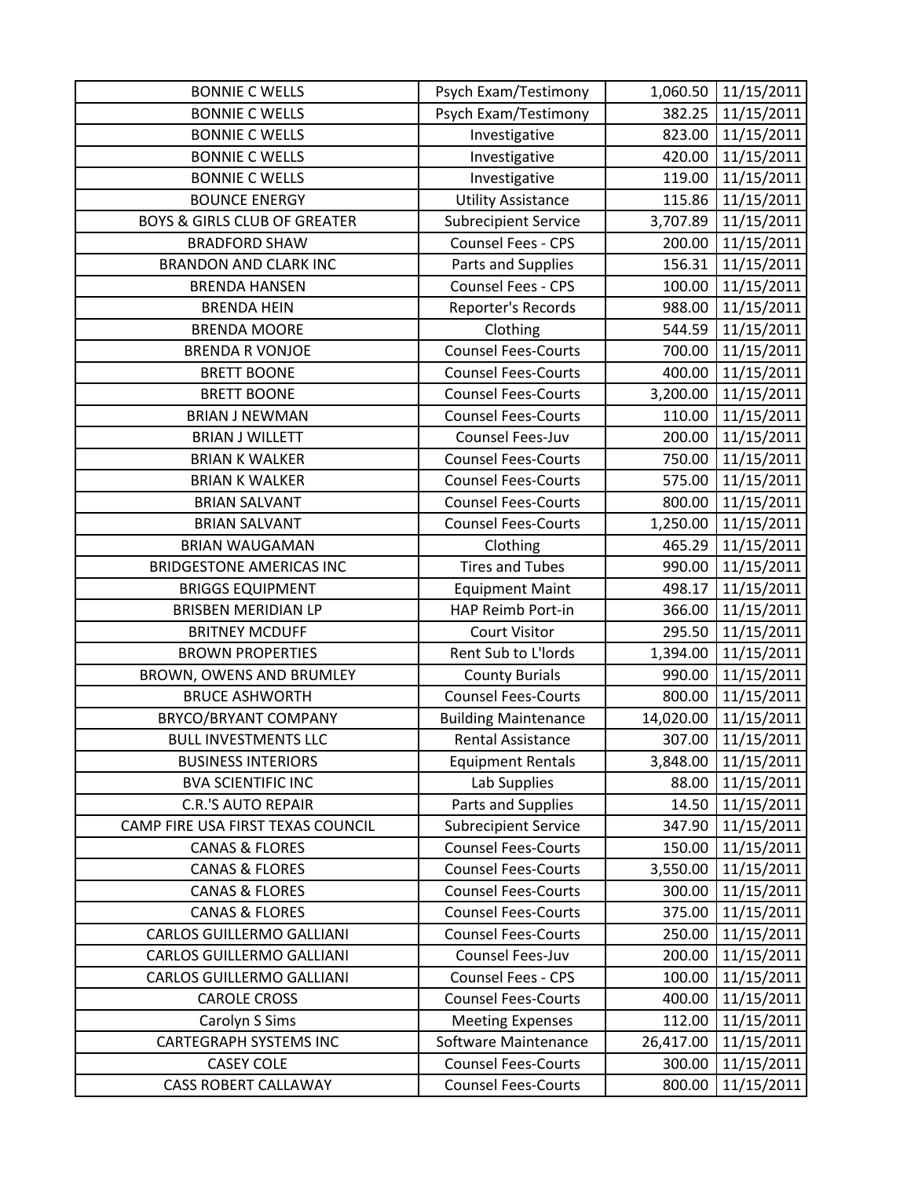| BONNIE C WELLS | Psych Exam/Testimony | 1,060.50 | 11/15/2011 |
|---|---|---|---|
| BONNIE C WELLS | Psych Exam/Testimony | 382.25 | 11/15/2011 |
| BONNIE C WELLS | Investigative | 823.00 | 11/15/2011 |
| BONNIE C WELLS | Investigative | 420.00 | 11/15/2011 |
| BONNIE C WELLS | Investigative | 119.00 | 11/15/2011 |
| BOUNCE ENERGY | Utility Assistance | 115.86 | 11/15/2011 |
| BOYS & GIRLS CLUB OF GREATER | Subrecipient Service | 3,707.89 | 11/15/2011 |
| BRADFORD SHAW | Counsel Fees - CPS | 200.00 | 11/15/2011 |
| BRANDON AND CLARK INC | Parts and Supplies | 156.31 | 11/15/2011 |
| BRENDA HANSEN | Counsel Fees - CPS | 100.00 | 11/15/2011 |
| BRENDA HEIN | Reporter's Records | 988.00 | 11/15/2011 |
| BRENDA MOORE | Clothing | 544.59 | 11/15/2011 |
| BRENDA R VONJOE | Counsel Fees-Courts | 700.00 | 11/15/2011 |
| BRETT BOONE | Counsel Fees-Courts | 400.00 | 11/15/2011 |
| BRETT BOONE | Counsel Fees-Courts | 3,200.00 | 11/15/2011 |
| BRIAN J NEWMAN | Counsel Fees-Courts | 110.00 | 11/15/2011 |
| BRIAN J WILLETT | Counsel Fees-Juv | 200.00 | 11/15/2011 |
| BRIAN K WALKER | Counsel Fees-Courts | 750.00 | 11/15/2011 |
| BRIAN K WALKER | Counsel Fees-Courts | 575.00 | 11/15/2011 |
| BRIAN SALVANT | Counsel Fees-Courts | 800.00 | 11/15/2011 |
| BRIAN SALVANT | Counsel Fees-Courts | 1,250.00 | 11/15/2011 |
| BRIAN WAUGAMAN | Clothing | 465.29 | 11/15/2011 |
| BRIDGESTONE AMERICAS INC | Tires and Tubes | 990.00 | 11/15/2011 |
| BRIGGS EQUIPMENT | Equipment Maint | 498.17 | 11/15/2011 |
| BRISBEN MERIDIAN LP | HAP Reimb Port-in | 366.00 | 11/15/2011 |
| BRITNEY MCDUFF | Court Visitor | 295.50 | 11/15/2011 |
| BROWN PROPERTIES | Rent Sub to L'lords | 1,394.00 | 11/15/2011 |
| BROWN, OWENS AND BRUMLEY | County Burials | 990.00 | 11/15/2011 |
| BRUCE ASHWORTH | Counsel Fees-Courts | 800.00 | 11/15/2011 |
| BRYCO/BRYANT COMPANY | Building Maintenance | 14,020.00 | 11/15/2011 |
| BULL INVESTMENTS LLC | Rental Assistance | 307.00 | 11/15/2011 |
| BUSINESS INTERIORS | Equipment Rentals | 3,848.00 | 11/15/2011 |
| BVA SCIENTIFIC INC | Lab Supplies | 88.00 | 11/15/2011 |
| C.R.'S AUTO REPAIR | Parts and Supplies | 14.50 | 11/15/2011 |
| CAMP FIRE USA FIRST TEXAS COUNCIL | Subrecipient Service | 347.90 | 11/15/2011 |
| CANAS & FLORES | Counsel Fees-Courts | 150.00 | 11/15/2011 |
| CANAS & FLORES | Counsel Fees-Courts | 3,550.00 | 11/15/2011 |
| CANAS & FLORES | Counsel Fees-Courts | 300.00 | 11/15/2011 |
| CANAS & FLORES | Counsel Fees-Courts | 375.00 | 11/15/2011 |
| CARLOS GUILLERMO GALLIANI | Counsel Fees-Courts | 250.00 | 11/15/2011 |
| CARLOS GUILLERMO GALLIANI | Counsel Fees-Juv | 200.00 | 11/15/2011 |
| CARLOS GUILLERMO GALLIANI | Counsel Fees - CPS | 100.00 | 11/15/2011 |
| CAROLE CROSS | Counsel Fees-Courts | 400.00 | 11/15/2011 |
| Carolyn S Sims | Meeting Expenses | 112.00 | 11/15/2011 |
| CARTEGRAPH SYSTEMS INC | Software Maintenance | 26,417.00 | 11/15/2011 |
| CASEY COLE | Counsel Fees-Courts | 300.00 | 11/15/2011 |
| CASS ROBERT CALLAWAY | Counsel Fees-Courts | 800.00 | 11/15/2011 |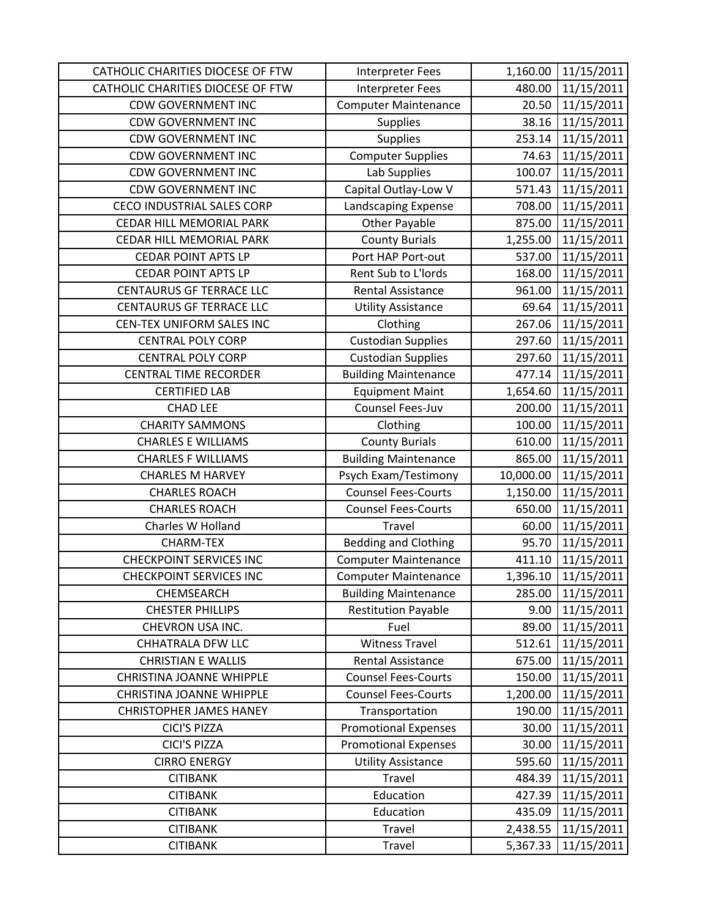| | | | |
|---|---|---|---|
| CATHOLIC CHARITIES DIOCESE OF FTW | Interpreter Fees | 1,160.00 | 11/15/2011 |
| CATHOLIC CHARITIES DIOCESE OF FTW | Interpreter Fees | 480.00 | 11/15/2011 |
| CDW GOVERNMENT INC | Computer Maintenance | 20.50 | 11/15/2011 |
| CDW GOVERNMENT INC | Supplies | 38.16 | 11/15/2011 |
| CDW GOVERNMENT INC | Supplies | 253.14 | 11/15/2011 |
| CDW GOVERNMENT INC | Computer Supplies | 74.63 | 11/15/2011 |
| CDW GOVERNMENT INC | Lab Supplies | 100.07 | 11/15/2011 |
| CDW GOVERNMENT INC | Capital Outlay-Low V | 571.43 | 11/15/2011 |
| CECO INDUSTRIAL SALES CORP | Landscaping Expense | 708.00 | 11/15/2011 |
| CEDAR HILL MEMORIAL PARK | Other Payable | 875.00 | 11/15/2011 |
| CEDAR HILL MEMORIAL PARK | County Burials | 1,255.00 | 11/15/2011 |
| CEDAR POINT APTS LP | Port HAP Port-out | 537.00 | 11/15/2011 |
| CEDAR POINT APTS LP | Rent Sub to L'lords | 168.00 | 11/15/2011 |
| CENTAURUS GF TERRACE LLC | Rental Assistance | 961.00 | 11/15/2011 |
| CENTAURUS GF TERRACE LLC | Utility Assistance | 69.64 | 11/15/2011 |
| CEN-TEX UNIFORM SALES INC | Clothing | 267.06 | 11/15/2011 |
| CENTRAL POLY CORP | Custodian Supplies | 297.60 | 11/15/2011 |
| CENTRAL POLY CORP | Custodian Supplies | 297.60 | 11/15/2011 |
| CENTRAL TIME RECORDER | Building Maintenance | 477.14 | 11/15/2011 |
| CERTIFIED LAB | Equipment Maint | 1,654.60 | 11/15/2011 |
| CHAD LEE | Counsel Fees-Juv | 200.00 | 11/15/2011 |
| CHARITY SAMMONS | Clothing | 100.00 | 11/15/2011 |
| CHARLES E WILLIAMS | County Burials | 610.00 | 11/15/2011 |
| CHARLES F WILLIAMS | Building Maintenance | 865.00 | 11/15/2011 |
| CHARLES M HARVEY | Psych Exam/Testimony | 10,000.00 | 11/15/2011 |
| CHARLES ROACH | Counsel Fees-Courts | 1,150.00 | 11/15/2011 |
| CHARLES ROACH | Counsel Fees-Courts | 650.00 | 11/15/2011 |
| Charles W Holland | Travel | 60.00 | 11/15/2011 |
| CHARM-TEX | Bedding and Clothing | 95.70 | 11/15/2011 |
| CHECKPOINT SERVICES INC | Computer Maintenance | 411.10 | 11/15/2011 |
| CHECKPOINT SERVICES INC | Computer Maintenance | 1,396.10 | 11/15/2011 |
| CHEMSEARCH | Building Maintenance | 285.00 | 11/15/2011 |
| CHESTER PHILLIPS | Restitution Payable | 9.00 | 11/15/2011 |
| CHEVRON USA INC. | Fuel | 89.00 | 11/15/2011 |
| CHHATRALA DFW LLC | Witness Travel | 512.61 | 11/15/2011 |
| CHRISTIAN E WALLIS | Rental Assistance | 675.00 | 11/15/2011 |
| CHRISTINA JOANNE WHIPPLE | Counsel Fees-Courts | 150.00 | 11/15/2011 |
| CHRISTINA JOANNE WHIPPLE | Counsel Fees-Courts | 1,200.00 | 11/15/2011 |
| CHRISTOPHER JAMES HANEY | Transportation | 190.00 | 11/15/2011 |
| CICI'S PIZZA | Promotional Expenses | 30.00 | 11/15/2011 |
| CICI'S PIZZA | Promotional Expenses | 30.00 | 11/15/2011 |
| CIRRO ENERGY | Utility Assistance | 595.60 | 11/15/2011 |
| CITIBANK | Travel | 484.39 | 11/15/2011 |
| CITIBANK | Education | 427.39 | 11/15/2011 |
| CITIBANK | Education | 435.09 | 11/15/2011 |
| CITIBANK | Travel | 2,438.55 | 11/15/2011 |
| CITIBANK | Travel | 5,367.33 | 11/15/2011 |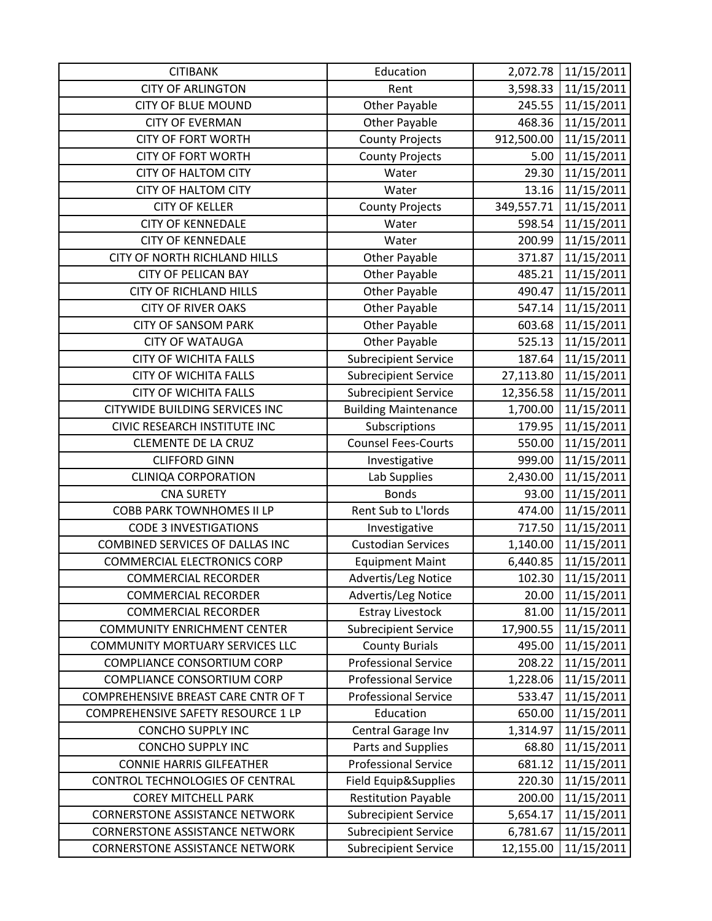| CITIBANK | Education | 2,072.78 | 11/15/2011 |
|---|---|---|---|
| CITY OF ARLINGTON | Rent | 3,598.33 | 11/15/2011 |
| CITY OF BLUE MOUND | Other Payable | 245.55 | 11/15/2011 |
| CITY OF EVERMAN | Other Payable | 468.36 | 11/15/2011 |
| CITY OF FORT WORTH | County Projects | 912,500.00 | 11/15/2011 |
| CITY OF FORT WORTH | County Projects | 5.00 | 11/15/2011 |
| CITY OF HALTOM CITY | Water | 29.30 | 11/15/2011 |
| CITY OF HALTOM CITY | Water | 13.16 | 11/15/2011 |
| CITY OF KELLER | County Projects | 349,557.71 | 11/15/2011 |
| CITY OF KENNEDALE | Water | 598.54 | 11/15/2011 |
| CITY OF KENNEDALE | Water | 200.99 | 11/15/2011 |
| CITY OF NORTH RICHLAND HILLS | Other Payable | 371.87 | 11/15/2011 |
| CITY OF PELICAN BAY | Other Payable | 485.21 | 11/15/2011 |
| CITY OF RICHLAND HILLS | Other Payable | 490.47 | 11/15/2011 |
| CITY OF RIVER OAKS | Other Payable | 547.14 | 11/15/2011 |
| CITY OF SANSOM PARK | Other Payable | 603.68 | 11/15/2011 |
| CITY OF WATAUGA | Other Payable | 525.13 | 11/15/2011 |
| CITY OF WICHITA FALLS | Subrecipient Service | 187.64 | 11/15/2011 |
| CITY OF WICHITA FALLS | Subrecipient Service | 27,113.80 | 11/15/2011 |
| CITY OF WICHITA FALLS | Subrecipient Service | 12,356.58 | 11/15/2011 |
| CITYWIDE BUILDING SERVICES INC | Building Maintenance | 1,700.00 | 11/15/2011 |
| CIVIC RESEARCH INSTITUTE INC | Subscriptions | 179.95 | 11/15/2011 |
| CLEMENTE DE LA CRUZ | Counsel Fees-Courts | 550.00 | 11/15/2011 |
| CLIFFORD GINN | Investigative | 999.00 | 11/15/2011 |
| CLINIQA CORPORATION | Lab Supplies | 2,430.00 | 11/15/2011 |
| CNA SURETY | Bonds | 93.00 | 11/15/2011 |
| COBB PARK TOWNHOMES II LP | Rent Sub to L'lords | 474.00 | 11/15/2011 |
| CODE 3 INVESTIGATIONS | Investigative | 717.50 | 11/15/2011 |
| COMBINED SERVICES OF DALLAS INC | Custodian Services | 1,140.00 | 11/15/2011 |
| COMMERCIAL ELECTRONICS CORP | Equipment Maint | 6,440.85 | 11/15/2011 |
| COMMERCIAL RECORDER | Advertis/Leg Notice | 102.30 | 11/15/2011 |
| COMMERCIAL RECORDER | Advertis/Leg Notice | 20.00 | 11/15/2011 |
| COMMERCIAL RECORDER | Estray Livestock | 81.00 | 11/15/2011 |
| COMMUNITY ENRICHMENT CENTER | Subrecipient Service | 17,900.55 | 11/15/2011 |
| COMMUNITY MORTUARY SERVICES LLC | County Burials | 495.00 | 11/15/2011 |
| COMPLIANCE CONSORTIUM CORP | Professional Service | 208.22 | 11/15/2011 |
| COMPLIANCE CONSORTIUM CORP | Professional Service | 1,228.06 | 11/15/2011 |
| COMPREHENSIVE BREAST CARE CNTR OF T | Professional Service | 533.47 | 11/15/2011 |
| COMPREHENSIVE SAFETY RESOURCE 1 LP | Education | 650.00 | 11/15/2011 |
| CONCHO SUPPLY INC | Central Garage Inv | 1,314.97 | 11/15/2011 |
| CONCHO SUPPLY INC | Parts and Supplies | 68.80 | 11/15/2011 |
| CONNIE HARRIS GILFEATHER | Professional Service | 681.12 | 11/15/2011 |
| CONTROL TECHNOLOGIES OF CENTRAL | Field Equip&Supplies | 220.30 | 11/15/2011 |
| COREY MITCHELL PARK | Restitution Payable | 200.00 | 11/15/2011 |
| CORNERSTONE ASSISTANCE NETWORK | Subrecipient Service | 5,654.17 | 11/15/2011 |
| CORNERSTONE ASSISTANCE NETWORK | Subrecipient Service | 6,781.67 | 11/15/2011 |
| CORNERSTONE ASSISTANCE NETWORK | Subrecipient Service | 12,155.00 | 11/15/2011 |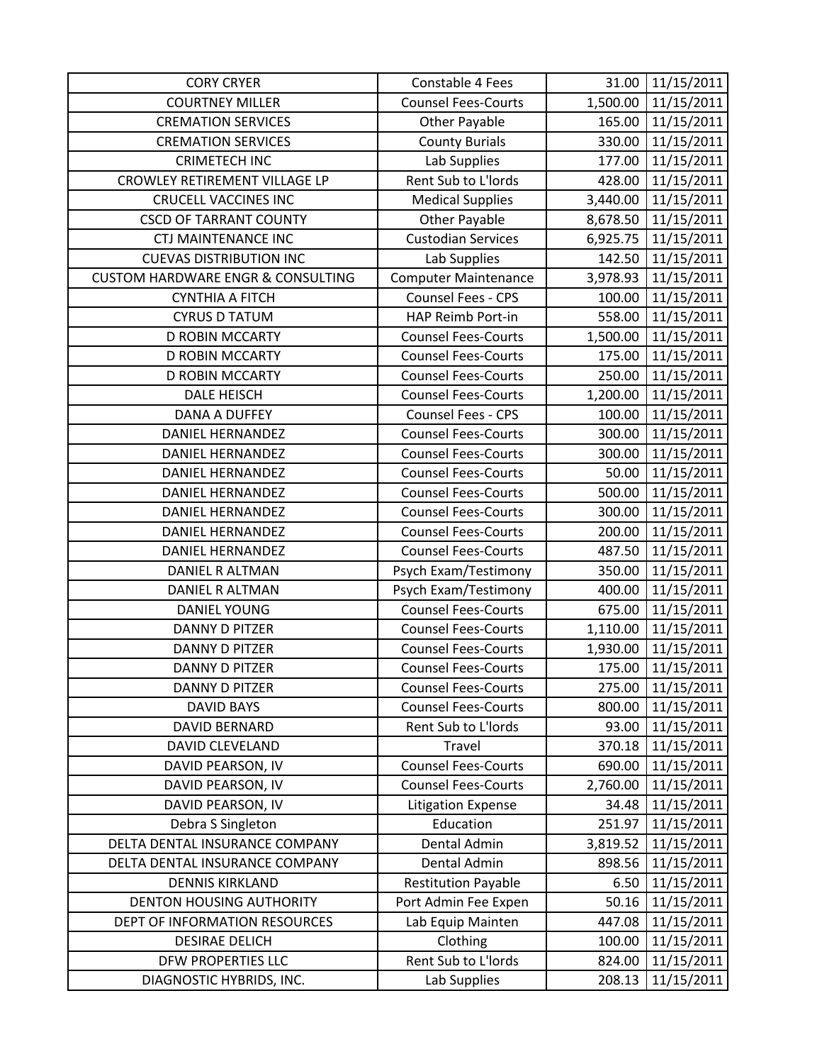| CORY CRYER | Constable 4 Fees | 31.00 | 11/15/2011 |
|---|---|---|---|
| COURTNEY MILLER | Counsel Fees-Courts | 1,500.00 | 11/15/2011 |
| CREMATION SERVICES | Other Payable | 165.00 | 11/15/2011 |
| CREMATION SERVICES | County Burials | 330.00 | 11/15/2011 |
| CRIMETECH INC | Lab Supplies | 177.00 | 11/15/2011 |
| CROWLEY RETIREMENT VILLAGE LP | Rent Sub to L'lords | 428.00 | 11/15/2011 |
| CRUCELL VACCINES INC | Medical Supplies | 3,440.00 | 11/15/2011 |
| CSCD OF TARRANT COUNTY | Other Payable | 8,678.50 | 11/15/2011 |
| CTJ MAINTENANCE INC | Custodian Services | 6,925.75 | 11/15/2011 |
| CUEVAS DISTRIBUTION INC | Lab Supplies | 142.50 | 11/15/2011 |
| CUSTOM HARDWARE ENGR & CONSULTING | Computer Maintenance | 3,978.93 | 11/15/2011 |
| CYNTHIA A FITCH | Counsel Fees - CPS | 100.00 | 11/15/2011 |
| CYRUS D TATUM | HAP Reimb Port-in | 558.00 | 11/15/2011 |
| D ROBIN MCCARTY | Counsel Fees-Courts | 1,500.00 | 11/15/2011 |
| D ROBIN MCCARTY | Counsel Fees-Courts | 175.00 | 11/15/2011 |
| D ROBIN MCCARTY | Counsel Fees-Courts | 250.00 | 11/15/2011 |
| DALE HEISCH | Counsel Fees-Courts | 1,200.00 | 11/15/2011 |
| DANA A DUFFEY | Counsel Fees - CPS | 100.00 | 11/15/2011 |
| DANIEL HERNANDEZ | Counsel Fees-Courts | 300.00 | 11/15/2011 |
| DANIEL HERNANDEZ | Counsel Fees-Courts | 300.00 | 11/15/2011 |
| DANIEL HERNANDEZ | Counsel Fees-Courts | 50.00 | 11/15/2011 |
| DANIEL HERNANDEZ | Counsel Fees-Courts | 500.00 | 11/15/2011 |
| DANIEL HERNANDEZ | Counsel Fees-Courts | 300.00 | 11/15/2011 |
| DANIEL HERNANDEZ | Counsel Fees-Courts | 200.00 | 11/15/2011 |
| DANIEL HERNANDEZ | Counsel Fees-Courts | 487.50 | 11/15/2011 |
| DANIEL R ALTMAN | Psych Exam/Testimony | 350.00 | 11/15/2011 |
| DANIEL R ALTMAN | Psych Exam/Testimony | 400.00 | 11/15/2011 |
| DANIEL YOUNG | Counsel Fees-Courts | 675.00 | 11/15/2011 |
| DANNY D PITZER | Counsel Fees-Courts | 1,110.00 | 11/15/2011 |
| DANNY D PITZER | Counsel Fees-Courts | 1,930.00 | 11/15/2011 |
| DANNY D PITZER | Counsel Fees-Courts | 175.00 | 11/15/2011 |
| DANNY D PITZER | Counsel Fees-Courts | 275.00 | 11/15/2011 |
| DAVID BAYS | Counsel Fees-Courts | 800.00 | 11/15/2011 |
| DAVID BERNARD | Rent Sub to L'lords | 93.00 | 11/15/2011 |
| DAVID CLEVELAND | Travel | 370.18 | 11/15/2011 |
| DAVID PEARSON, IV | Counsel Fees-Courts | 690.00 | 11/15/2011 |
| DAVID PEARSON, IV | Counsel Fees-Courts | 2,760.00 | 11/15/2011 |
| DAVID PEARSON, IV | Litigation Expense | 34.48 | 11/15/2011 |
| Debra S Singleton | Education | 251.97 | 11/15/2011 |
| DELTA DENTAL INSURANCE COMPANY | Dental Admin | 3,819.52 | 11/15/2011 |
| DELTA DENTAL INSURANCE COMPANY | Dental Admin | 898.56 | 11/15/2011 |
| DENNIS KIRKLAND | Restitution Payable | 6.50 | 11/15/2011 |
| DENTON HOUSING AUTHORITY | Port Admin Fee Expen | 50.16 | 11/15/2011 |
| DEPT OF INFORMATION RESOURCES | Lab Equip Mainten | 447.08 | 11/15/2011 |
| DESIRAE DELICH | Clothing | 100.00 | 11/15/2011 |
| DFW PROPERTIES LLC | Rent Sub to L'lords | 824.00 | 11/15/2011 |
| DIAGNOSTIC HYBRIDS, INC. | Lab Supplies | 208.13 | 11/15/2011 |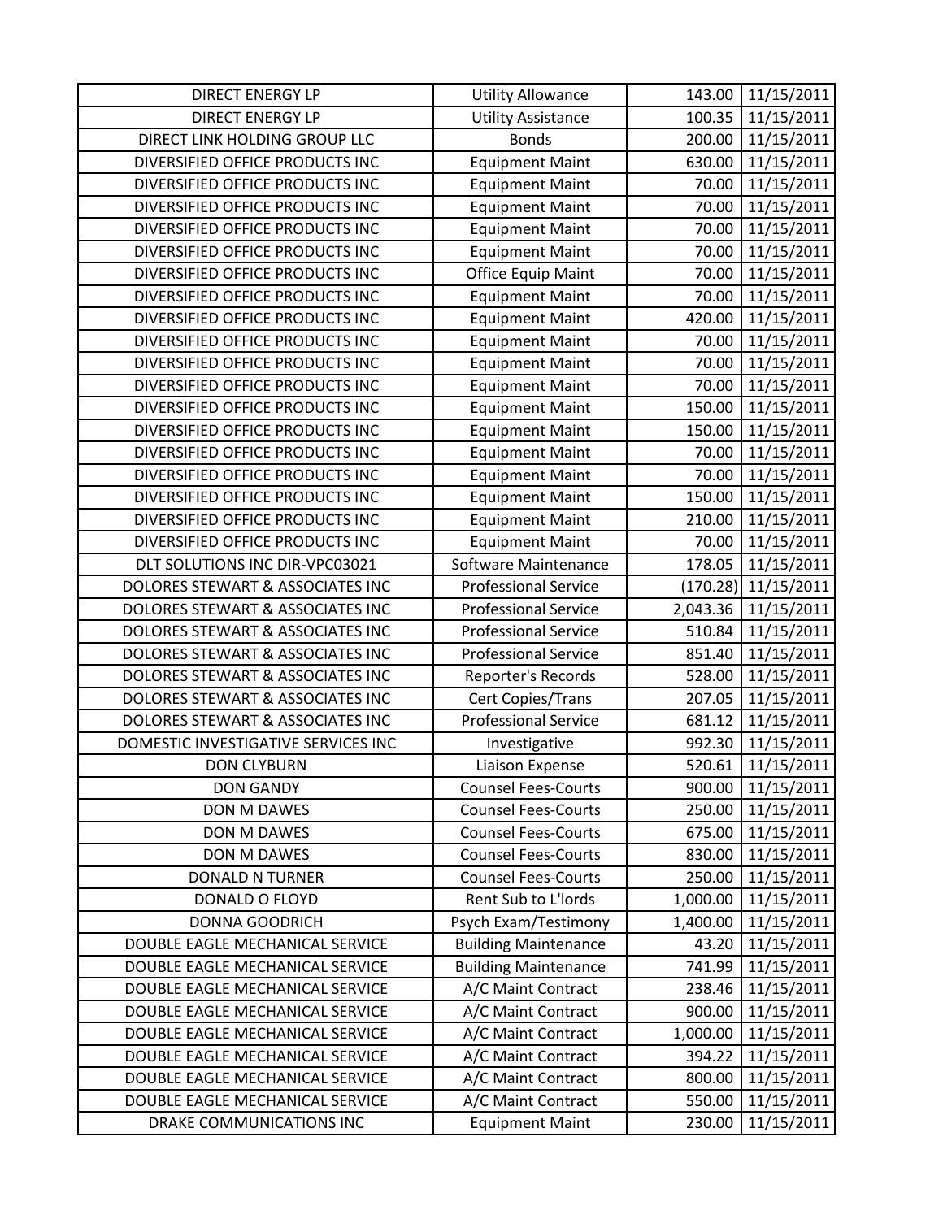| | | | |
|---|---|---|---|
| DIRECT ENERGY LP | Utility Allowance | 143.00 | 11/15/2011 |
| DIRECT ENERGY LP | Utility Assistance | 100.35 | 11/15/2011 |
| DIRECT LINK HOLDING GROUP LLC | Bonds | 200.00 | 11/15/2011 |
| DIVERSIFIED OFFICE PRODUCTS INC | Equipment Maint | 630.00 | 11/15/2011 |
| DIVERSIFIED OFFICE PRODUCTS INC | Equipment Maint | 70.00 | 11/15/2011 |
| DIVERSIFIED OFFICE PRODUCTS INC | Equipment Maint | 70.00 | 11/15/2011 |
| DIVERSIFIED OFFICE PRODUCTS INC | Equipment Maint | 70.00 | 11/15/2011 |
| DIVERSIFIED OFFICE PRODUCTS INC | Equipment Maint | 70.00 | 11/15/2011 |
| DIVERSIFIED OFFICE PRODUCTS INC | Office Equip Maint | 70.00 | 11/15/2011 |
| DIVERSIFIED OFFICE PRODUCTS INC | Equipment Maint | 70.00 | 11/15/2011 |
| DIVERSIFIED OFFICE PRODUCTS INC | Equipment Maint | 420.00 | 11/15/2011 |
| DIVERSIFIED OFFICE PRODUCTS INC | Equipment Maint | 70.00 | 11/15/2011 |
| DIVERSIFIED OFFICE PRODUCTS INC | Equipment Maint | 70.00 | 11/15/2011 |
| DIVERSIFIED OFFICE PRODUCTS INC | Equipment Maint | 70.00 | 11/15/2011 |
| DIVERSIFIED OFFICE PRODUCTS INC | Equipment Maint | 150.00 | 11/15/2011 |
| DIVERSIFIED OFFICE PRODUCTS INC | Equipment Maint | 150.00 | 11/15/2011 |
| DIVERSIFIED OFFICE PRODUCTS INC | Equipment Maint | 70.00 | 11/15/2011 |
| DIVERSIFIED OFFICE PRODUCTS INC | Equipment Maint | 70.00 | 11/15/2011 |
| DIVERSIFIED OFFICE PRODUCTS INC | Equipment Maint | 150.00 | 11/15/2011 |
| DIVERSIFIED OFFICE PRODUCTS INC | Equipment Maint | 210.00 | 11/15/2011 |
| DIVERSIFIED OFFICE PRODUCTS INC | Equipment Maint | 70.00 | 11/15/2011 |
| DLT SOLUTIONS INC DIR-VPC03021 | Software Maintenance | 178.05 | 11/15/2011 |
| DOLORES STEWART & ASSOCIATES INC | Professional Service | (170.28) | 11/15/2011 |
| DOLORES STEWART & ASSOCIATES INC | Professional Service | 2,043.36 | 11/15/2011 |
| DOLORES STEWART & ASSOCIATES INC | Professional Service | 510.84 | 11/15/2011 |
| DOLORES STEWART & ASSOCIATES INC | Professional Service | 851.40 | 11/15/2011 |
| DOLORES STEWART & ASSOCIATES INC | Reporter's Records | 528.00 | 11/15/2011 |
| DOLORES STEWART & ASSOCIATES INC | Cert Copies/Trans | 207.05 | 11/15/2011 |
| DOLORES STEWART & ASSOCIATES INC | Professional Service | 681.12 | 11/15/2011 |
| DOMESTIC INVESTIGATIVE SERVICES INC | Investigative | 992.30 | 11/15/2011 |
| DON CLYBURN | Liaison Expense | 520.61 | 11/15/2011 |
| DON GANDY | Counsel Fees-Courts | 900.00 | 11/15/2011 |
| DON M DAWES | Counsel Fees-Courts | 250.00 | 11/15/2011 |
| DON M DAWES | Counsel Fees-Courts | 675.00 | 11/15/2011 |
| DON M DAWES | Counsel Fees-Courts | 830.00 | 11/15/2011 |
| DONALD N TURNER | Counsel Fees-Courts | 250.00 | 11/15/2011 |
| DONALD O FLOYD | Rent Sub to L'lords | 1,000.00 | 11/15/2011 |
| DONNA GOODRICH | Psych Exam/Testimony | 1,400.00 | 11/15/2011 |
| DOUBLE EAGLE MECHANICAL SERVICE | Building Maintenance | 43.20 | 11/15/2011 |
| DOUBLE EAGLE MECHANICAL SERVICE | Building Maintenance | 741.99 | 11/15/2011 |
| DOUBLE EAGLE MECHANICAL SERVICE | A/C Maint Contract | 238.46 | 11/15/2011 |
| DOUBLE EAGLE MECHANICAL SERVICE | A/C Maint Contract | 900.00 | 11/15/2011 |
| DOUBLE EAGLE MECHANICAL SERVICE | A/C Maint Contract | 1,000.00 | 11/15/2011 |
| DOUBLE EAGLE MECHANICAL SERVICE | A/C Maint Contract | 394.22 | 11/15/2011 |
| DOUBLE EAGLE MECHANICAL SERVICE | A/C Maint Contract | 800.00 | 11/15/2011 |
| DOUBLE EAGLE MECHANICAL SERVICE | A/C Maint Contract | 550.00 | 11/15/2011 |
| DRAKE COMMUNICATIONS INC | Equipment Maint | 230.00 | 11/15/2011 |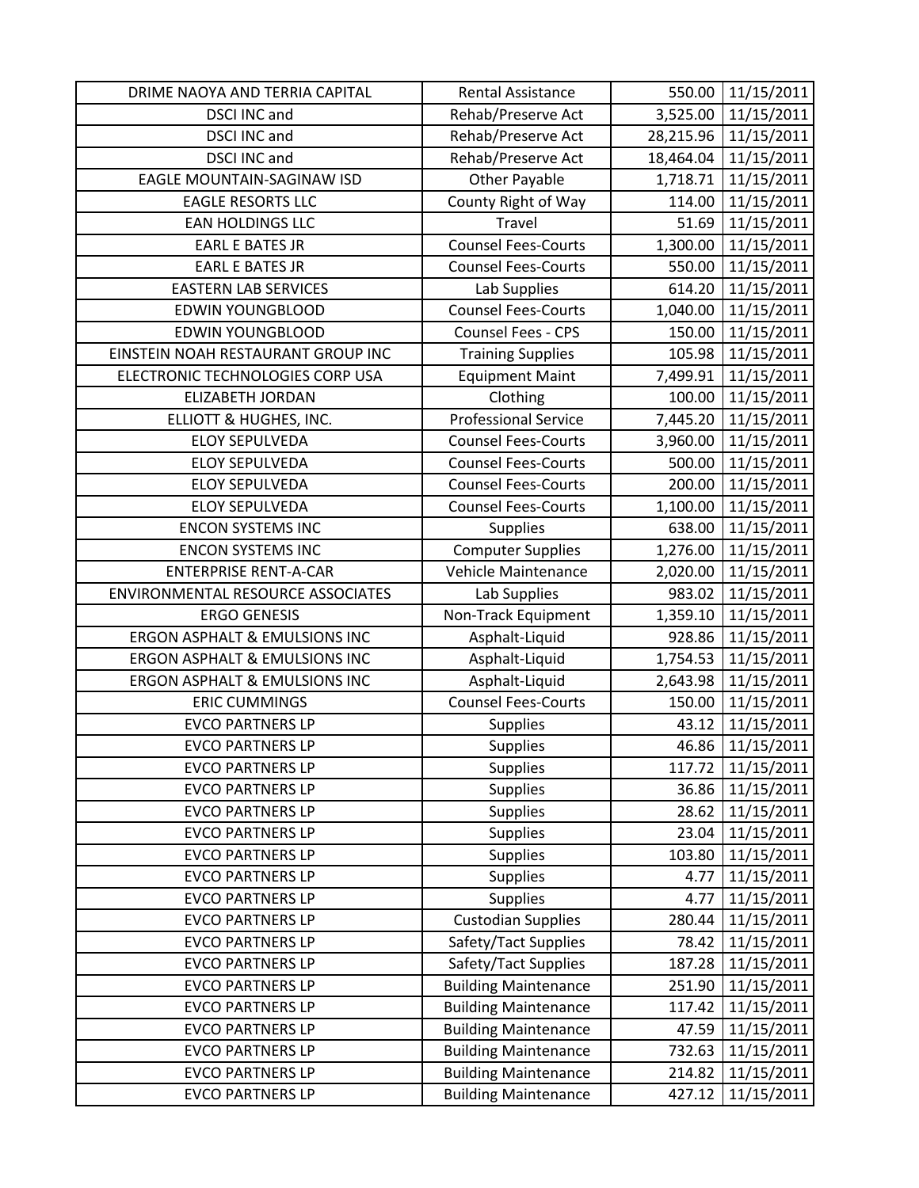| DRIME NAOYA AND TERRIA CAPITAL | Rental Assistance | 550.00 | 11/15/2011 |
|---|---|---|---|
| DSCI INC and | Rehab/Preserve Act | 3,525.00 | 11/15/2011 |
| DSCI INC and | Rehab/Preserve Act | 28,215.96 | 11/15/2011 |
| DSCI INC and | Rehab/Preserve Act | 18,464.04 | 11/15/2011 |
| EAGLE MOUNTAIN-SAGINAW ISD | Other Payable | 1,718.71 | 11/15/2011 |
| EAGLE RESORTS LLC | County Right of Way | 114.00 | 11/15/2011 |
| EAN HOLDINGS LLC | Travel | 51.69 | 11/15/2011 |
| EARL E BATES JR | Counsel Fees-Courts | 1,300.00 | 11/15/2011 |
| EARL E BATES JR | Counsel Fees-Courts | 550.00 | 11/15/2011 |
| EASTERN LAB SERVICES | Lab Supplies | 614.20 | 11/15/2011 |
| EDWIN YOUNGBLOOD | Counsel Fees-Courts | 1,040.00 | 11/15/2011 |
| EDWIN YOUNGBLOOD | Counsel Fees - CPS | 150.00 | 11/15/2011 |
| EINSTEIN NOAH RESTAURANT GROUP INC | Training Supplies | 105.98 | 11/15/2011 |
| ELECTRONIC TECHNOLOGIES CORP USA | Equipment Maint | 7,499.91 | 11/15/2011 |
| ELIZABETH JORDAN | Clothing | 100.00 | 11/15/2011 |
| ELLIOTT & HUGHES, INC. | Professional Service | 7,445.20 | 11/15/2011 |
| ELOY SEPULVEDA | Counsel Fees-Courts | 3,960.00 | 11/15/2011 |
| ELOY SEPULVEDA | Counsel Fees-Courts | 500.00 | 11/15/2011 |
| ELOY SEPULVEDA | Counsel Fees-Courts | 200.00 | 11/15/2011 |
| ELOY SEPULVEDA | Counsel Fees-Courts | 1,100.00 | 11/15/2011 |
| ENCON SYSTEMS INC | Supplies | 638.00 | 11/15/2011 |
| ENCON SYSTEMS INC | Computer Supplies | 1,276.00 | 11/15/2011 |
| ENTERPRISE RENT-A-CAR | Vehicle Maintenance | 2,020.00 | 11/15/2011 |
| ENVIRONMENTAL RESOURCE ASSOCIATES | Lab Supplies | 983.02 | 11/15/2011 |
| ERGO GENESIS | Non-Track Equipment | 1,359.10 | 11/15/2011 |
| ERGON ASPHALT & EMULSIONS INC | Asphalt-Liquid | 928.86 | 11/15/2011 |
| ERGON ASPHALT & EMULSIONS INC | Asphalt-Liquid | 1,754.53 | 11/15/2011 |
| ERGON ASPHALT & EMULSIONS INC | Asphalt-Liquid | 2,643.98 | 11/15/2011 |
| ERIC CUMMINGS | Counsel Fees-Courts | 150.00 | 11/15/2011 |
| EVCO PARTNERS LP | Supplies | 43.12 | 11/15/2011 |
| EVCO PARTNERS LP | Supplies | 46.86 | 11/15/2011 |
| EVCO PARTNERS LP | Supplies | 117.72 | 11/15/2011 |
| EVCO PARTNERS LP | Supplies | 36.86 | 11/15/2011 |
| EVCO PARTNERS LP | Supplies | 28.62 | 11/15/2011 |
| EVCO PARTNERS LP | Supplies | 23.04 | 11/15/2011 |
| EVCO PARTNERS LP | Supplies | 103.80 | 11/15/2011 |
| EVCO PARTNERS LP | Supplies | 4.77 | 11/15/2011 |
| EVCO PARTNERS LP | Supplies | 4.77 | 11/15/2011 |
| EVCO PARTNERS LP | Custodian Supplies | 280.44 | 11/15/2011 |
| EVCO PARTNERS LP | Safety/Tact Supplies | 78.42 | 11/15/2011 |
| EVCO PARTNERS LP | Safety/Tact Supplies | 187.28 | 11/15/2011 |
| EVCO PARTNERS LP | Building Maintenance | 251.90 | 11/15/2011 |
| EVCO PARTNERS LP | Building Maintenance | 117.42 | 11/15/2011 |
| EVCO PARTNERS LP | Building Maintenance | 47.59 | 11/15/2011 |
| EVCO PARTNERS LP | Building Maintenance | 732.63 | 11/15/2011 |
| EVCO PARTNERS LP | Building Maintenance | 214.82 | 11/15/2011 |
| EVCO PARTNERS LP | Building Maintenance | 427.12 | 11/15/2011 |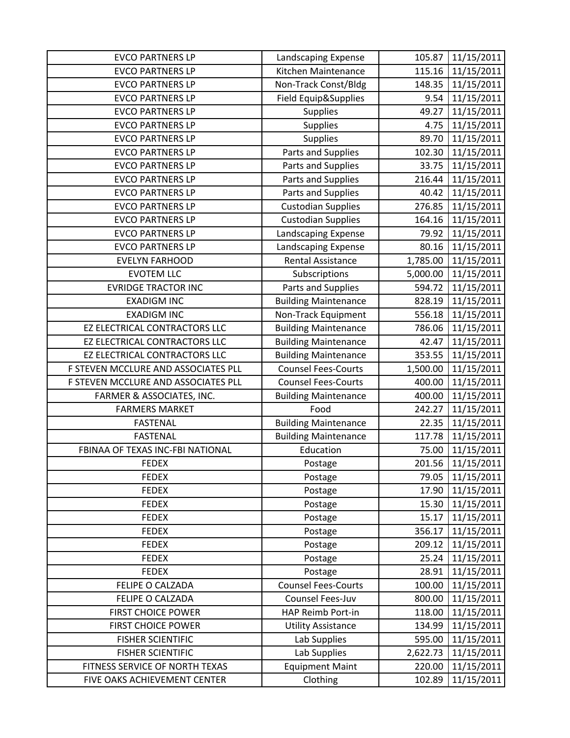| | | | |
|---|---|---|---|
| EVCO PARTNERS LP | Landscaping Expense | 105.87 | 11/15/2011 |
| EVCO PARTNERS LP | Kitchen Maintenance | 115.16 | 11/15/2011 |
| EVCO PARTNERS LP | Non-Track Const/Bldg | 148.35 | 11/15/2011 |
| EVCO PARTNERS LP | Field Equip&Supplies | 9.54 | 11/15/2011 |
| EVCO PARTNERS LP | Supplies | 49.27 | 11/15/2011 |
| EVCO PARTNERS LP | Supplies | 4.75 | 11/15/2011 |
| EVCO PARTNERS LP | Supplies | 89.70 | 11/15/2011 |
| EVCO PARTNERS LP | Parts and Supplies | 102.30 | 11/15/2011 |
| EVCO PARTNERS LP | Parts and Supplies | 33.75 | 11/15/2011 |
| EVCO PARTNERS LP | Parts and Supplies | 216.44 | 11/15/2011 |
| EVCO PARTNERS LP | Parts and Supplies | 40.42 | 11/15/2011 |
| EVCO PARTNERS LP | Custodian Supplies | 276.85 | 11/15/2011 |
| EVCO PARTNERS LP | Custodian Supplies | 164.16 | 11/15/2011 |
| EVCO PARTNERS LP | Landscaping Expense | 79.92 | 11/15/2011 |
| EVCO PARTNERS LP | Landscaping Expense | 80.16 | 11/15/2011 |
| EVELYN FARHOOD | Rental Assistance | 1,785.00 | 11/15/2011 |
| EVOTEM LLC | Subscriptions | 5,000.00 | 11/15/2011 |
| EVRIDGE TRACTOR INC | Parts and Supplies | 594.72 | 11/15/2011 |
| EXADIGM INC | Building Maintenance | 828.19 | 11/15/2011 |
| EXADIGM INC | Non-Track Equipment | 556.18 | 11/15/2011 |
| EZ ELECTRICAL CONTRACTORS LLC | Building Maintenance | 786.06 | 11/15/2011 |
| EZ ELECTRICAL CONTRACTORS LLC | Building Maintenance | 42.47 | 11/15/2011 |
| EZ ELECTRICAL CONTRACTORS LLC | Building Maintenance | 353.55 | 11/15/2011 |
| F STEVEN MCCLURE AND ASSOCIATES PLL | Counsel Fees-Courts | 1,500.00 | 11/15/2011 |
| F STEVEN MCCLURE AND ASSOCIATES PLL | Counsel Fees-Courts | 400.00 | 11/15/2011 |
| FARMER & ASSOCIATES, INC. | Building Maintenance | 400.00 | 11/15/2011 |
| FARMERS MARKET | Food | 242.27 | 11/15/2011 |
| FASTENAL | Building Maintenance | 22.35 | 11/15/2011 |
| FASTENAL | Building Maintenance | 117.78 | 11/15/2011 |
| FBINAA OF TEXAS INC-FBI NATIONAL | Education | 75.00 | 11/15/2011 |
| FEDEX | Postage | 201.56 | 11/15/2011 |
| FEDEX | Postage | 79.05 | 11/15/2011 |
| FEDEX | Postage | 17.90 | 11/15/2011 |
| FEDEX | Postage | 15.30 | 11/15/2011 |
| FEDEX | Postage | 15.17 | 11/15/2011 |
| FEDEX | Postage | 356.17 | 11/15/2011 |
| FEDEX | Postage | 209.12 | 11/15/2011 |
| FEDEX | Postage | 25.24 | 11/15/2011 |
| FEDEX | Postage | 28.91 | 11/15/2011 |
| FELIPE O CALZADA | Counsel Fees-Courts | 100.00 | 11/15/2011 |
| FELIPE O CALZADA | Counsel Fees-Juv | 800.00 | 11/15/2011 |
| FIRST CHOICE POWER | HAP Reimb Port-in | 118.00 | 11/15/2011 |
| FIRST CHOICE POWER | Utility Assistance | 134.99 | 11/15/2011 |
| FISHER SCIENTIFIC | Lab Supplies | 595.00 | 11/15/2011 |
| FISHER SCIENTIFIC | Lab Supplies | 2,622.73 | 11/15/2011 |
| FITNESS SERVICE OF NORTH TEXAS | Equipment Maint | 220.00 | 11/15/2011 |
| FIVE OAKS ACHIEVEMENT CENTER | Clothing | 102.89 | 11/15/2011 |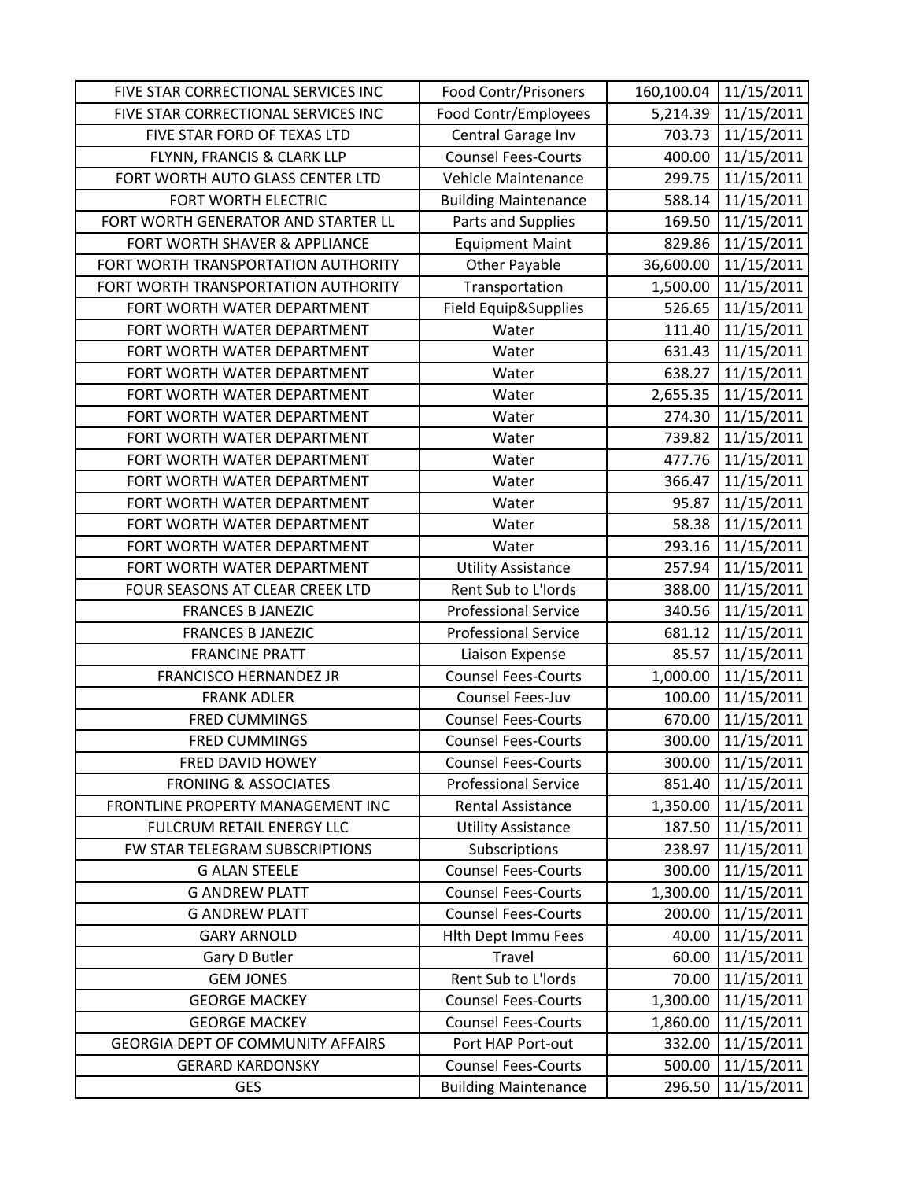| | | | |
|---|---|---|---|
| FIVE STAR CORRECTIONAL SERVICES INC | Food Contr/Prisoners | 160,100.04 | 11/15/2011 |
| FIVE STAR CORRECTIONAL SERVICES INC | Food Contr/Employees | 5,214.39 | 11/15/2011 |
| FIVE STAR FORD OF TEXAS LTD | Central Garage Inv | 703.73 | 11/15/2011 |
| FLYNN, FRANCIS & CLARK LLP | Counsel Fees-Courts | 400.00 | 11/15/2011 |
| FORT WORTH AUTO GLASS CENTER LTD | Vehicle Maintenance | 299.75 | 11/15/2011 |
| FORT WORTH ELECTRIC | Building Maintenance | 588.14 | 11/15/2011 |
| FORT WORTH GENERATOR AND STARTER LL | Parts and Supplies | 169.50 | 11/15/2011 |
| FORT WORTH SHAVER & APPLIANCE | Equipment Maint | 829.86 | 11/15/2011 |
| FORT WORTH TRANSPORTATION AUTHORITY | Other Payable | 36,600.00 | 11/15/2011 |
| FORT WORTH TRANSPORTATION AUTHORITY | Transportation | 1,500.00 | 11/15/2011 |
| FORT WORTH WATER DEPARTMENT | Field Equip&Supplies | 526.65 | 11/15/2011 |
| FORT WORTH WATER DEPARTMENT | Water | 111.40 | 11/15/2011 |
| FORT WORTH WATER DEPARTMENT | Water | 631.43 | 11/15/2011 |
| FORT WORTH WATER DEPARTMENT | Water | 638.27 | 11/15/2011 |
| FORT WORTH WATER DEPARTMENT | Water | 2,655.35 | 11/15/2011 |
| FORT WORTH WATER DEPARTMENT | Water | 274.30 | 11/15/2011 |
| FORT WORTH WATER DEPARTMENT | Water | 739.82 | 11/15/2011 |
| FORT WORTH WATER DEPARTMENT | Water | 477.76 | 11/15/2011 |
| FORT WORTH WATER DEPARTMENT | Water | 366.47 | 11/15/2011 |
| FORT WORTH WATER DEPARTMENT | Water | 95.87 | 11/15/2011 |
| FORT WORTH WATER DEPARTMENT | Water | 58.38 | 11/15/2011 |
| FORT WORTH WATER DEPARTMENT | Water | 293.16 | 11/15/2011 |
| FORT WORTH WATER DEPARTMENT | Utility Assistance | 257.94 | 11/15/2011 |
| FOUR SEASONS AT CLEAR CREEK LTD | Rent Sub to L'lords | 388.00 | 11/15/2011 |
| FRANCES B JANEZIC | Professional Service | 340.56 | 11/15/2011 |
| FRANCES B JANEZIC | Professional Service | 681.12 | 11/15/2011 |
| FRANCINE PRATT | Liaison Expense | 85.57 | 11/15/2011 |
| FRANCISCO HERNANDEZ JR | Counsel Fees-Courts | 1,000.00 | 11/15/2011 |
| FRANK ADLER | Counsel Fees-Juv | 100.00 | 11/15/2011 |
| FRED CUMMINGS | Counsel Fees-Courts | 670.00 | 11/15/2011 |
| FRED CUMMINGS | Counsel Fees-Courts | 300.00 | 11/15/2011 |
| FRED DAVID HOWEY | Counsel Fees-Courts | 300.00 | 11/15/2011 |
| FRONING & ASSOCIATES | Professional Service | 851.40 | 11/15/2011 |
| FRONTLINE PROPERTY MANAGEMENT INC | Rental Assistance | 1,350.00 | 11/15/2011 |
| FULCRUM RETAIL ENERGY LLC | Utility Assistance | 187.50 | 11/15/2011 |
| FW STAR TELEGRAM SUBSCRIPTIONS | Subscriptions | 238.97 | 11/15/2011 |
| G ALAN STEELE | Counsel Fees-Courts | 300.00 | 11/15/2011 |
| G ANDREW PLATT | Counsel Fees-Courts | 1,300.00 | 11/15/2011 |
| G ANDREW PLATT | Counsel Fees-Courts | 200.00 | 11/15/2011 |
| GARY ARNOLD | Hlth Dept Immu Fees | 40.00 | 11/15/2011 |
| Gary D Butler | Travel | 60.00 | 11/15/2011 |
| GEM JONES | Rent Sub to L'lords | 70.00 | 11/15/2011 |
| GEORGE MACKEY | Counsel Fees-Courts | 1,300.00 | 11/15/2011 |
| GEORGE MACKEY | Counsel Fees-Courts | 1,860.00 | 11/15/2011 |
| GEORGIA DEPT OF COMMUNITY AFFAIRS | Port HAP Port-out | 332.00 | 11/15/2011 |
| GERARD KARDONSKY | Counsel Fees-Courts | 500.00 | 11/15/2011 |
| GES | Building Maintenance | 296.50 | 11/15/2011 |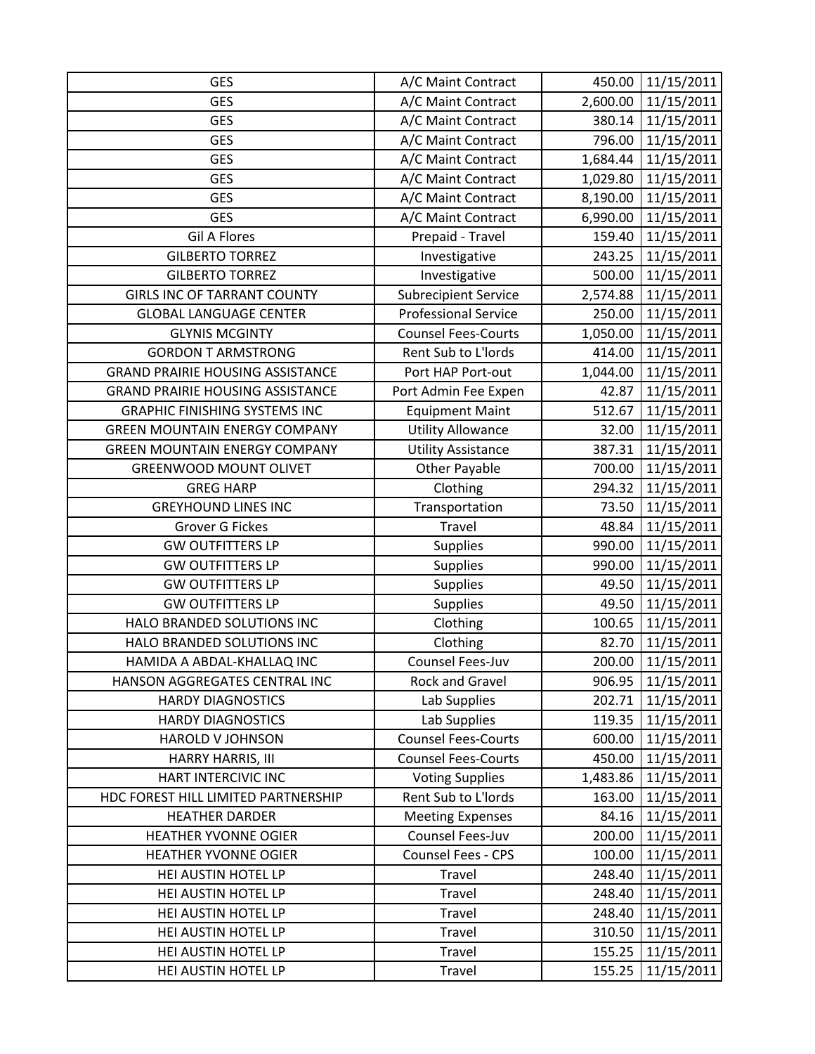| | | | |
|---|---|---|---|
| GES | A/C Maint Contract | 450.00 | 11/15/2011 |
| GES | A/C Maint Contract | 2,600.00 | 11/15/2011 |
| GES | A/C Maint Contract | 380.14 | 11/15/2011 |
| GES | A/C Maint Contract | 796.00 | 11/15/2011 |
| GES | A/C Maint Contract | 1,684.44 | 11/15/2011 |
| GES | A/C Maint Contract | 1,029.80 | 11/15/2011 |
| GES | A/C Maint Contract | 8,190.00 | 11/15/2011 |
| GES | A/C Maint Contract | 6,990.00 | 11/15/2011 |
| Gil A Flores | Prepaid - Travel | 159.40 | 11/15/2011 |
| GILBERTO TORREZ | Investigative | 243.25 | 11/15/2011 |
| GILBERTO TORREZ | Investigative | 500.00 | 11/15/2011 |
| GIRLS INC OF TARRANT COUNTY | Subrecipient Service | 2,574.88 | 11/15/2011 |
| GLOBAL LANGUAGE CENTER | Professional Service | 250.00 | 11/15/2011 |
| GLYNIS MCGINTY | Counsel Fees-Courts | 1,050.00 | 11/15/2011 |
| GORDON T ARMSTRONG | Rent Sub to L'lords | 414.00 | 11/15/2011 |
| GRAND PRAIRIE HOUSING ASSISTANCE | Port HAP Port-out | 1,044.00 | 11/15/2011 |
| GRAND PRAIRIE HOUSING ASSISTANCE | Port Admin Fee Expen | 42.87 | 11/15/2011 |
| GRAPHIC FINISHING SYSTEMS INC | Equipment Maint | 512.67 | 11/15/2011 |
| GREEN MOUNTAIN ENERGY COMPANY | Utility Allowance | 32.00 | 11/15/2011 |
| GREEN MOUNTAIN ENERGY COMPANY | Utility Assistance | 387.31 | 11/15/2011 |
| GREENWOOD MOUNT OLIVET | Other Payable | 700.00 | 11/15/2011 |
| GREG HARP | Clothing | 294.32 | 11/15/2011 |
| GREYHOUND LINES INC | Transportation | 73.50 | 11/15/2011 |
| Grover G Fickes | Travel | 48.84 | 11/15/2011 |
| GW OUTFITTERS LP | Supplies | 990.00 | 11/15/2011 |
| GW OUTFITTERS LP | Supplies | 990.00 | 11/15/2011 |
| GW OUTFITTERS LP | Supplies | 49.50 | 11/15/2011 |
| GW OUTFITTERS LP | Supplies | 49.50 | 11/15/2011 |
| HALO BRANDED SOLUTIONS INC | Clothing | 100.65 | 11/15/2011 |
| HALO BRANDED SOLUTIONS INC | Clothing | 82.70 | 11/15/2011 |
| HAMIDA A ABDAL-KHALLAQ INC | Counsel Fees-Juv | 200.00 | 11/15/2011 |
| HANSON AGGREGATES CENTRAL INC | Rock and Gravel | 906.95 | 11/15/2011 |
| HARDY DIAGNOSTICS | Lab Supplies | 202.71 | 11/15/2011 |
| HARDY DIAGNOSTICS | Lab Supplies | 119.35 | 11/15/2011 |
| HAROLD V JOHNSON | Counsel Fees-Courts | 600.00 | 11/15/2011 |
| HARRY HARRIS, III | Counsel Fees-Courts | 450.00 | 11/15/2011 |
| HART INTERCIVIC INC | Voting Supplies | 1,483.86 | 11/15/2011 |
| HDC FOREST HILL LIMITED PARTNERSHIP | Rent Sub to L'lords | 163.00 | 11/15/2011 |
| HEATHER DARDER | Meeting Expenses | 84.16 | 11/15/2011 |
| HEATHER YVONNE OGIER | Counsel Fees-Juv | 200.00 | 11/15/2011 |
| HEATHER YVONNE OGIER | Counsel Fees - CPS | 100.00 | 11/15/2011 |
| HEI AUSTIN HOTEL LP | Travel | 248.40 | 11/15/2011 |
| HEI AUSTIN HOTEL LP | Travel | 248.40 | 11/15/2011 |
| HEI AUSTIN HOTEL LP | Travel | 248.40 | 11/15/2011 |
| HEI AUSTIN HOTEL LP | Travel | 310.50 | 11/15/2011 |
| HEI AUSTIN HOTEL LP | Travel | 155.25 | 11/15/2011 |
| HEI AUSTIN HOTEL LP | Travel | 155.25 | 11/15/2011 |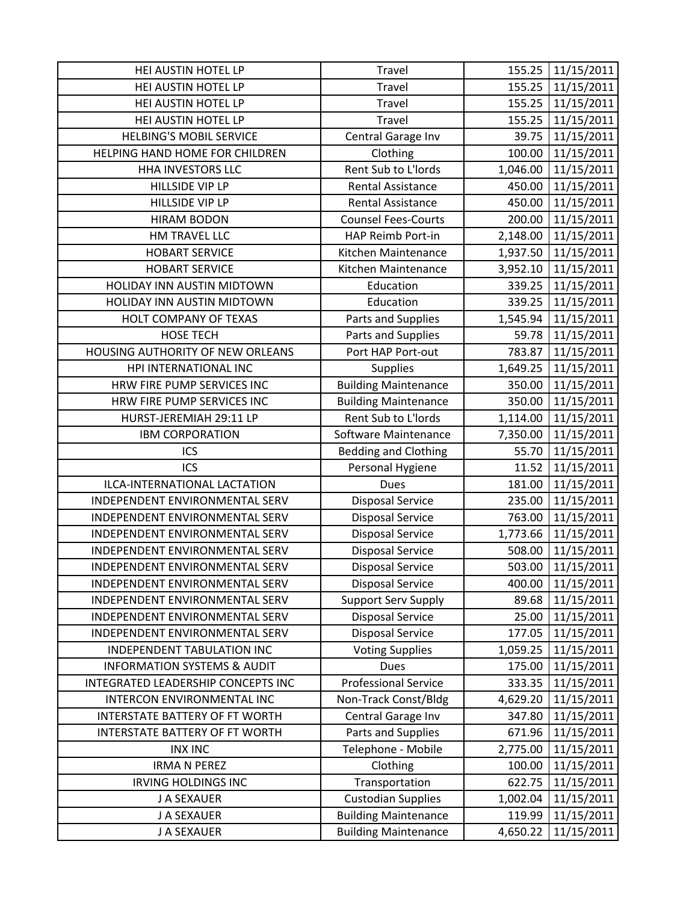| HEI AUSTIN HOTEL LP | Travel | 155.25 | 11/15/2011 |
|---|---|---|---|
| HEI AUSTIN HOTEL LP | Travel | 155.25 | 11/15/2011 |
| HEI AUSTIN HOTEL LP | Travel | 155.25 | 11/15/2011 |
| HEI AUSTIN HOTEL LP | Travel | 155.25 | 11/15/2011 |
| HELBING'S MOBIL SERVICE | Central Garage Inv | 39.75 | 11/15/2011 |
| HELPING HAND HOME FOR CHILDREN | Clothing | 100.00 | 11/15/2011 |
| HHA INVESTORS LLC | Rent Sub to L'lords | 1,046.00 | 11/15/2011 |
| HILLSIDE VIP LP | Rental Assistance | 450.00 | 11/15/2011 |
| HILLSIDE VIP LP | Rental Assistance | 450.00 | 11/15/2011 |
| HIRAM BODON | Counsel Fees-Courts | 200.00 | 11/15/2011 |
| HM TRAVEL LLC | HAP Reimb Port-in | 2,148.00 | 11/15/2011 |
| HOBART SERVICE | Kitchen Maintenance | 1,937.50 | 11/15/2011 |
| HOBART SERVICE | Kitchen Maintenance | 3,952.10 | 11/15/2011 |
| HOLIDAY INN AUSTIN MIDTOWN | Education | 339.25 | 11/15/2011 |
| HOLIDAY INN AUSTIN MIDTOWN | Education | 339.25 | 11/15/2011 |
| HOLT COMPANY OF TEXAS | Parts and Supplies | 1,545.94 | 11/15/2011 |
| HOSE TECH | Parts and Supplies | 59.78 | 11/15/2011 |
| HOUSING AUTHORITY OF NEW ORLEANS | Port HAP Port-out | 783.87 | 11/15/2011 |
| HPI INTERNATIONAL INC | Supplies | 1,649.25 | 11/15/2011 |
| HRW FIRE PUMP SERVICES INC | Building Maintenance | 350.00 | 11/15/2011 |
| HRW FIRE PUMP SERVICES INC | Building Maintenance | 350.00 | 11/15/2011 |
| HURST-JEREMIAH 29:11 LP | Rent Sub to L'lords | 1,114.00 | 11/15/2011 |
| IBM CORPORATION | Software Maintenance | 7,350.00 | 11/15/2011 |
| ICS | Bedding and Clothing | 55.70 | 11/15/2011 |
| ICS | Personal Hygiene | 11.52 | 11/15/2011 |
| ILCA-INTERNATIONAL LACTATION | Dues | 181.00 | 11/15/2011 |
| INDEPENDENT ENVIRONMENTAL SERV | Disposal Service | 235.00 | 11/15/2011 |
| INDEPENDENT ENVIRONMENTAL SERV | Disposal Service | 763.00 | 11/15/2011 |
| INDEPENDENT ENVIRONMENTAL SERV | Disposal Service | 1,773.66 | 11/15/2011 |
| INDEPENDENT ENVIRONMENTAL SERV | Disposal Service | 508.00 | 11/15/2011 |
| INDEPENDENT ENVIRONMENTAL SERV | Disposal Service | 503.00 | 11/15/2011 |
| INDEPENDENT ENVIRONMENTAL SERV | Disposal Service | 400.00 | 11/15/2011 |
| INDEPENDENT ENVIRONMENTAL SERV | Support Serv Supply | 89.68 | 11/15/2011 |
| INDEPENDENT ENVIRONMENTAL SERV | Disposal Service | 25.00 | 11/15/2011 |
| INDEPENDENT ENVIRONMENTAL SERV | Disposal Service | 177.05 | 11/15/2011 |
| INDEPENDENT TABULATION INC | Voting Supplies | 1,059.25 | 11/15/2011 |
| INFORMATION SYSTEMS & AUDIT | Dues | 175.00 | 11/15/2011 |
| INTEGRATED LEADERSHIP CONCEPTS INC | Professional Service | 333.35 | 11/15/2011 |
| INTERCON ENVIRONMENTAL INC | Non-Track Const/Bldg | 4,629.20 | 11/15/2011 |
| INTERSTATE BATTERY OF FT WORTH | Central Garage Inv | 347.80 | 11/15/2011 |
| INTERSTATE BATTERY OF FT WORTH | Parts and Supplies | 671.96 | 11/15/2011 |
| INX INC | Telephone - Mobile | 2,775.00 | 11/15/2011 |
| IRMA N PEREZ | Clothing | 100.00 | 11/15/2011 |
| IRVING HOLDINGS INC | Transportation | 622.75 | 11/15/2011 |
| J A SEXAUER | Custodian Supplies | 1,002.04 | 11/15/2011 |
| J A SEXAUER | Building Maintenance | 119.99 | 11/15/2011 |
| J A SEXAUER | Building Maintenance | 4,650.22 | 11/15/2011 |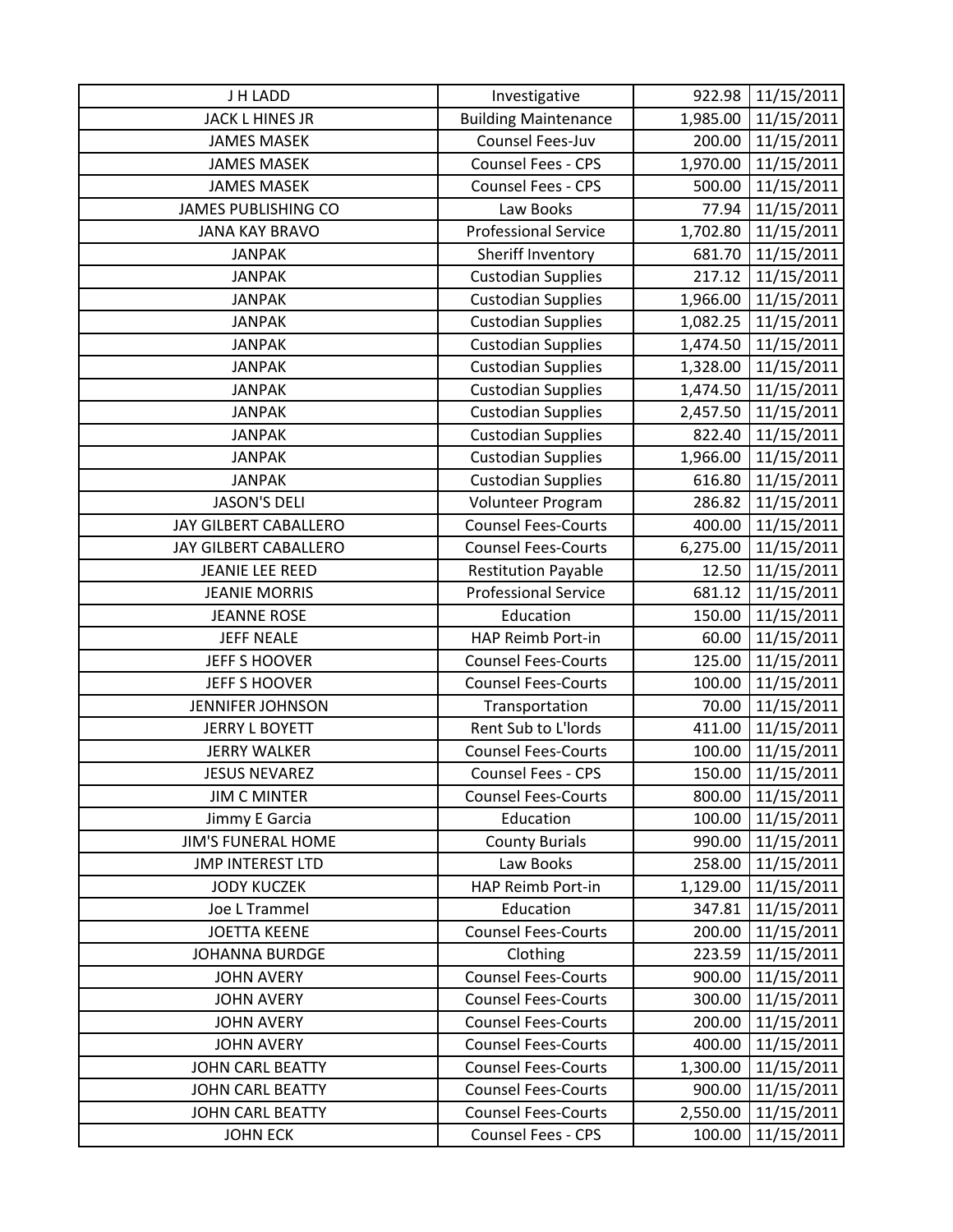| J H LADD | Investigative | 922.98 | 11/15/2011 |
|---|---|---|---|
| JACK L HINES JR | Building Maintenance | 1,985.00 | 11/15/2011 |
| JAMES MASEK | Counsel Fees-Juv | 200.00 | 11/15/2011 |
| JAMES MASEK | Counsel Fees - CPS | 1,970.00 | 11/15/2011 |
| JAMES MASEK | Counsel Fees - CPS | 500.00 | 11/15/2011 |
| JAMES PUBLISHING CO | Law Books | 77.94 | 11/15/2011 |
| JANA KAY BRAVO | Professional Service | 1,702.80 | 11/15/2011 |
| JANPAK | Sheriff Inventory | 681.70 | 11/15/2011 |
| JANPAK | Custodian Supplies | 217.12 | 11/15/2011 |
| JANPAK | Custodian Supplies | 1,966.00 | 11/15/2011 |
| JANPAK | Custodian Supplies | 1,082.25 | 11/15/2011 |
| JANPAK | Custodian Supplies | 1,474.50 | 11/15/2011 |
| JANPAK | Custodian Supplies | 1,328.00 | 11/15/2011 |
| JANPAK | Custodian Supplies | 1,474.50 | 11/15/2011 |
| JANPAK | Custodian Supplies | 2,457.50 | 11/15/2011 |
| JANPAK | Custodian Supplies | 822.40 | 11/15/2011 |
| JANPAK | Custodian Supplies | 1,966.00 | 11/15/2011 |
| JANPAK | Custodian Supplies | 616.80 | 11/15/2011 |
| JASON'S DELI | Volunteer Program | 286.82 | 11/15/2011 |
| JAY GILBERT CABALLERO | Counsel Fees-Courts | 400.00 | 11/15/2011 |
| JAY GILBERT CABALLERO | Counsel Fees-Courts | 6,275.00 | 11/15/2011 |
| JEANIE LEE REED | Restitution Payable | 12.50 | 11/15/2011 |
| JEANIE MORRIS | Professional Service | 681.12 | 11/15/2011 |
| JEANNE ROSE | Education | 150.00 | 11/15/2011 |
| JEFF NEALE | HAP Reimb Port-in | 60.00 | 11/15/2011 |
| JEFF S HOOVER | Counsel Fees-Courts | 125.00 | 11/15/2011 |
| JEFF S HOOVER | Counsel Fees-Courts | 100.00 | 11/15/2011 |
| JENNIFER JOHNSON | Transportation | 70.00 | 11/15/2011 |
| JERRY L BOYETT | Rent Sub to L'lords | 411.00 | 11/15/2011 |
| JERRY WALKER | Counsel Fees-Courts | 100.00 | 11/15/2011 |
| JESUS NEVAREZ | Counsel Fees - CPS | 150.00 | 11/15/2011 |
| JIM C MINTER | Counsel Fees-Courts | 800.00 | 11/15/2011 |
| Jimmy E Garcia | Education | 100.00 | 11/15/2011 |
| JIM'S FUNERAL HOME | County Burials | 990.00 | 11/15/2011 |
| JMP INTEREST LTD | Law Books | 258.00 | 11/15/2011 |
| JODY KUCZEK | HAP Reimb Port-in | 1,129.00 | 11/15/2011 |
| Joe L Trammel | Education | 347.81 | 11/15/2011 |
| JOETTA KEENE | Counsel Fees-Courts | 200.00 | 11/15/2011 |
| JOHANNA BURDGE | Clothing | 223.59 | 11/15/2011 |
| JOHN AVERY | Counsel Fees-Courts | 900.00 | 11/15/2011 |
| JOHN AVERY | Counsel Fees-Courts | 300.00 | 11/15/2011 |
| JOHN AVERY | Counsel Fees-Courts | 200.00 | 11/15/2011 |
| JOHN AVERY | Counsel Fees-Courts | 400.00 | 11/15/2011 |
| JOHN CARL BEATTY | Counsel Fees-Courts | 1,300.00 | 11/15/2011 |
| JOHN CARL BEATTY | Counsel Fees-Courts | 900.00 | 11/15/2011 |
| JOHN CARL BEATTY | Counsel Fees-Courts | 2,550.00 | 11/15/2011 |
| JOHN ECK | Counsel Fees - CPS | 100.00 | 11/15/2011 |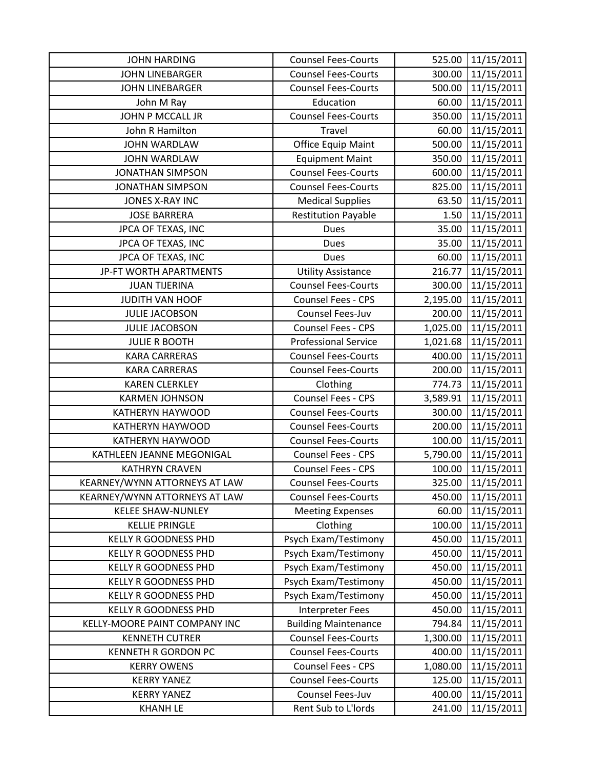| JOHN HARDING | Counsel Fees-Courts | 525.00 | 11/15/2011 |
|---|---|---|---|
| JOHN LINEBARGER | Counsel Fees-Courts | 300.00 | 11/15/2011 |
| JOHN LINEBARGER | Counsel Fees-Courts | 500.00 | 11/15/2011 |
| John M Ray | Education | 60.00 | 11/15/2011 |
| JOHN P MCCALL JR | Counsel Fees-Courts | 350.00 | 11/15/2011 |
| John R Hamilton | Travel | 60.00 | 11/15/2011 |
| JOHN WARDLAW | Office Equip Maint | 500.00 | 11/15/2011 |
| JOHN WARDLAW | Equipment Maint | 350.00 | 11/15/2011 |
| JONATHAN SIMPSON | Counsel Fees-Courts | 600.00 | 11/15/2011 |
| JONATHAN SIMPSON | Counsel Fees-Courts | 825.00 | 11/15/2011 |
| JONES X-RAY INC | Medical Supplies | 63.50 | 11/15/2011 |
| JOSE BARRERA | Restitution Payable | 1.50 | 11/15/2011 |
| JPCA OF TEXAS, INC | Dues | 35.00 | 11/15/2011 |
| JPCA OF TEXAS, INC | Dues | 35.00 | 11/15/2011 |
| JPCA OF TEXAS, INC | Dues | 60.00 | 11/15/2011 |
| JP-FT WORTH APARTMENTS | Utility Assistance | 216.77 | 11/15/2011 |
| JUAN TIJERINA | Counsel Fees-Courts | 300.00 | 11/15/2011 |
| JUDITH VAN HOOF | Counsel Fees - CPS | 2,195.00 | 11/15/2011 |
| JULIE JACOBSON | Counsel Fees-Juv | 200.00 | 11/15/2011 |
| JULIE JACOBSON | Counsel Fees - CPS | 1,025.00 | 11/15/2011 |
| JULIE R BOOTH | Professional Service | 1,021.68 | 11/15/2011 |
| KARA CARRERAS | Counsel Fees-Courts | 400.00 | 11/15/2011 |
| KARA CARRERAS | Counsel Fees-Courts | 200.00 | 11/15/2011 |
| KAREN CLERKLEY | Clothing | 774.73 | 11/15/2011 |
| KARMEN JOHNSON | Counsel Fees - CPS | 3,589.91 | 11/15/2011 |
| KATHERYN HAYWOOD | Counsel Fees-Courts | 300.00 | 11/15/2011 |
| KATHERYN HAYWOOD | Counsel Fees-Courts | 200.00 | 11/15/2011 |
| KATHERYN HAYWOOD | Counsel Fees-Courts | 100.00 | 11/15/2011 |
| KATHLEEN JEANNE MEGONIGAL | Counsel Fees - CPS | 5,790.00 | 11/15/2011 |
| KATHRYN CRAVEN | Counsel Fees - CPS | 100.00 | 11/15/2011 |
| KEARNEY/WYNN ATTORNEYS AT LAW | Counsel Fees-Courts | 325.00 | 11/15/2011 |
| KEARNEY/WYNN ATTORNEYS AT LAW | Counsel Fees-Courts | 450.00 | 11/15/2011 |
| KELEE SHAW-NUNLEY | Meeting Expenses | 60.00 | 11/15/2011 |
| KELLIE PRINGLE | Clothing | 100.00 | 11/15/2011 |
| KELLY R GOODNESS PHD | Psych Exam/Testimony | 450.00 | 11/15/2011 |
| KELLY R GOODNESS PHD | Psych Exam/Testimony | 450.00 | 11/15/2011 |
| KELLY R GOODNESS PHD | Psych Exam/Testimony | 450.00 | 11/15/2011 |
| KELLY R GOODNESS PHD | Psych Exam/Testimony | 450.00 | 11/15/2011 |
| KELLY R GOODNESS PHD | Psych Exam/Testimony | 450.00 | 11/15/2011 |
| KELLY R GOODNESS PHD | Interpreter Fees | 450.00 | 11/15/2011 |
| KELLY-MOORE PAINT COMPANY INC | Building Maintenance | 794.84 | 11/15/2011 |
| KENNETH CUTRER | Counsel Fees-Courts | 1,300.00 | 11/15/2011 |
| KENNETH R GORDON PC | Counsel Fees-Courts | 400.00 | 11/15/2011 |
| KERRY OWENS | Counsel Fees - CPS | 1,080.00 | 11/15/2011 |
| KERRY YANEZ | Counsel Fees-Courts | 125.00 | 11/15/2011 |
| KERRY YANEZ | Counsel Fees-Juv | 400.00 | 11/15/2011 |
| KHANH LE | Rent Sub to L'lords | 241.00 | 11/15/2011 |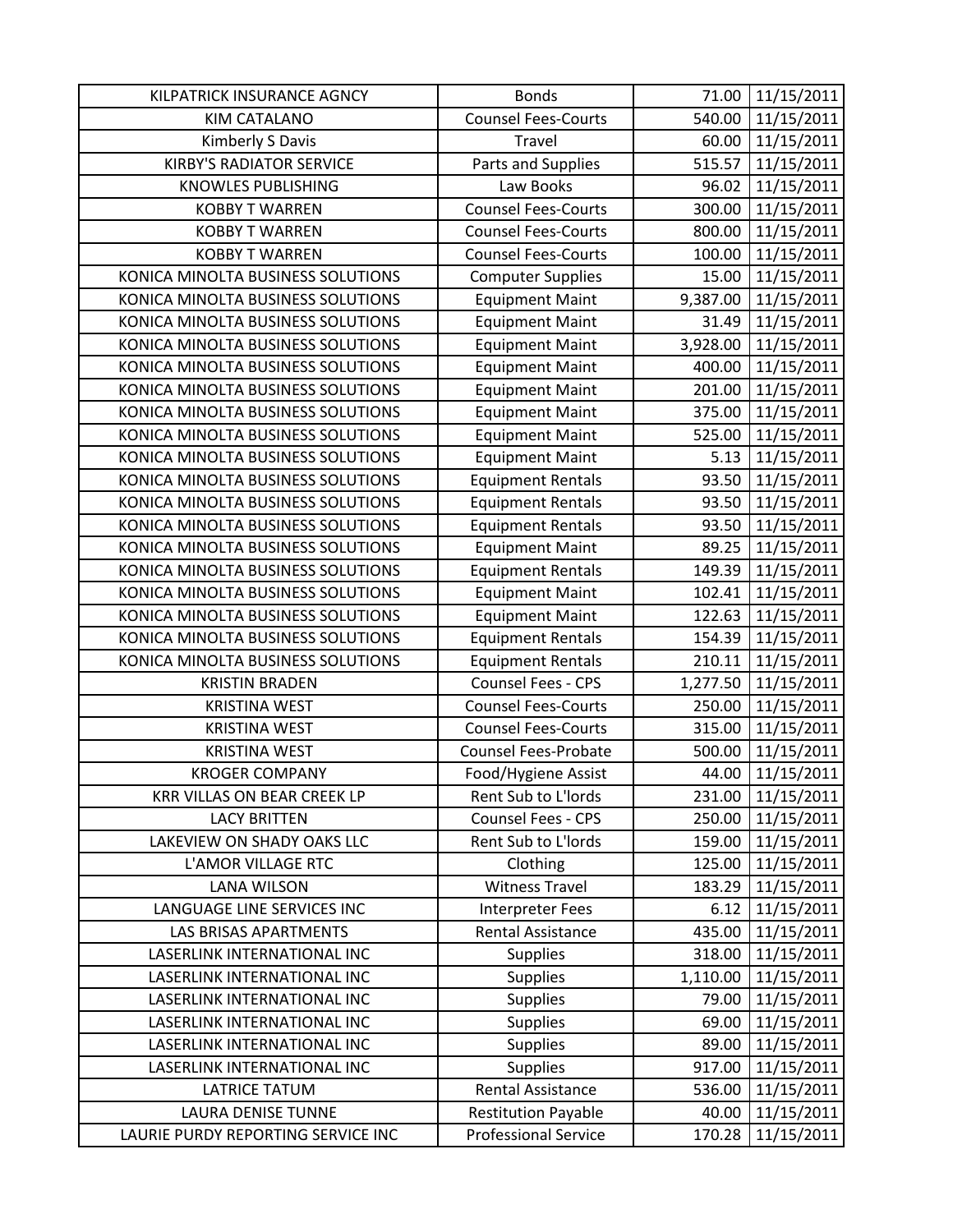| KILPATRICK INSURANCE AGNCY | Bonds | 71.00 | 11/15/2011 |
|---|---|---|---|
| KIM CATALANO | Counsel Fees-Courts | 540.00 | 11/15/2011 |
| Kimberly S Davis | Travel | 60.00 | 11/15/2011 |
| KIRBY'S RADIATOR SERVICE | Parts and Supplies | 515.57 | 11/15/2011 |
| KNOWLES PUBLISHING | Law Books | 96.02 | 11/15/2011 |
| KOBBY T WARREN | Counsel Fees-Courts | 300.00 | 11/15/2011 |
| KOBBY T WARREN | Counsel Fees-Courts | 800.00 | 11/15/2011 |
| KOBBY T WARREN | Counsel Fees-Courts | 100.00 | 11/15/2011 |
| KONICA MINOLTA BUSINESS SOLUTIONS | Computer Supplies | 15.00 | 11/15/2011 |
| KONICA MINOLTA BUSINESS SOLUTIONS | Equipment Maint | 9,387.00 | 11/15/2011 |
| KONICA MINOLTA BUSINESS SOLUTIONS | Equipment Maint | 31.49 | 11/15/2011 |
| KONICA MINOLTA BUSINESS SOLUTIONS | Equipment Maint | 3,928.00 | 11/15/2011 |
| KONICA MINOLTA BUSINESS SOLUTIONS | Equipment Maint | 400.00 | 11/15/2011 |
| KONICA MINOLTA BUSINESS SOLUTIONS | Equipment Maint | 201.00 | 11/15/2011 |
| KONICA MINOLTA BUSINESS SOLUTIONS | Equipment Maint | 375.00 | 11/15/2011 |
| KONICA MINOLTA BUSINESS SOLUTIONS | Equipment Maint | 525.00 | 11/15/2011 |
| KONICA MINOLTA BUSINESS SOLUTIONS | Equipment Maint | 5.13 | 11/15/2011 |
| KONICA MINOLTA BUSINESS SOLUTIONS | Equipment Rentals | 93.50 | 11/15/2011 |
| KONICA MINOLTA BUSINESS SOLUTIONS | Equipment Rentals | 93.50 | 11/15/2011 |
| KONICA MINOLTA BUSINESS SOLUTIONS | Equipment Rentals | 93.50 | 11/15/2011 |
| KONICA MINOLTA BUSINESS SOLUTIONS | Equipment Maint | 89.25 | 11/15/2011 |
| KONICA MINOLTA BUSINESS SOLUTIONS | Equipment Rentals | 149.39 | 11/15/2011 |
| KONICA MINOLTA BUSINESS SOLUTIONS | Equipment Maint | 102.41 | 11/15/2011 |
| KONICA MINOLTA BUSINESS SOLUTIONS | Equipment Maint | 122.63 | 11/15/2011 |
| KONICA MINOLTA BUSINESS SOLUTIONS | Equipment Rentals | 154.39 | 11/15/2011 |
| KONICA MINOLTA BUSINESS SOLUTIONS | Equipment Rentals | 210.11 | 11/15/2011 |
| KRISTIN BRADEN | Counsel Fees - CPS | 1,277.50 | 11/15/2011 |
| KRISTINA WEST | Counsel Fees-Courts | 250.00 | 11/15/2011 |
| KRISTINA WEST | Counsel Fees-Courts | 315.00 | 11/15/2011 |
| KRISTINA WEST | Counsel Fees-Probate | 500.00 | 11/15/2011 |
| KROGER COMPANY | Food/Hygiene Assist | 44.00 | 11/15/2011 |
| KRR VILLAS ON BEAR CREEK LP | Rent Sub to L'lords | 231.00 | 11/15/2011 |
| LACY BRITTEN | Counsel Fees - CPS | 250.00 | 11/15/2011 |
| LAKEVIEW ON SHADY OAKS LLC | Rent Sub to L'lords | 159.00 | 11/15/2011 |
| L'AMOR VILLAGE RTC | Clothing | 125.00 | 11/15/2011 |
| LANA WILSON | Witness Travel | 183.29 | 11/15/2011 |
| LANGUAGE LINE SERVICES INC | Interpreter Fees | 6.12 | 11/15/2011 |
| LAS BRISAS APARTMENTS | Rental Assistance | 435.00 | 11/15/2011 |
| LASERLINK INTERNATIONAL INC | Supplies | 318.00 | 11/15/2011 |
| LASERLINK INTERNATIONAL INC | Supplies | 1,110.00 | 11/15/2011 |
| LASERLINK INTERNATIONAL INC | Supplies | 79.00 | 11/15/2011 |
| LASERLINK INTERNATIONAL INC | Supplies | 69.00 | 11/15/2011 |
| LASERLINK INTERNATIONAL INC | Supplies | 89.00 | 11/15/2011 |
| LASERLINK INTERNATIONAL INC | Supplies | 917.00 | 11/15/2011 |
| LATRICE TATUM | Rental Assistance | 536.00 | 11/15/2011 |
| LAURA DENISE TUNNE | Restitution Payable | 40.00 | 11/15/2011 |
| LAURIE PURDY REPORTING SERVICE INC | Professional Service | 170.28 | 11/15/2011 |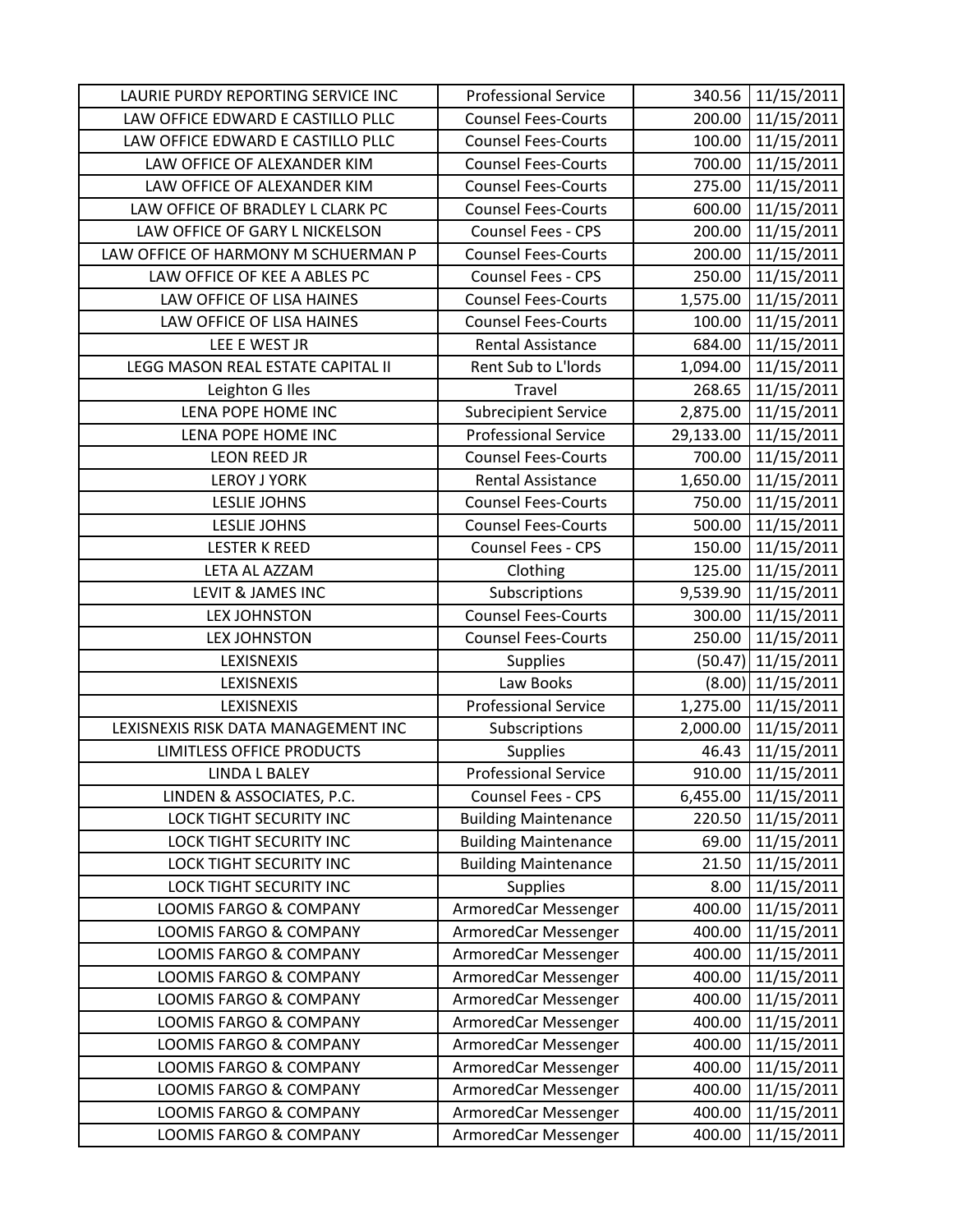| | | | |
|---|---|---|---|
| LAURIE PURDY REPORTING SERVICE INC | Professional Service | 340.56 | 11/15/2011 |
| LAW OFFICE EDWARD E CASTILLO PLLC | Counsel Fees-Courts | 200.00 | 11/15/2011 |
| LAW OFFICE EDWARD E CASTILLO PLLC | Counsel Fees-Courts | 100.00 | 11/15/2011 |
| LAW OFFICE OF ALEXANDER KIM | Counsel Fees-Courts | 700.00 | 11/15/2011 |
| LAW OFFICE OF ALEXANDER KIM | Counsel Fees-Courts | 275.00 | 11/15/2011 |
| LAW OFFICE OF BRADLEY L CLARK PC | Counsel Fees-Courts | 600.00 | 11/15/2011 |
| LAW OFFICE OF GARY L NICKELSON | Counsel Fees - CPS | 200.00 | 11/15/2011 |
| LAW OFFICE OF HARMONY M SCHUERMAN P | Counsel Fees-Courts | 200.00 | 11/15/2011 |
| LAW OFFICE OF KEE A ABLES PC | Counsel Fees - CPS | 250.00 | 11/15/2011 |
| LAW OFFICE OF LISA HAINES | Counsel Fees-Courts | 1,575.00 | 11/15/2011 |
| LAW OFFICE OF LISA HAINES | Counsel Fees-Courts | 100.00 | 11/15/2011 |
| LEE E WEST JR | Rental Assistance | 684.00 | 11/15/2011 |
| LEGG MASON REAL ESTATE CAPITAL II | Rent Sub to L'lords | 1,094.00 | 11/15/2011 |
| Leighton G Iles | Travel | 268.65 | 11/15/2011 |
| LENA POPE HOME INC | Subrecipient Service | 2,875.00 | 11/15/2011 |
| LENA POPE HOME INC | Professional Service | 29,133.00 | 11/15/2011 |
| LEON REED JR | Counsel Fees-Courts | 700.00 | 11/15/2011 |
| LEROY J YORK | Rental Assistance | 1,650.00 | 11/15/2011 |
| LESLIE JOHNS | Counsel Fees-Courts | 750.00 | 11/15/2011 |
| LESLIE JOHNS | Counsel Fees-Courts | 500.00 | 11/15/2011 |
| LESTER K REED | Counsel Fees - CPS | 150.00 | 11/15/2011 |
| LETA AL AZZAM | Clothing | 125.00 | 11/15/2011 |
| LEVIT & JAMES INC | Subscriptions | 9,539.90 | 11/15/2011 |
| LEX JOHNSTON | Counsel Fees-Courts | 300.00 | 11/15/2011 |
| LEX JOHNSTON | Counsel Fees-Courts | 250.00 | 11/15/2011 |
| LEXISNEXIS | Supplies | (50.47) | 11/15/2011 |
| LEXISNEXIS | Law Books | (8.00) | 11/15/2011 |
| LEXISNEXIS | Professional Service | 1,275.00 | 11/15/2011 |
| LEXISNEXIS RISK DATA MANAGEMENT INC | Subscriptions | 2,000.00 | 11/15/2011 |
| LIMITLESS OFFICE PRODUCTS | Supplies | 46.43 | 11/15/2011 |
| LINDA L BALEY | Professional Service | 910.00 | 11/15/2011 |
| LINDEN & ASSOCIATES, P.C. | Counsel Fees - CPS | 6,455.00 | 11/15/2011 |
| LOCK TIGHT SECURITY INC | Building Maintenance | 220.50 | 11/15/2011 |
| LOCK TIGHT SECURITY INC | Building Maintenance | 69.00 | 11/15/2011 |
| LOCK TIGHT SECURITY INC | Building Maintenance | 21.50 | 11/15/2011 |
| LOCK TIGHT SECURITY INC | Supplies | 8.00 | 11/15/2011 |
| LOOMIS FARGO & COMPANY | ArmoredCar Messenger | 400.00 | 11/15/2011 |
| LOOMIS FARGO & COMPANY | ArmoredCar Messenger | 400.00 | 11/15/2011 |
| LOOMIS FARGO & COMPANY | ArmoredCar Messenger | 400.00 | 11/15/2011 |
| LOOMIS FARGO & COMPANY | ArmoredCar Messenger | 400.00 | 11/15/2011 |
| LOOMIS FARGO & COMPANY | ArmoredCar Messenger | 400.00 | 11/15/2011 |
| LOOMIS FARGO & COMPANY | ArmoredCar Messenger | 400.00 | 11/15/2011 |
| LOOMIS FARGO & COMPANY | ArmoredCar Messenger | 400.00 | 11/15/2011 |
| LOOMIS FARGO & COMPANY | ArmoredCar Messenger | 400.00 | 11/15/2011 |
| LOOMIS FARGO & COMPANY | ArmoredCar Messenger | 400.00 | 11/15/2011 |
| LOOMIS FARGO & COMPANY | ArmoredCar Messenger | 400.00 | 11/15/2011 |
| LOOMIS FARGO & COMPANY | ArmoredCar Messenger | 400.00 | 11/15/2011 |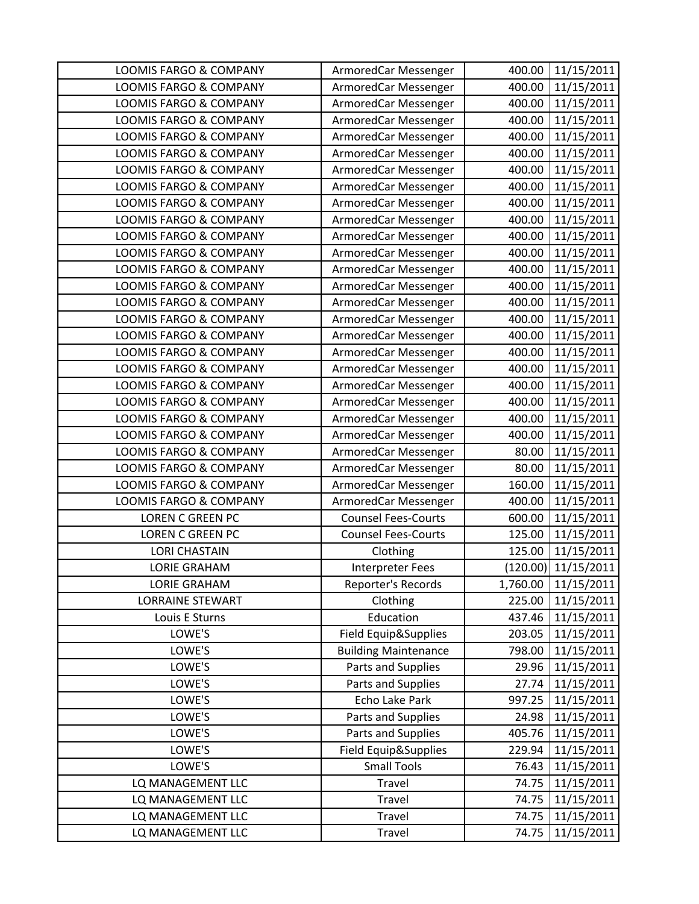| LOOMIS FARGO & COMPANY | ArmoredCar Messenger | 400.00 | 11/15/2011 |
|---|---|---|---|
| LOOMIS FARGO & COMPANY | ArmoredCar Messenger | 400.00 | 11/15/2011 |
| LOOMIS FARGO & COMPANY | ArmoredCar Messenger | 400.00 | 11/15/2011 |
| LOOMIS FARGO & COMPANY | ArmoredCar Messenger | 400.00 | 11/15/2011 |
| LOOMIS FARGO & COMPANY | ArmoredCar Messenger | 400.00 | 11/15/2011 |
| LOOMIS FARGO & COMPANY | ArmoredCar Messenger | 400.00 | 11/15/2011 |
| LOOMIS FARGO & COMPANY | ArmoredCar Messenger | 400.00 | 11/15/2011 |
| LOOMIS FARGO & COMPANY | ArmoredCar Messenger | 400.00 | 11/15/2011 |
| LOOMIS FARGO & COMPANY | ArmoredCar Messenger | 400.00 | 11/15/2011 |
| LOOMIS FARGO & COMPANY | ArmoredCar Messenger | 400.00 | 11/15/2011 |
| LOOMIS FARGO & COMPANY | ArmoredCar Messenger | 400.00 | 11/15/2011 |
| LOOMIS FARGO & COMPANY | ArmoredCar Messenger | 400.00 | 11/15/2011 |
| LOOMIS FARGO & COMPANY | ArmoredCar Messenger | 400.00 | 11/15/2011 |
| LOOMIS FARGO & COMPANY | ArmoredCar Messenger | 400.00 | 11/15/2011 |
| LOOMIS FARGO & COMPANY | ArmoredCar Messenger | 400.00 | 11/15/2011 |
| LOOMIS FARGO & COMPANY | ArmoredCar Messenger | 400.00 | 11/15/2011 |
| LOOMIS FARGO & COMPANY | ArmoredCar Messenger | 400.00 | 11/15/2011 |
| LOOMIS FARGO & COMPANY | ArmoredCar Messenger | 400.00 | 11/15/2011 |
| LOOMIS FARGO & COMPANY | ArmoredCar Messenger | 400.00 | 11/15/2011 |
| LOOMIS FARGO & COMPANY | ArmoredCar Messenger | 400.00 | 11/15/2011 |
| LOOMIS FARGO & COMPANY | ArmoredCar Messenger | 400.00 | 11/15/2011 |
| LOOMIS FARGO & COMPANY | ArmoredCar Messenger | 400.00 | 11/15/2011 |
| LOOMIS FARGO & COMPANY | ArmoredCar Messenger | 400.00 | 11/15/2011 |
| LOOMIS FARGO & COMPANY | ArmoredCar Messenger | 80.00 | 11/15/2011 |
| LOOMIS FARGO & COMPANY | ArmoredCar Messenger | 80.00 | 11/15/2011 |
| LOOMIS FARGO & COMPANY | ArmoredCar Messenger | 160.00 | 11/15/2011 |
| LOOMIS FARGO & COMPANY | ArmoredCar Messenger | 400.00 | 11/15/2011 |
| LOREN C GREEN PC | Counsel Fees-Courts | 600.00 | 11/15/2011 |
| LOREN C GREEN PC | Counsel Fees-Courts | 125.00 | 11/15/2011 |
| LORI CHASTAIN | Clothing | 125.00 | 11/15/2011 |
| LORIE GRAHAM | Interpreter Fees | (120.00) | 11/15/2011 |
| LORIE GRAHAM | Reporter's Records | 1,760.00 | 11/15/2011 |
| LORRAINE STEWART | Clothing | 225.00 | 11/15/2011 |
| Louis E Sturns | Education | 437.46 | 11/15/2011 |
| LOWE'S | Field Equip&Supplies | 203.05 | 11/15/2011 |
| LOWE'S | Building Maintenance | 798.00 | 11/15/2011 |
| LOWE'S | Parts and Supplies | 29.96 | 11/15/2011 |
| LOWE'S | Parts and Supplies | 27.74 | 11/15/2011 |
| LOWE'S | Echo Lake Park | 997.25 | 11/15/2011 |
| LOWE'S | Parts and Supplies | 24.98 | 11/15/2011 |
| LOWE'S | Parts and Supplies | 405.76 | 11/15/2011 |
| LOWE'S | Field Equip&Supplies | 229.94 | 11/15/2011 |
| LOWE'S | Small Tools | 76.43 | 11/15/2011 |
| LQ MANAGEMENT LLC | Travel | 74.75 | 11/15/2011 |
| LQ MANAGEMENT LLC | Travel | 74.75 | 11/15/2011 |
| LQ MANAGEMENT LLC | Travel | 74.75 | 11/15/2011 |
| LQ MANAGEMENT LLC | Travel | 74.75 | 11/15/2011 |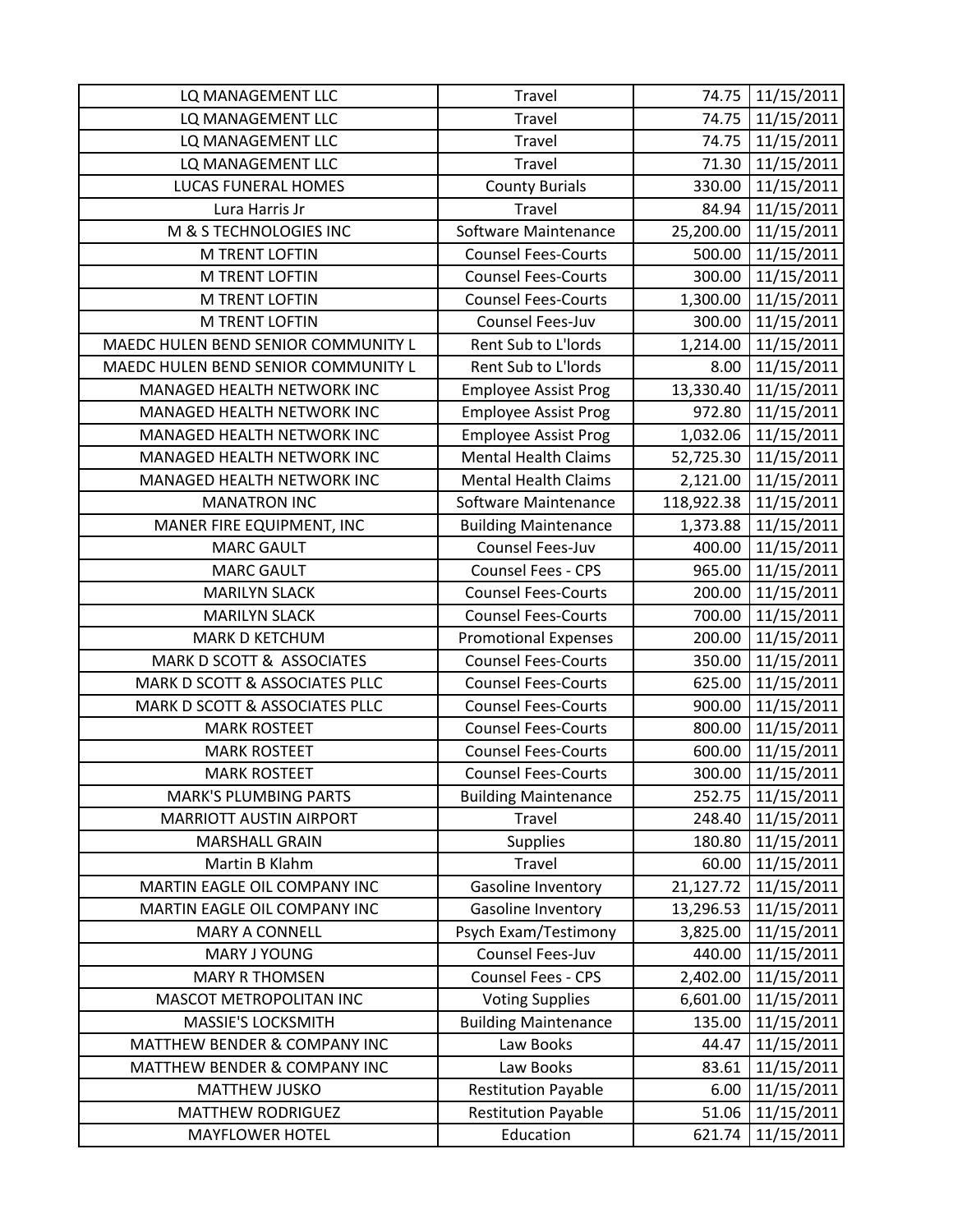| LQ MANAGEMENT LLC | Travel | 74.75 | 11/15/2011 |
|---|---|---|---|
| LQ MANAGEMENT LLC | Travel | 74.75 | 11/15/2011 |
| LQ MANAGEMENT LLC | Travel | 74.75 | 11/15/2011 |
| LQ MANAGEMENT LLC | Travel | 71.30 | 11/15/2011 |
| LUCAS FUNERAL HOMES | County Burials | 330.00 | 11/15/2011 |
| Lura Harris Jr | Travel | 84.94 | 11/15/2011 |
| M & S TECHNOLOGIES INC | Software Maintenance | 25,200.00 | 11/15/2011 |
| M TRENT LOFTIN | Counsel Fees-Courts | 500.00 | 11/15/2011 |
| M TRENT LOFTIN | Counsel Fees-Courts | 300.00 | 11/15/2011 |
| M TRENT LOFTIN | Counsel Fees-Courts | 1,300.00 | 11/15/2011 |
| M TRENT LOFTIN | Counsel Fees-Juv | 300.00 | 11/15/2011 |
| MAEDC HULEN BEND SENIOR COMMUNITY L | Rent Sub to L'lords | 1,214.00 | 11/15/2011 |
| MAEDC HULEN BEND SENIOR COMMUNITY L | Rent Sub to L'lords | 8.00 | 11/15/2011 |
| MANAGED HEALTH NETWORK INC | Employee Assist Prog | 13,330.40 | 11/15/2011 |
| MANAGED HEALTH NETWORK INC | Employee Assist Prog | 972.80 | 11/15/2011 |
| MANAGED HEALTH NETWORK INC | Employee Assist Prog | 1,032.06 | 11/15/2011 |
| MANAGED HEALTH NETWORK INC | Mental Health Claims | 52,725.30 | 11/15/2011 |
| MANAGED HEALTH NETWORK INC | Mental Health Claims | 2,121.00 | 11/15/2011 |
| MANATRON INC | Software Maintenance | 118,922.38 | 11/15/2011 |
| MANER FIRE EQUIPMENT, INC | Building Maintenance | 1,373.88 | 11/15/2011 |
| MARC GAULT | Counsel Fees-Juv | 400.00 | 11/15/2011 |
| MARC GAULT | Counsel Fees - CPS | 965.00 | 11/15/2011 |
| MARILYN SLACK | Counsel Fees-Courts | 200.00 | 11/15/2011 |
| MARILYN SLACK | Counsel Fees-Courts | 700.00 | 11/15/2011 |
| MARK D KETCHUM | Promotional Expenses | 200.00 | 11/15/2011 |
| MARK D SCOTT & ASSOCIATES | Counsel Fees-Courts | 350.00 | 11/15/2011 |
| MARK D SCOTT & ASSOCIATES PLLC | Counsel Fees-Courts | 625.00 | 11/15/2011 |
| MARK D SCOTT & ASSOCIATES PLLC | Counsel Fees-Courts | 900.00 | 11/15/2011 |
| MARK ROSTEET | Counsel Fees-Courts | 800.00 | 11/15/2011 |
| MARK ROSTEET | Counsel Fees-Courts | 600.00 | 11/15/2011 |
| MARK ROSTEET | Counsel Fees-Courts | 300.00 | 11/15/2011 |
| MARK'S PLUMBING PARTS | Building Maintenance | 252.75 | 11/15/2011 |
| MARRIOTT AUSTIN AIRPORT | Travel | 248.40 | 11/15/2011 |
| MARSHALL GRAIN | Supplies | 180.80 | 11/15/2011 |
| Martin B Klahm | Travel | 60.00 | 11/15/2011 |
| MARTIN EAGLE OIL COMPANY INC | Gasoline Inventory | 21,127.72 | 11/15/2011 |
| MARTIN EAGLE OIL COMPANY INC | Gasoline Inventory | 13,296.53 | 11/15/2011 |
| MARY A CONNELL | Psych Exam/Testimony | 3,825.00 | 11/15/2011 |
| MARY J YOUNG | Counsel Fees-Juv | 440.00 | 11/15/2011 |
| MARY R THOMSEN | Counsel Fees - CPS | 2,402.00 | 11/15/2011 |
| MASCOT METROPOLITAN INC | Voting Supplies | 6,601.00 | 11/15/2011 |
| MASSIE'S LOCKSMITH | Building Maintenance | 135.00 | 11/15/2011 |
| MATTHEW BENDER & COMPANY INC | Law Books | 44.47 | 11/15/2011 |
| MATTHEW BENDER & COMPANY INC | Law Books | 83.61 | 11/15/2011 |
| MATTHEW JUSKO | Restitution Payable | 6.00 | 11/15/2011 |
| MATTHEW RODRIGUEZ | Restitution Payable | 51.06 | 11/15/2011 |
| MAYFLOWER HOTEL | Education | 621.74 | 11/15/2011 |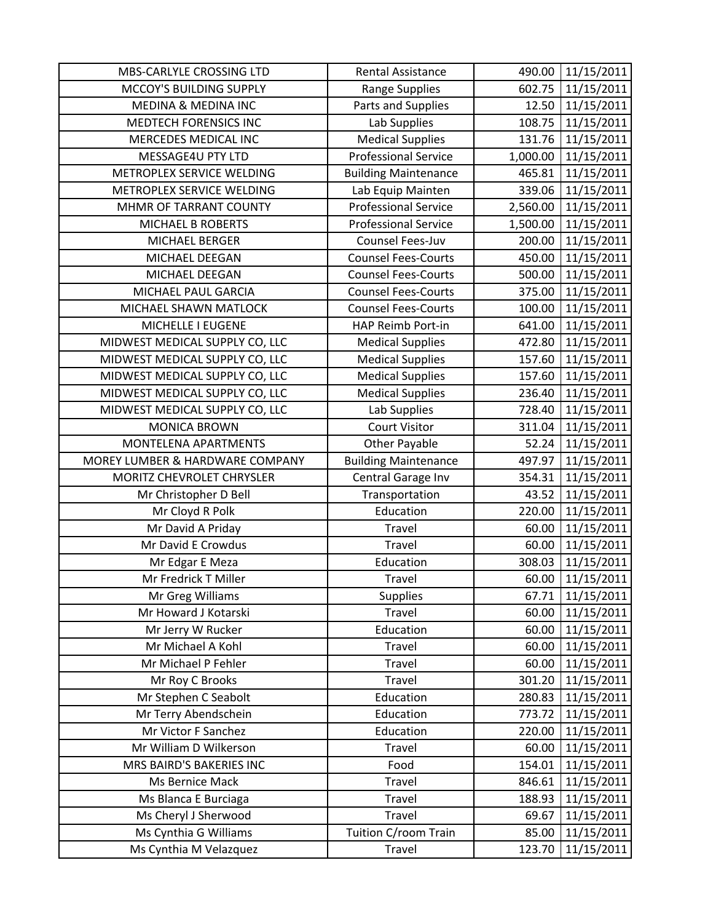| MBS-CARLYLE CROSSING LTD | Rental Assistance | 490.00 | 11/15/2011 |
|---|---|---|---|
| MCCOY'S BUILDING SUPPLY | Range Supplies | 602.75 | 11/15/2011 |
| MEDINA & MEDINA INC | Parts and Supplies | 12.50 | 11/15/2011 |
| MEDTECH FORENSICS INC | Lab Supplies | 108.75 | 11/15/2011 |
| MERCEDES MEDICAL INC | Medical Supplies | 131.76 | 11/15/2011 |
| MESSAGE4U PTY LTD | Professional Service | 1,000.00 | 11/15/2011 |
| METROPLEX SERVICE WELDING | Building Maintenance | 465.81 | 11/15/2011 |
| METROPLEX SERVICE WELDING | Lab Equip Mainten | 339.06 | 11/15/2011 |
| MHMR OF TARRANT COUNTY | Professional Service | 2,560.00 | 11/15/2011 |
| MICHAEL B ROBERTS | Professional Service | 1,500.00 | 11/15/2011 |
| MICHAEL BERGER | Counsel Fees-Juv | 200.00 | 11/15/2011 |
| MICHAEL DEEGAN | Counsel Fees-Courts | 450.00 | 11/15/2011 |
| MICHAEL DEEGAN | Counsel Fees-Courts | 500.00 | 11/15/2011 |
| MICHAEL PAUL GARCIA | Counsel Fees-Courts | 375.00 | 11/15/2011 |
| MICHAEL SHAWN MATLOCK | Counsel Fees-Courts | 100.00 | 11/15/2011 |
| MICHELLE I EUGENE | HAP Reimb Port-in | 641.00 | 11/15/2011 |
| MIDWEST MEDICAL SUPPLY CO, LLC | Medical Supplies | 472.80 | 11/15/2011 |
| MIDWEST MEDICAL SUPPLY CO, LLC | Medical Supplies | 157.60 | 11/15/2011 |
| MIDWEST MEDICAL SUPPLY CO, LLC | Medical Supplies | 157.60 | 11/15/2011 |
| MIDWEST MEDICAL SUPPLY CO, LLC | Medical Supplies | 236.40 | 11/15/2011 |
| MIDWEST MEDICAL SUPPLY CO, LLC | Lab Supplies | 728.40 | 11/15/2011 |
| MONICA BROWN | Court Visitor | 311.04 | 11/15/2011 |
| MONTELENA APARTMENTS | Other Payable | 52.24 | 11/15/2011 |
| MOREY LUMBER & HARDWARE COMPANY | Building Maintenance | 497.97 | 11/15/2011 |
| MORITZ CHEVROLET CHRYSLER | Central Garage Inv | 354.31 | 11/15/2011 |
| Mr Christopher D Bell | Transportation | 43.52 | 11/15/2011 |
| Mr Cloyd R Polk | Education | 220.00 | 11/15/2011 |
| Mr David A Priday | Travel | 60.00 | 11/15/2011 |
| Mr David E Crowdus | Travel | 60.00 | 11/15/2011 |
| Mr Edgar E Meza | Education | 308.03 | 11/15/2011 |
| Mr Fredrick T Miller | Travel | 60.00 | 11/15/2011 |
| Mr Greg Williams | Supplies | 67.71 | 11/15/2011 |
| Mr Howard J Kotarski | Travel | 60.00 | 11/15/2011 |
| Mr Jerry W Rucker | Education | 60.00 | 11/15/2011 |
| Mr Michael A Kohl | Travel | 60.00 | 11/15/2011 |
| Mr Michael P Fehler | Travel | 60.00 | 11/15/2011 |
| Mr Roy C Brooks | Travel | 301.20 | 11/15/2011 |
| Mr Stephen C Seabolt | Education | 280.83 | 11/15/2011 |
| Mr Terry Abendschein | Education | 773.72 | 11/15/2011 |
| Mr Victor F Sanchez | Education | 220.00 | 11/15/2011 |
| Mr William D Wilkerson | Travel | 60.00 | 11/15/2011 |
| MRS BAIRD'S BAKERIES INC | Food | 154.01 | 11/15/2011 |
| Ms Bernice Mack | Travel | 846.61 | 11/15/2011 |
| Ms Blanca E Burciaga | Travel | 188.93 | 11/15/2011 |
| Ms Cheryl J Sherwood | Travel | 69.67 | 11/15/2011 |
| Ms Cynthia G Williams | Tuition C/room Train | 85.00 | 11/15/2011 |
| Ms Cynthia M Velazquez | Travel | 123.70 | 11/15/2011 |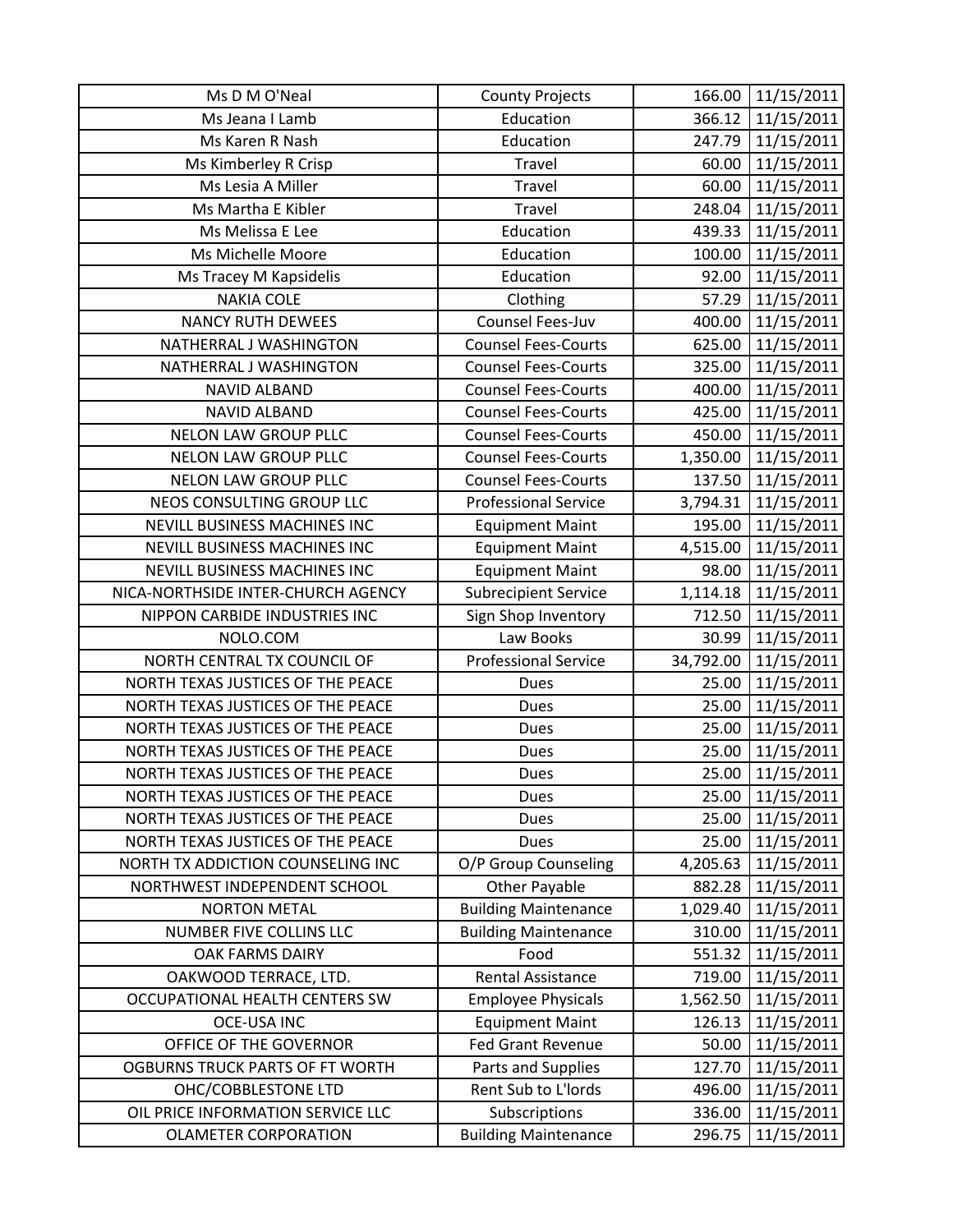| | | | |
|---|---|---|---|
| Ms D M O'Neal | County Projects | 166.00 | 11/15/2011 |
| Ms Jeana I Lamb | Education | 366.12 | 11/15/2011 |
| Ms Karen R Nash | Education | 247.79 | 11/15/2011 |
| Ms Kimberley R Crisp | Travel | 60.00 | 11/15/2011 |
| Ms Lesia A Miller | Travel | 60.00 | 11/15/2011 |
| Ms Martha E Kibler | Travel | 248.04 | 11/15/2011 |
| Ms Melissa E Lee | Education | 439.33 | 11/15/2011 |
| Ms Michelle Moore | Education | 100.00 | 11/15/2011 |
| Ms Tracey M Kapsidelis | Education | 92.00 | 11/15/2011 |
| NAKIA COLE | Clothing | 57.29 | 11/15/2011 |
| NANCY RUTH DEWEES | Counsel Fees-Juv | 400.00 | 11/15/2011 |
| NATHERRAL J WASHINGTON | Counsel Fees-Courts | 625.00 | 11/15/2011 |
| NATHERRAL J WASHINGTON | Counsel Fees-Courts | 325.00 | 11/15/2011 |
| NAVID ALBAND | Counsel Fees-Courts | 400.00 | 11/15/2011 |
| NAVID ALBAND | Counsel Fees-Courts | 425.00 | 11/15/2011 |
| NELON LAW GROUP PLLC | Counsel Fees-Courts | 450.00 | 11/15/2011 |
| NELON LAW GROUP PLLC | Counsel Fees-Courts | 1,350.00 | 11/15/2011 |
| NELON LAW GROUP PLLC | Counsel Fees-Courts | 137.50 | 11/15/2011 |
| NEOS CONSULTING GROUP LLC | Professional Service | 3,794.31 | 11/15/2011 |
| NEVILL BUSINESS MACHINES INC | Equipment Maint | 195.00 | 11/15/2011 |
| NEVILL BUSINESS MACHINES INC | Equipment Maint | 4,515.00 | 11/15/2011 |
| NEVILL BUSINESS MACHINES INC | Equipment Maint | 98.00 | 11/15/2011 |
| NICA-NORTHSIDE INTER-CHURCH AGENCY | Subrecipient Service | 1,114.18 | 11/15/2011 |
| NIPPON CARBIDE INDUSTRIES INC | Sign Shop Inventory | 712.50 | 11/15/2011 |
| NOLO.COM | Law Books | 30.99 | 11/15/2011 |
| NORTH CENTRAL TX COUNCIL OF | Professional Service | 34,792.00 | 11/15/2011 |
| NORTH TEXAS JUSTICES OF THE PEACE | Dues | 25.00 | 11/15/2011 |
| NORTH TEXAS JUSTICES OF THE PEACE | Dues | 25.00 | 11/15/2011 |
| NORTH TEXAS JUSTICES OF THE PEACE | Dues | 25.00 | 11/15/2011 |
| NORTH TEXAS JUSTICES OF THE PEACE | Dues | 25.00 | 11/15/2011 |
| NORTH TEXAS JUSTICES OF THE PEACE | Dues | 25.00 | 11/15/2011 |
| NORTH TEXAS JUSTICES OF THE PEACE | Dues | 25.00 | 11/15/2011 |
| NORTH TEXAS JUSTICES OF THE PEACE | Dues | 25.00 | 11/15/2011 |
| NORTH TEXAS JUSTICES OF THE PEACE | Dues | 25.00 | 11/15/2011 |
| NORTH TX ADDICTION COUNSELING INC | O/P Group Counseling | 4,205.63 | 11/15/2011 |
| NORTHWEST INDEPENDENT SCHOOL | Other Payable | 882.28 | 11/15/2011 |
| NORTON METAL | Building Maintenance | 1,029.40 | 11/15/2011 |
| NUMBER FIVE COLLINS LLC | Building Maintenance | 310.00 | 11/15/2011 |
| OAK FARMS DAIRY | Food | 551.32 | 11/15/2011 |
| OAKWOOD TERRACE, LTD. | Rental Assistance | 719.00 | 11/15/2011 |
| OCCUPATIONAL HEALTH CENTERS SW | Employee Physicals | 1,562.50 | 11/15/2011 |
| OCE-USA INC | Equipment Maint | 126.13 | 11/15/2011 |
| OFFICE OF THE GOVERNOR | Fed Grant Revenue | 50.00 | 11/15/2011 |
| OGBURNS TRUCK PARTS OF FT WORTH | Parts and Supplies | 127.70 | 11/15/2011 |
| OHC/COBBLESTONE LTD | Rent Sub to L'lords | 496.00 | 11/15/2011 |
| OIL PRICE INFORMATION SERVICE LLC | Subscriptions | 336.00 | 11/15/2011 |
| OLAMETER CORPORATION | Building Maintenance | 296.75 | 11/15/2011 |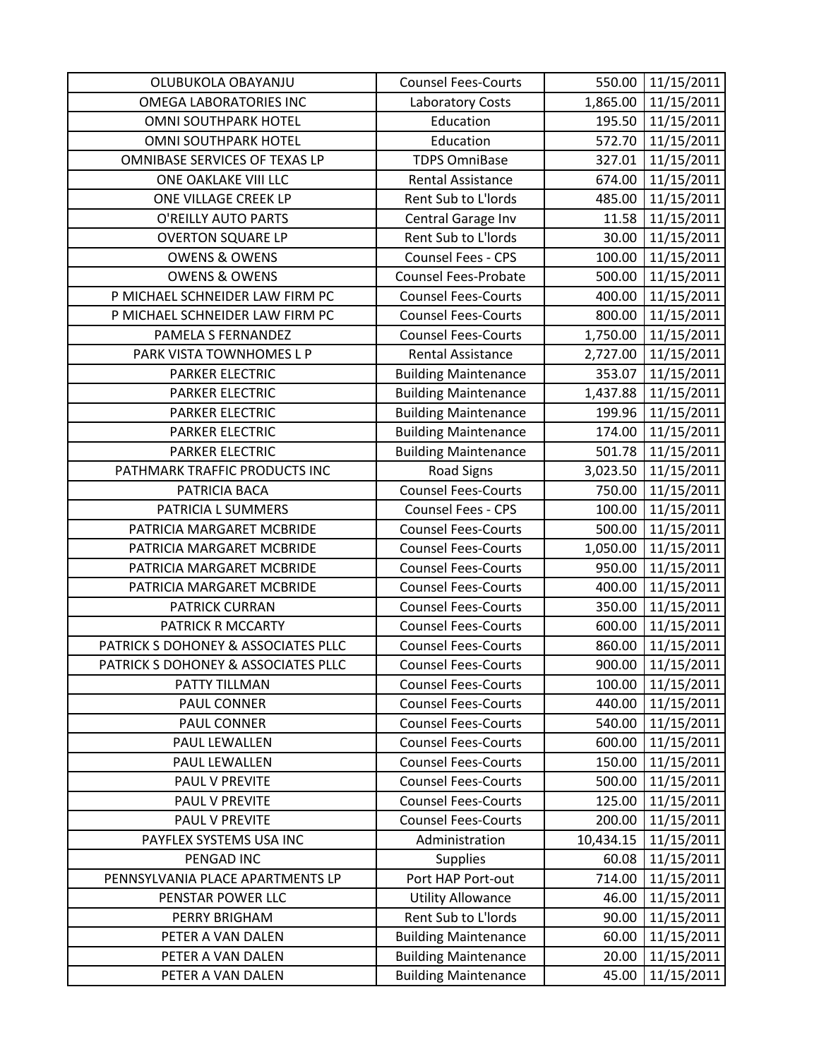| OLUBUKOLA OBAYANJU | Counsel Fees-Courts | 550.00 | 11/15/2011 |
|---|---|---|---|
| OMEGA LABORATORIES INC | Laboratory Costs | 1,865.00 | 11/15/2011 |
| OMNI SOUTHPARK HOTEL | Education | 195.50 | 11/15/2011 |
| OMNI SOUTHPARK HOTEL | Education | 572.70 | 11/15/2011 |
| OMNIBASE SERVICES OF TEXAS LP | TDPS OmniBase | 327.01 | 11/15/2011 |
| ONE OAKLAKE VIII LLC | Rental Assistance | 674.00 | 11/15/2011 |
| ONE VILLAGE CREEK LP | Rent Sub to L'lords | 485.00 | 11/15/2011 |
| O'REILLY AUTO PARTS | Central Garage Inv | 11.58 | 11/15/2011 |
| OVERTON SQUARE LP | Rent Sub to L'lords | 30.00 | 11/15/2011 |
| OWENS & OWENS | Counsel Fees - CPS | 100.00 | 11/15/2011 |
| OWENS & OWENS | Counsel Fees-Probate | 500.00 | 11/15/2011 |
| P MICHAEL SCHNEIDER LAW FIRM PC | Counsel Fees-Courts | 400.00 | 11/15/2011 |
| P MICHAEL SCHNEIDER LAW FIRM PC | Counsel Fees-Courts | 800.00 | 11/15/2011 |
| PAMELA S FERNANDEZ | Counsel Fees-Courts | 1,750.00 | 11/15/2011 |
| PARK VISTA TOWNHOMES L P | Rental Assistance | 2,727.00 | 11/15/2011 |
| PARKER ELECTRIC | Building Maintenance | 353.07 | 11/15/2011 |
| PARKER ELECTRIC | Building Maintenance | 1,437.88 | 11/15/2011 |
| PARKER ELECTRIC | Building Maintenance | 199.96 | 11/15/2011 |
| PARKER ELECTRIC | Building Maintenance | 174.00 | 11/15/2011 |
| PARKER ELECTRIC | Building Maintenance | 501.78 | 11/15/2011 |
| PATHMARK TRAFFIC PRODUCTS INC | Road Signs | 3,023.50 | 11/15/2011 |
| PATRICIA BACA | Counsel Fees-Courts | 750.00 | 11/15/2011 |
| PATRICIA L SUMMERS | Counsel Fees - CPS | 100.00 | 11/15/2011 |
| PATRICIA MARGARET MCBRIDE | Counsel Fees-Courts | 500.00 | 11/15/2011 |
| PATRICIA MARGARET MCBRIDE | Counsel Fees-Courts | 1,050.00 | 11/15/2011 |
| PATRICIA MARGARET MCBRIDE | Counsel Fees-Courts | 950.00 | 11/15/2011 |
| PATRICIA MARGARET MCBRIDE | Counsel Fees-Courts | 400.00 | 11/15/2011 |
| PATRICK CURRAN | Counsel Fees-Courts | 350.00 | 11/15/2011 |
| PATRICK R MCCARTY | Counsel Fees-Courts | 600.00 | 11/15/2011 |
| PATRICK S DOHONEY & ASSOCIATES PLLC | Counsel Fees-Courts | 860.00 | 11/15/2011 |
| PATRICK S DOHONEY & ASSOCIATES PLLC | Counsel Fees-Courts | 900.00 | 11/15/2011 |
| PATTY TILLMAN | Counsel Fees-Courts | 100.00 | 11/15/2011 |
| PAUL CONNER | Counsel Fees-Courts | 440.00 | 11/15/2011 |
| PAUL CONNER | Counsel Fees-Courts | 540.00 | 11/15/2011 |
| PAUL LEWALLEN | Counsel Fees-Courts | 600.00 | 11/15/2011 |
| PAUL LEWALLEN | Counsel Fees-Courts | 150.00 | 11/15/2011 |
| PAUL V PREVITE | Counsel Fees-Courts | 500.00 | 11/15/2011 |
| PAUL V PREVITE | Counsel Fees-Courts | 125.00 | 11/15/2011 |
| PAUL V PREVITE | Counsel Fees-Courts | 200.00 | 11/15/2011 |
| PAYFLEX SYSTEMS USA INC | Administration | 10,434.15 | 11/15/2011 |
| PENGAD INC | Supplies | 60.08 | 11/15/2011 |
| PENNSYLVANIA PLACE APARTMENTS LP | Port HAP Port-out | 714.00 | 11/15/2011 |
| PENSTAR POWER LLC | Utility Allowance | 46.00 | 11/15/2011 |
| PERRY BRIGHAM | Rent Sub to L'lords | 90.00 | 11/15/2011 |
| PETER A VAN DALEN | Building Maintenance | 60.00 | 11/15/2011 |
| PETER A VAN DALEN | Building Maintenance | 20.00 | 11/15/2011 |
| PETER A VAN DALEN | Building Maintenance | 45.00 | 11/15/2011 |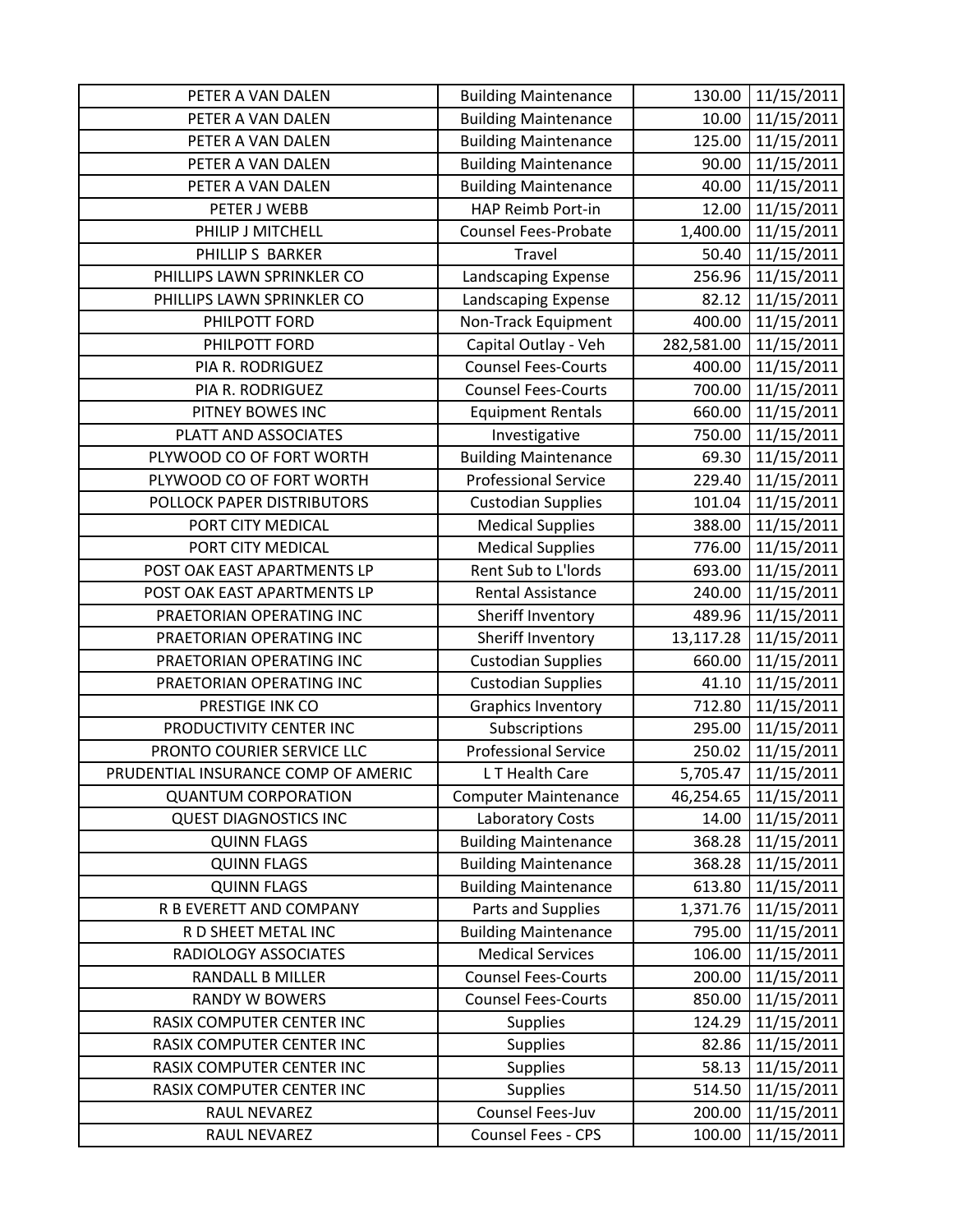| | | | |
|---|---|---|---|
| PETER A VAN DALEN | Building Maintenance | 130.00 | 11/15/2011 |
| PETER A VAN DALEN | Building Maintenance | 10.00 | 11/15/2011 |
| PETER A VAN DALEN | Building Maintenance | 125.00 | 11/15/2011 |
| PETER A VAN DALEN | Building Maintenance | 90.00 | 11/15/2011 |
| PETER A VAN DALEN | Building Maintenance | 40.00 | 11/15/2011 |
| PETER J WEBB | HAP Reimb Port-in | 12.00 | 11/15/2011 |
| PHILIP J MITCHELL | Counsel Fees-Probate | 1,400.00 | 11/15/2011 |
| PHILLIP S BARKER | Travel | 50.40 | 11/15/2011 |
| PHILLIPS LAWN SPRINKLER CO | Landscaping Expense | 256.96 | 11/15/2011 |
| PHILLIPS LAWN SPRINKLER CO | Landscaping Expense | 82.12 | 11/15/2011 |
| PHILPOTT FORD | Non-Track Equipment | 400.00 | 11/15/2011 |
| PHILPOTT FORD | Capital Outlay - Veh | 282,581.00 | 11/15/2011 |
| PIA R. RODRIGUEZ | Counsel Fees-Courts | 400.00 | 11/15/2011 |
| PIA R. RODRIGUEZ | Counsel Fees-Courts | 700.00 | 11/15/2011 |
| PITNEY BOWES INC | Equipment Rentals | 660.00 | 11/15/2011 |
| PLATT AND ASSOCIATES | Investigative | 750.00 | 11/15/2011 |
| PLYWOOD CO OF FORT WORTH | Building Maintenance | 69.30 | 11/15/2011 |
| PLYWOOD CO OF FORT WORTH | Professional Service | 229.40 | 11/15/2011 |
| POLLOCK PAPER DISTRIBUTORS | Custodian Supplies | 101.04 | 11/15/2011 |
| PORT CITY MEDICAL | Medical Supplies | 388.00 | 11/15/2011 |
| PORT CITY MEDICAL | Medical Supplies | 776.00 | 11/15/2011 |
| POST OAK EAST APARTMENTS LP | Rent Sub to L'lords | 693.00 | 11/15/2011 |
| POST OAK EAST APARTMENTS LP | Rental Assistance | 240.00 | 11/15/2011 |
| PRAETORIAN OPERATING INC | Sheriff Inventory | 489.96 | 11/15/2011 |
| PRAETORIAN OPERATING INC | Sheriff Inventory | 13,117.28 | 11/15/2011 |
| PRAETORIAN OPERATING INC | Custodian Supplies | 660.00 | 11/15/2011 |
| PRAETORIAN OPERATING INC | Custodian Supplies | 41.10 | 11/15/2011 |
| PRESTIGE INK CO | Graphics Inventory | 712.80 | 11/15/2011 |
| PRODUCTIVITY CENTER INC | Subscriptions | 295.00 | 11/15/2011 |
| PRONTO COURIER SERVICE LLC | Professional Service | 250.02 | 11/15/2011 |
| PRUDENTIAL INSURANCE COMP OF AMERIC | L T Health Care | 5,705.47 | 11/15/2011 |
| QUANTUM CORPORATION | Computer Maintenance | 46,254.65 | 11/15/2011 |
| QUEST DIAGNOSTICS INC | Laboratory Costs | 14.00 | 11/15/2011 |
| QUINN FLAGS | Building Maintenance | 368.28 | 11/15/2011 |
| QUINN FLAGS | Building Maintenance | 368.28 | 11/15/2011 |
| QUINN FLAGS | Building Maintenance | 613.80 | 11/15/2011 |
| R B EVERETT AND COMPANY | Parts and Supplies | 1,371.76 | 11/15/2011 |
| R D SHEET METAL INC | Building Maintenance | 795.00 | 11/15/2011 |
| RADIOLOGY ASSOCIATES | Medical Services | 106.00 | 11/15/2011 |
| RANDALL B MILLER | Counsel Fees-Courts | 200.00 | 11/15/2011 |
| RANDY W BOWERS | Counsel Fees-Courts | 850.00 | 11/15/2011 |
| RASIX COMPUTER CENTER INC | Supplies | 124.29 | 11/15/2011 |
| RASIX COMPUTER CENTER INC | Supplies | 82.86 | 11/15/2011 |
| RASIX COMPUTER CENTER INC | Supplies | 58.13 | 11/15/2011 |
| RASIX COMPUTER CENTER INC | Supplies | 514.50 | 11/15/2011 |
| RAUL NEVAREZ | Counsel Fees-Juv | 200.00 | 11/15/2011 |
| RAUL NEVAREZ | Counsel Fees - CPS | 100.00 | 11/15/2011 |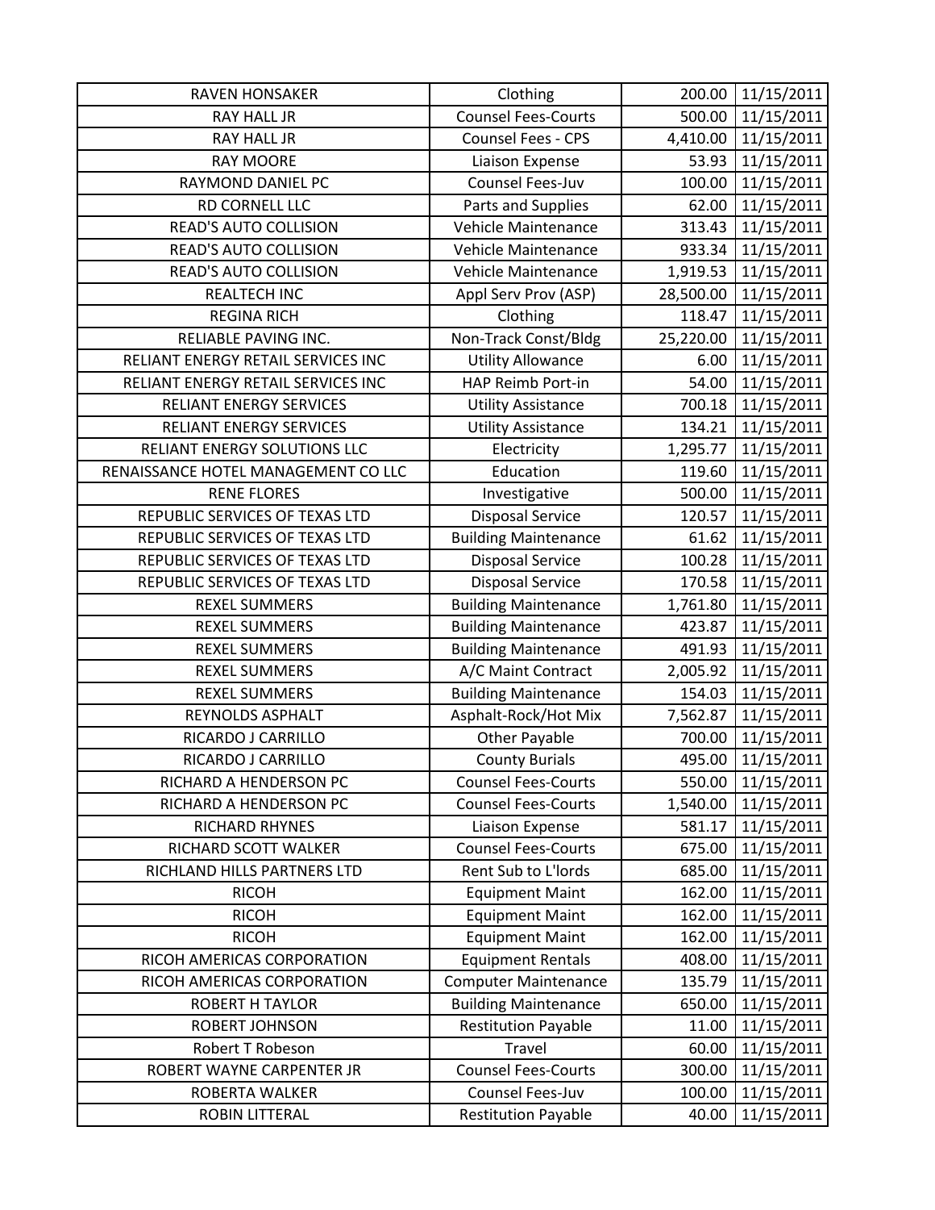| RAVEN HONSAKER | Clothing | 200.00 | 11/15/2011 |
|---|---|---|---|
| RAY HALL JR | Counsel Fees-Courts | 500.00 | 11/15/2011 |
| RAY HALL JR | Counsel Fees - CPS | 4,410.00 | 11/15/2011 |
| RAY MOORE | Liaison Expense | 53.93 | 11/15/2011 |
| RAYMOND DANIEL PC | Counsel Fees-Juv | 100.00 | 11/15/2011 |
| RD CORNELL LLC | Parts and Supplies | 62.00 | 11/15/2011 |
| READ'S AUTO COLLISION | Vehicle Maintenance | 313.43 | 11/15/2011 |
| READ'S AUTO COLLISION | Vehicle Maintenance | 933.34 | 11/15/2011 |
| READ'S AUTO COLLISION | Vehicle Maintenance | 1,919.53 | 11/15/2011 |
| REALTECH INC | Appl Serv Prov (ASP) | 28,500.00 | 11/15/2011 |
| REGINA RICH | Clothing | 118.47 | 11/15/2011 |
| RELIABLE PAVING INC. | Non-Track Const/Bldg | 25,220.00 | 11/15/2011 |
| RELIANT ENERGY RETAIL SERVICES INC | Utility Allowance | 6.00 | 11/15/2011 |
| RELIANT ENERGY RETAIL SERVICES INC | HAP Reimb Port-in | 54.00 | 11/15/2011 |
| RELIANT ENERGY SERVICES | Utility Assistance | 700.18 | 11/15/2011 |
| RELIANT ENERGY SERVICES | Utility Assistance | 134.21 | 11/15/2011 |
| RELIANT ENERGY SOLUTIONS LLC | Electricity | 1,295.77 | 11/15/2011 |
| RENAISSANCE HOTEL MANAGEMENT CO LLC | Education | 119.60 | 11/15/2011 |
| RENE FLORES | Investigative | 500.00 | 11/15/2011 |
| REPUBLIC SERVICES OF TEXAS LTD | Disposal Service | 120.57 | 11/15/2011 |
| REPUBLIC SERVICES OF TEXAS LTD | Building Maintenance | 61.62 | 11/15/2011 |
| REPUBLIC SERVICES OF TEXAS LTD | Disposal Service | 100.28 | 11/15/2011 |
| REPUBLIC SERVICES OF TEXAS LTD | Disposal Service | 170.58 | 11/15/2011 |
| REXEL SUMMERS | Building Maintenance | 1,761.80 | 11/15/2011 |
| REXEL SUMMERS | Building Maintenance | 423.87 | 11/15/2011 |
| REXEL SUMMERS | Building Maintenance | 491.93 | 11/15/2011 |
| REXEL SUMMERS | A/C Maint Contract | 2,005.92 | 11/15/2011 |
| REXEL SUMMERS | Building Maintenance | 154.03 | 11/15/2011 |
| REYNOLDS ASPHALT | Asphalt-Rock/Hot Mix | 7,562.87 | 11/15/2011 |
| RICARDO J CARRILLO | Other Payable | 700.00 | 11/15/2011 |
| RICARDO J CARRILLO | County Burials | 495.00 | 11/15/2011 |
| RICHARD A HENDERSON PC | Counsel Fees-Courts | 550.00 | 11/15/2011 |
| RICHARD A HENDERSON PC | Counsel Fees-Courts | 1,540.00 | 11/15/2011 |
| RICHARD RHYNES | Liaison Expense | 581.17 | 11/15/2011 |
| RICHARD SCOTT WALKER | Counsel Fees-Courts | 675.00 | 11/15/2011 |
| RICHLAND HILLS PARTNERS LTD | Rent Sub to L'lords | 685.00 | 11/15/2011 |
| RICOH | Equipment Maint | 162.00 | 11/15/2011 |
| RICOH | Equipment Maint | 162.00 | 11/15/2011 |
| RICOH | Equipment Maint | 162.00 | 11/15/2011 |
| RICOH AMERICAS CORPORATION | Equipment Rentals | 408.00 | 11/15/2011 |
| RICOH AMERICAS CORPORATION | Computer Maintenance | 135.79 | 11/15/2011 |
| ROBERT H TAYLOR | Building Maintenance | 650.00 | 11/15/2011 |
| ROBERT JOHNSON | Restitution Payable | 11.00 | 11/15/2011 |
| Robert T Robeson | Travel | 60.00 | 11/15/2011 |
| ROBERT WAYNE CARPENTER JR | Counsel Fees-Courts | 300.00 | 11/15/2011 |
| ROBERTA WALKER | Counsel Fees-Juv | 100.00 | 11/15/2011 |
| ROBIN LITTERAL | Restitution Payable | 40.00 | 11/15/2011 |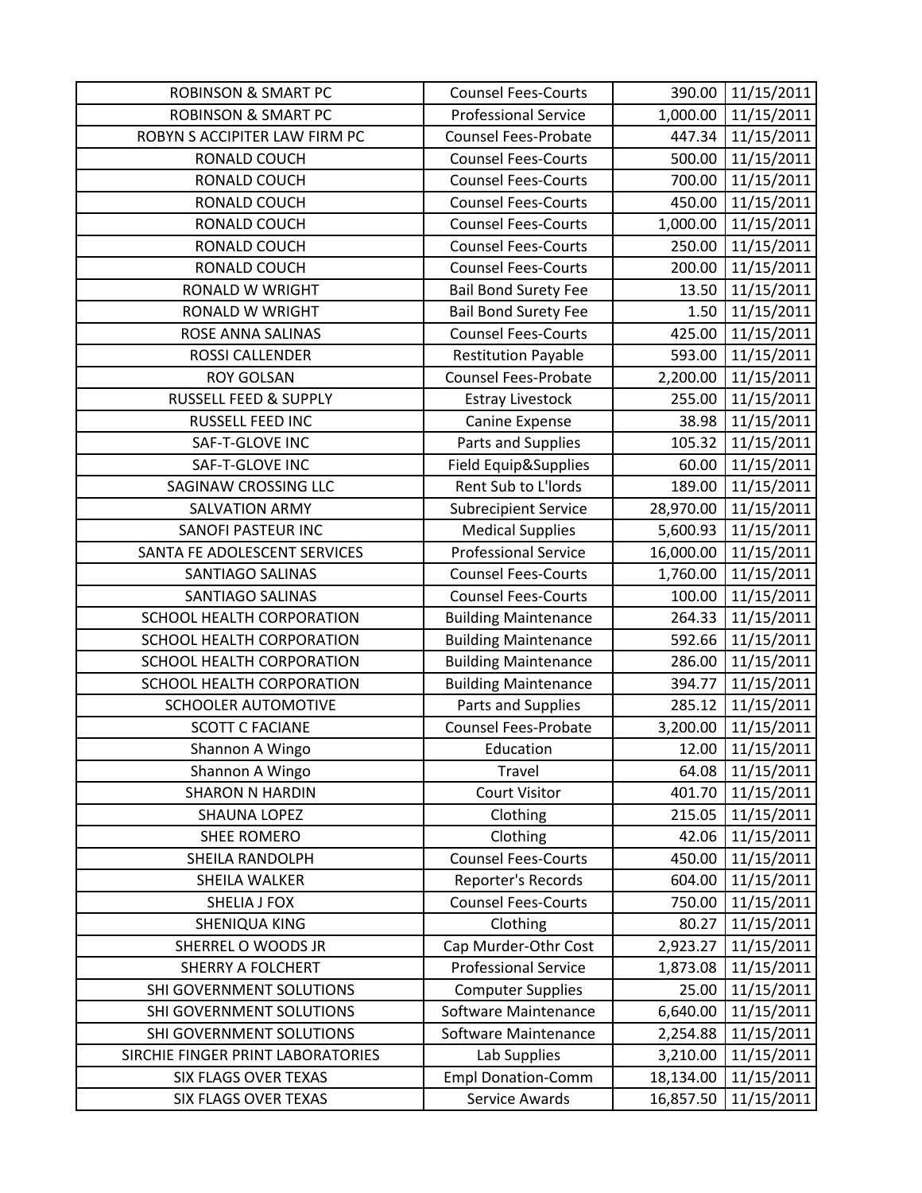| ROBINSON & SMART PC | Counsel Fees-Courts | 390.00 | 11/15/2011 |
|---|---|---|---|
| ROBINSON & SMART PC | Professional Service | 1,000.00 | 11/15/2011 |
| ROBYN S ACCIPITER LAW FIRM PC | Counsel Fees-Probate | 447.34 | 11/15/2011 |
| RONALD COUCH | Counsel Fees-Courts | 500.00 | 11/15/2011 |
| RONALD COUCH | Counsel Fees-Courts | 700.00 | 11/15/2011 |
| RONALD COUCH | Counsel Fees-Courts | 450.00 | 11/15/2011 |
| RONALD COUCH | Counsel Fees-Courts | 1,000.00 | 11/15/2011 |
| RONALD COUCH | Counsel Fees-Courts | 250.00 | 11/15/2011 |
| RONALD COUCH | Counsel Fees-Courts | 200.00 | 11/15/2011 |
| RONALD W WRIGHT | Bail Bond Surety Fee | 13.50 | 11/15/2011 |
| RONALD W WRIGHT | Bail Bond Surety Fee | 1.50 | 11/15/2011 |
| ROSE ANNA SALINAS | Counsel Fees-Courts | 425.00 | 11/15/2011 |
| ROSSI CALLENDER | Restitution Payable | 593.00 | 11/15/2011 |
| ROY GOLSAN | Counsel Fees-Probate | 2,200.00 | 11/15/2011 |
| RUSSELL FEED & SUPPLY | Estray Livestock | 255.00 | 11/15/2011 |
| RUSSELL FEED INC | Canine Expense | 38.98 | 11/15/2011 |
| SAF-T-GLOVE INC | Parts and Supplies | 105.32 | 11/15/2011 |
| SAF-T-GLOVE INC | Field Equip&Supplies | 60.00 | 11/15/2011 |
| SAGINAW CROSSING LLC | Rent Sub to L'lords | 189.00 | 11/15/2011 |
| SALVATION ARMY | Subrecipient Service | 28,970.00 | 11/15/2011 |
| SANOFI PASTEUR INC | Medical Supplies | 5,600.93 | 11/15/2011 |
| SANTA FE ADOLESCENT SERVICES | Professional Service | 16,000.00 | 11/15/2011 |
| SANTIAGO SALINAS | Counsel Fees-Courts | 1,760.00 | 11/15/2011 |
| SANTIAGO SALINAS | Counsel Fees-Courts | 100.00 | 11/15/2011 |
| SCHOOL HEALTH CORPORATION | Building Maintenance | 264.33 | 11/15/2011 |
| SCHOOL HEALTH CORPORATION | Building Maintenance | 592.66 | 11/15/2011 |
| SCHOOL HEALTH CORPORATION | Building Maintenance | 286.00 | 11/15/2011 |
| SCHOOL HEALTH CORPORATION | Building Maintenance | 394.77 | 11/15/2011 |
| SCHOOLER AUTOMOTIVE | Parts and Supplies | 285.12 | 11/15/2011 |
| SCOTT C FACIANE | Counsel Fees-Probate | 3,200.00 | 11/15/2011 |
| Shannon A Wingo | Education | 12.00 | 11/15/2011 |
| Shannon A Wingo | Travel | 64.08 | 11/15/2011 |
| SHARON N HARDIN | Court Visitor | 401.70 | 11/15/2011 |
| SHAUNA LOPEZ | Clothing | 215.05 | 11/15/2011 |
| SHEE ROMERO | Clothing | 42.06 | 11/15/2011 |
| SHEILA RANDOLPH | Counsel Fees-Courts | 450.00 | 11/15/2011 |
| SHEILA WALKER | Reporter's Records | 604.00 | 11/15/2011 |
| SHELIA J FOX | Counsel Fees-Courts | 750.00 | 11/15/2011 |
| SHENIQUA KING | Clothing | 80.27 | 11/15/2011 |
| SHERREL O WOODS JR | Cap Murder-Othr Cost | 2,923.27 | 11/15/2011 |
| SHERRY A FOLCHERT | Professional Service | 1,873.08 | 11/15/2011 |
| SHI GOVERNMENT SOLUTIONS | Computer Supplies | 25.00 | 11/15/2011 |
| SHI GOVERNMENT SOLUTIONS | Software Maintenance | 6,640.00 | 11/15/2011 |
| SHI GOVERNMENT SOLUTIONS | Software Maintenance | 2,254.88 | 11/15/2011 |
| SIRCHIE FINGER PRINT LABORATORIES | Lab Supplies | 3,210.00 | 11/15/2011 |
| SIX FLAGS OVER TEXAS | Empl Donation-Comm | 18,134.00 | 11/15/2011 |
| SIX FLAGS OVER TEXAS | Service Awards | 16,857.50 | 11/15/2011 |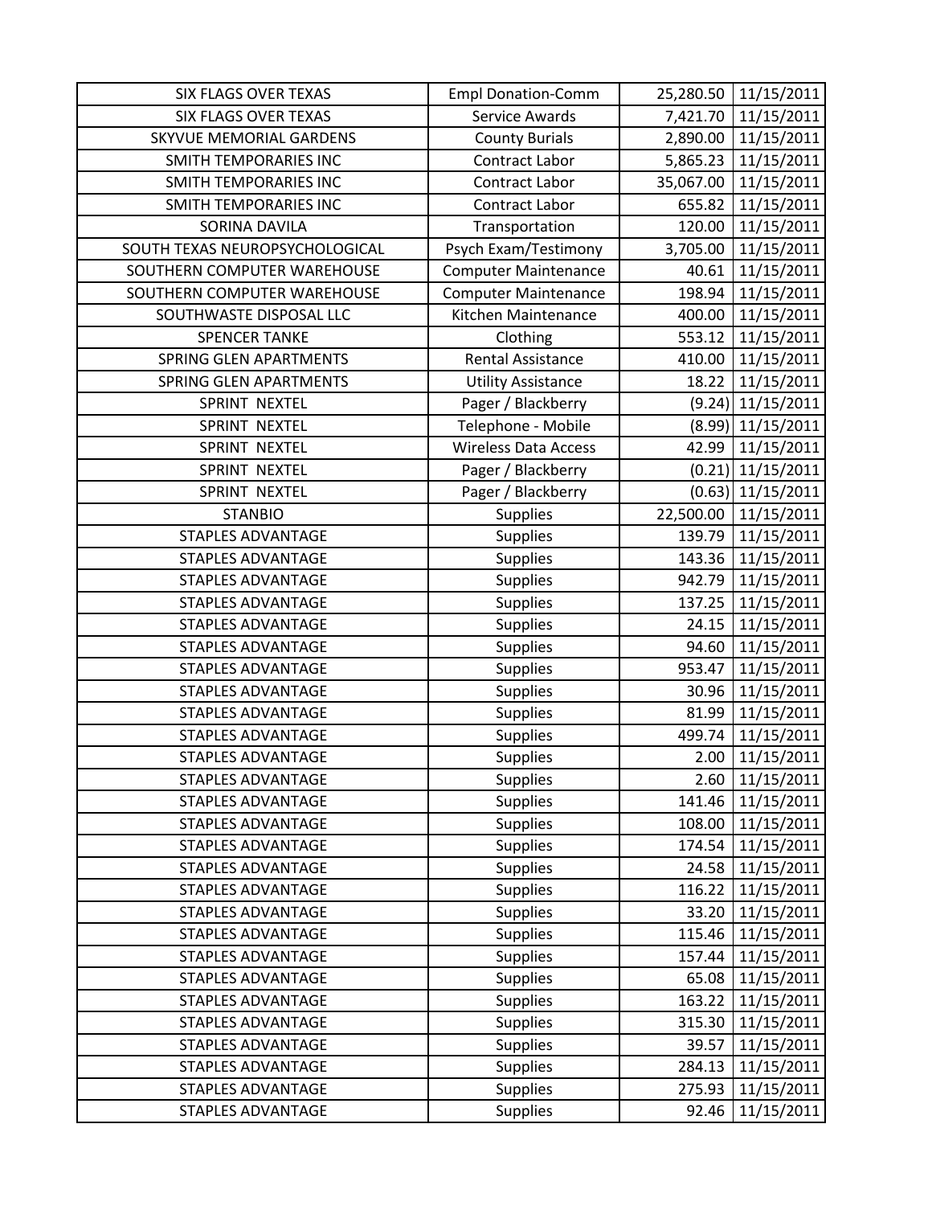| SIX FLAGS OVER TEXAS | Empl Donation-Comm | 25,280.50 | 11/15/2011 |
|---|---|---|---|
| SIX FLAGS OVER TEXAS | Service Awards | 7,421.70 | 11/15/2011 |
| SKYVUE MEMORIAL GARDENS | County Burials | 2,890.00 | 11/15/2011 |
| SMITH TEMPORARIES INC | Contract Labor | 5,865.23 | 11/15/2011 |
| SMITH TEMPORARIES INC | Contract Labor | 35,067.00 | 11/15/2011 |
| SMITH TEMPORARIES INC | Contract Labor | 655.82 | 11/15/2011 |
| SORINA DAVILA | Transportation | 120.00 | 11/15/2011 |
| SOUTH TEXAS NEUROPSYCHOLOGICAL | Psych Exam/Testimony | 3,705.00 | 11/15/2011 |
| SOUTHERN COMPUTER WAREHOUSE | Computer Maintenance | 40.61 | 11/15/2011 |
| SOUTHERN COMPUTER WAREHOUSE | Computer Maintenance | 198.94 | 11/15/2011 |
| SOUTHWASTE DISPOSAL LLC | Kitchen Maintenance | 400.00 | 11/15/2011 |
| SPENCER TANKE | Clothing | 553.12 | 11/15/2011 |
| SPRING GLEN APARTMENTS | Rental Assistance | 410.00 | 11/15/2011 |
| SPRING GLEN APARTMENTS | Utility Assistance | 18.22 | 11/15/2011 |
| SPRINT NEXTEL | Pager / Blackberry | (9.24) | 11/15/2011 |
| SPRINT NEXTEL | Telephone - Mobile | (8.99) | 11/15/2011 |
| SPRINT NEXTEL | Wireless Data Access | 42.99 | 11/15/2011 |
| SPRINT NEXTEL | Pager / Blackberry | (0.21) | 11/15/2011 |
| SPRINT NEXTEL | Pager / Blackberry | (0.63) | 11/15/2011 |
| STANBIO | Supplies | 22,500.00 | 11/15/2011 |
| STAPLES ADVANTAGE | Supplies | 139.79 | 11/15/2011 |
| STAPLES ADVANTAGE | Supplies | 143.36 | 11/15/2011 |
| STAPLES ADVANTAGE | Supplies | 942.79 | 11/15/2011 |
| STAPLES ADVANTAGE | Supplies | 137.25 | 11/15/2011 |
| STAPLES ADVANTAGE | Supplies | 24.15 | 11/15/2011 |
| STAPLES ADVANTAGE | Supplies | 94.60 | 11/15/2011 |
| STAPLES ADVANTAGE | Supplies | 953.47 | 11/15/2011 |
| STAPLES ADVANTAGE | Supplies | 30.96 | 11/15/2011 |
| STAPLES ADVANTAGE | Supplies | 81.99 | 11/15/2011 |
| STAPLES ADVANTAGE | Supplies | 499.74 | 11/15/2011 |
| STAPLES ADVANTAGE | Supplies | 2.00 | 11/15/2011 |
| STAPLES ADVANTAGE | Supplies | 2.60 | 11/15/2011 |
| STAPLES ADVANTAGE | Supplies | 141.46 | 11/15/2011 |
| STAPLES ADVANTAGE | Supplies | 108.00 | 11/15/2011 |
| STAPLES ADVANTAGE | Supplies | 174.54 | 11/15/2011 |
| STAPLES ADVANTAGE | Supplies | 24.58 | 11/15/2011 |
| STAPLES ADVANTAGE | Supplies | 116.22 | 11/15/2011 |
| STAPLES ADVANTAGE | Supplies | 33.20 | 11/15/2011 |
| STAPLES ADVANTAGE | Supplies | 115.46 | 11/15/2011 |
| STAPLES ADVANTAGE | Supplies | 157.44 | 11/15/2011 |
| STAPLES ADVANTAGE | Supplies | 65.08 | 11/15/2011 |
| STAPLES ADVANTAGE | Supplies | 163.22 | 11/15/2011 |
| STAPLES ADVANTAGE | Supplies | 315.30 | 11/15/2011 |
| STAPLES ADVANTAGE | Supplies | 39.57 | 11/15/2011 |
| STAPLES ADVANTAGE | Supplies | 284.13 | 11/15/2011 |
| STAPLES ADVANTAGE | Supplies | 275.93 | 11/15/2011 |
| STAPLES ADVANTAGE | Supplies | 92.46 | 11/15/2011 |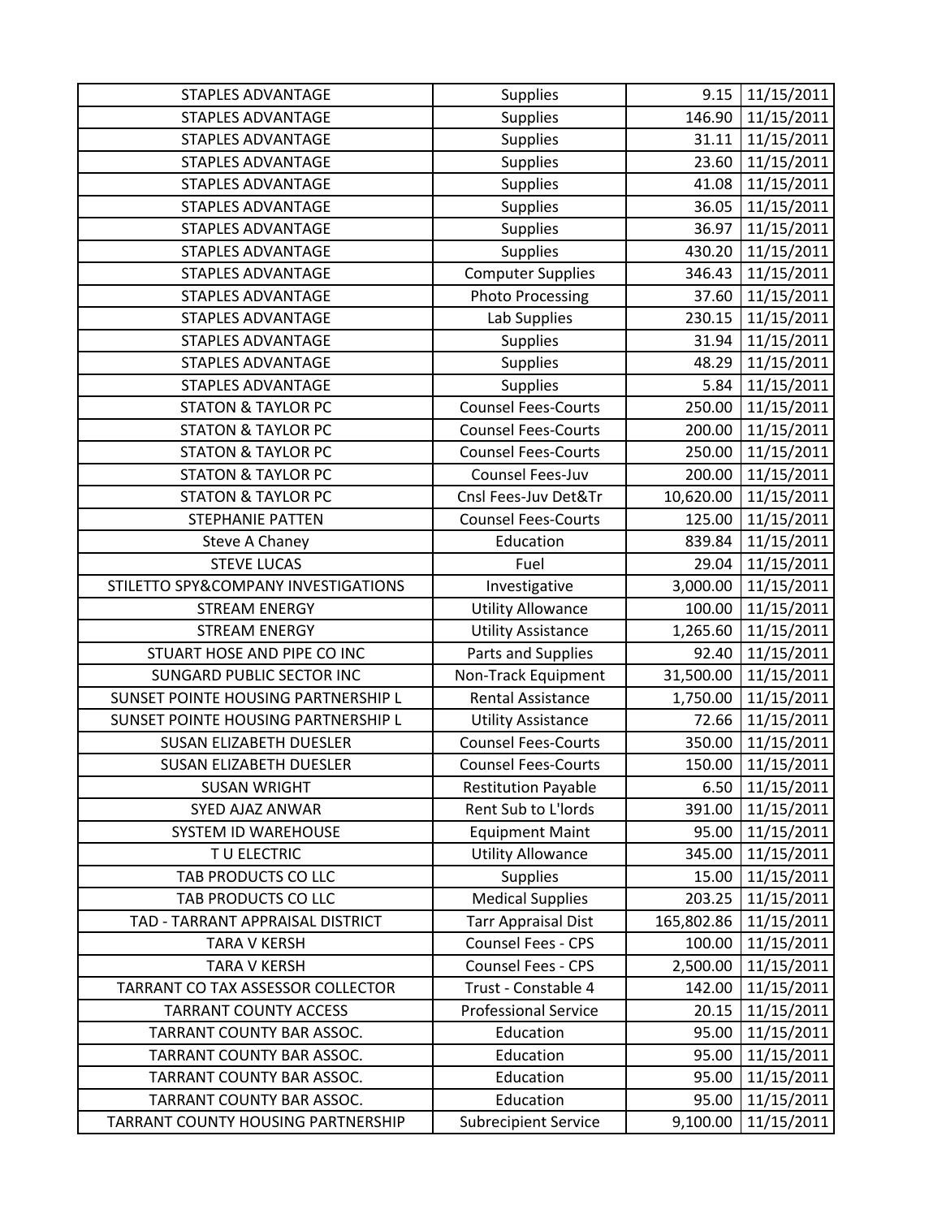| | | | |
|---|---|---|---|
| STAPLES ADVANTAGE | Supplies | 9.15 | 11/15/2011 |
| STAPLES ADVANTAGE | Supplies | 146.90 | 11/15/2011 |
| STAPLES ADVANTAGE | Supplies | 31.11 | 11/15/2011 |
| STAPLES ADVANTAGE | Supplies | 23.60 | 11/15/2011 |
| STAPLES ADVANTAGE | Supplies | 41.08 | 11/15/2011 |
| STAPLES ADVANTAGE | Supplies | 36.05 | 11/15/2011 |
| STAPLES ADVANTAGE | Supplies | 36.97 | 11/15/2011 |
| STAPLES ADVANTAGE | Supplies | 430.20 | 11/15/2011 |
| STAPLES ADVANTAGE | Computer Supplies | 346.43 | 11/15/2011 |
| STAPLES ADVANTAGE | Photo Processing | 37.60 | 11/15/2011 |
| STAPLES ADVANTAGE | Lab Supplies | 230.15 | 11/15/2011 |
| STAPLES ADVANTAGE | Supplies | 31.94 | 11/15/2011 |
| STAPLES ADVANTAGE | Supplies | 48.29 | 11/15/2011 |
| STAPLES ADVANTAGE | Supplies | 5.84 | 11/15/2011 |
| STATON & TAYLOR PC | Counsel Fees-Courts | 250.00 | 11/15/2011 |
| STATON & TAYLOR PC | Counsel Fees-Courts | 200.00 | 11/15/2011 |
| STATON & TAYLOR PC | Counsel Fees-Courts | 250.00 | 11/15/2011 |
| STATON & TAYLOR PC | Counsel Fees-Juv | 200.00 | 11/15/2011 |
| STATON & TAYLOR PC | Cnsl Fees-Juv Det&Tr | 10,620.00 | 11/15/2011 |
| STEPHANIE PATTEN | Counsel Fees-Courts | 125.00 | 11/15/2011 |
| Steve A Chaney | Education | 839.84 | 11/15/2011 |
| STEVE LUCAS | Fuel | 29.04 | 11/15/2011 |
| STILETTO SPY&COMPANY INVESTIGATIONS | Investigative | 3,000.00 | 11/15/2011 |
| STREAM ENERGY | Utility Allowance | 100.00 | 11/15/2011 |
| STREAM ENERGY | Utility Assistance | 1,265.60 | 11/15/2011 |
| STUART HOSE AND PIPE CO INC | Parts and Supplies | 92.40 | 11/15/2011 |
| SUNGARD PUBLIC SECTOR INC | Non-Track Equipment | 31,500.00 | 11/15/2011 |
| SUNSET POINTE HOUSING PARTNERSHIP L | Rental Assistance | 1,750.00 | 11/15/2011 |
| SUNSET POINTE HOUSING PARTNERSHIP L | Utility Assistance | 72.66 | 11/15/2011 |
| SUSAN ELIZABETH DUESLER | Counsel Fees-Courts | 350.00 | 11/15/2011 |
| SUSAN ELIZABETH DUESLER | Counsel Fees-Courts | 150.00 | 11/15/2011 |
| SUSAN WRIGHT | Restitution Payable | 6.50 | 11/15/2011 |
| SYED AJAZ ANWAR | Rent Sub to L'lords | 391.00 | 11/15/2011 |
| SYSTEM ID WAREHOUSE | Equipment Maint | 95.00 | 11/15/2011 |
| T U ELECTRIC | Utility Allowance | 345.00 | 11/15/2011 |
| TAB PRODUCTS CO LLC | Supplies | 15.00 | 11/15/2011 |
| TAB PRODUCTS CO LLC | Medical Supplies | 203.25 | 11/15/2011 |
| TAD - TARRANT APPRAISAL DISTRICT | Tarr Appraisal Dist | 165,802.86 | 11/15/2011 |
| TARA V KERSH | Counsel Fees - CPS | 100.00 | 11/15/2011 |
| TARA V KERSH | Counsel Fees - CPS | 2,500.00 | 11/15/2011 |
| TARRANT CO TAX ASSESSOR COLLECTOR | Trust - Constable 4 | 142.00 | 11/15/2011 |
| TARRANT COUNTY ACCESS | Professional Service | 20.15 | 11/15/2011 |
| TARRANT COUNTY BAR ASSOC. | Education | 95.00 | 11/15/2011 |
| TARRANT COUNTY BAR ASSOC. | Education | 95.00 | 11/15/2011 |
| TARRANT COUNTY BAR ASSOC. | Education | 95.00 | 11/15/2011 |
| TARRANT COUNTY BAR ASSOC. | Education | 95.00 | 11/15/2011 |
| TARRANT COUNTY HOUSING PARTNERSHIP | Subrecipient Service | 9,100.00 | 11/15/2011 |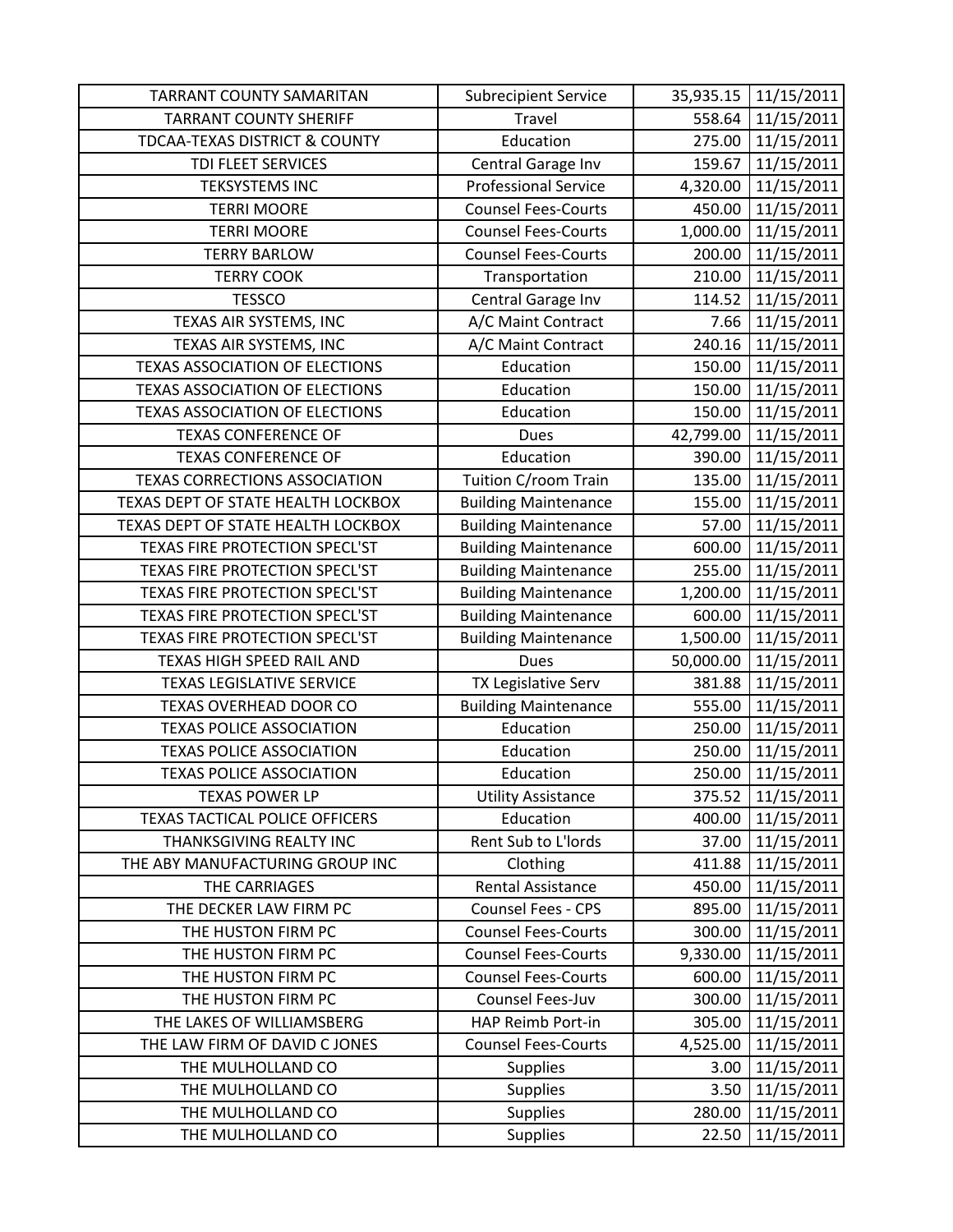| TARRANT COUNTY SAMARITAN | Subrecipient Service | 35,935.15 | 11/15/2011 |
|---|---|---|---|
| TARRANT COUNTY SHERIFF | Travel | 558.64 | 11/15/2011 |
| TDCAA-TEXAS DISTRICT & COUNTY | Education | 275.00 | 11/15/2011 |
| TDI FLEET SERVICES | Central Garage Inv | 159.67 | 11/15/2011 |
| TEKSYSTEMS INC | Professional Service | 4,320.00 | 11/15/2011 |
| TERRI MOORE | Counsel Fees-Courts | 450.00 | 11/15/2011 |
| TERRI MOORE | Counsel Fees-Courts | 1,000.00 | 11/15/2011 |
| TERRY BARLOW | Counsel Fees-Courts | 200.00 | 11/15/2011 |
| TERRY COOK | Transportation | 210.00 | 11/15/2011 |
| TESSCO | Central Garage Inv | 114.52 | 11/15/2011 |
| TEXAS AIR SYSTEMS, INC | A/C Maint Contract | 7.66 | 11/15/2011 |
| TEXAS AIR SYSTEMS, INC | A/C Maint Contract | 240.16 | 11/15/2011 |
| TEXAS ASSOCIATION OF ELECTIONS | Education | 150.00 | 11/15/2011 |
| TEXAS ASSOCIATION OF ELECTIONS | Education | 150.00 | 11/15/2011 |
| TEXAS ASSOCIATION OF ELECTIONS | Education | 150.00 | 11/15/2011 |
| TEXAS CONFERENCE OF | Dues | 42,799.00 | 11/15/2011 |
| TEXAS CONFERENCE OF | Education | 390.00 | 11/15/2011 |
| TEXAS CORRECTIONS ASSOCIATION | Tuition C/room Train | 135.00 | 11/15/2011 |
| TEXAS DEPT OF STATE HEALTH LOCKBOX | Building Maintenance | 155.00 | 11/15/2011 |
| TEXAS DEPT OF STATE HEALTH LOCKBOX | Building Maintenance | 57.00 | 11/15/2011 |
| TEXAS FIRE PROTECTION SPECL'ST | Building Maintenance | 600.00 | 11/15/2011 |
| TEXAS FIRE PROTECTION SPECL'ST | Building Maintenance | 255.00 | 11/15/2011 |
| TEXAS FIRE PROTECTION SPECL'ST | Building Maintenance | 1,200.00 | 11/15/2011 |
| TEXAS FIRE PROTECTION SPECL'ST | Building Maintenance | 600.00 | 11/15/2011 |
| TEXAS FIRE PROTECTION SPECL'ST | Building Maintenance | 1,500.00 | 11/15/2011 |
| TEXAS HIGH SPEED RAIL AND | Dues | 50,000.00 | 11/15/2011 |
| TEXAS LEGISLATIVE SERVICE | TX Legislative Serv | 381.88 | 11/15/2011 |
| TEXAS OVERHEAD DOOR CO | Building Maintenance | 555.00 | 11/15/2011 |
| TEXAS POLICE ASSOCIATION | Education | 250.00 | 11/15/2011 |
| TEXAS POLICE ASSOCIATION | Education | 250.00 | 11/15/2011 |
| TEXAS POLICE ASSOCIATION | Education | 250.00 | 11/15/2011 |
| TEXAS POWER LP | Utility Assistance | 375.52 | 11/15/2011 |
| TEXAS TACTICAL POLICE OFFICERS | Education | 400.00 | 11/15/2011 |
| THANKSGIVING REALTY INC | Rent Sub to L'lords | 37.00 | 11/15/2011 |
| THE ABY MANUFACTURING GROUP INC | Clothing | 411.88 | 11/15/2011 |
| THE CARRIAGES | Rental Assistance | 450.00 | 11/15/2011 |
| THE DECKER LAW FIRM PC | Counsel Fees - CPS | 895.00 | 11/15/2011 |
| THE HUSTON FIRM PC | Counsel Fees-Courts | 300.00 | 11/15/2011 |
| THE HUSTON FIRM PC | Counsel Fees-Courts | 9,330.00 | 11/15/2011 |
| THE HUSTON FIRM PC | Counsel Fees-Courts | 600.00 | 11/15/2011 |
| THE HUSTON FIRM PC | Counsel Fees-Juv | 300.00 | 11/15/2011 |
| THE LAKES OF WILLIAMSBERG | HAP Reimb Port-in | 305.00 | 11/15/2011 |
| THE LAW FIRM OF DAVID C JONES | Counsel Fees-Courts | 4,525.00 | 11/15/2011 |
| THE MULHOLLAND CO | Supplies | 3.00 | 11/15/2011 |
| THE MULHOLLAND CO | Supplies | 3.50 | 11/15/2011 |
| THE MULHOLLAND CO | Supplies | 280.00 | 11/15/2011 |
| THE MULHOLLAND CO | Supplies | 22.50 | 11/15/2011 |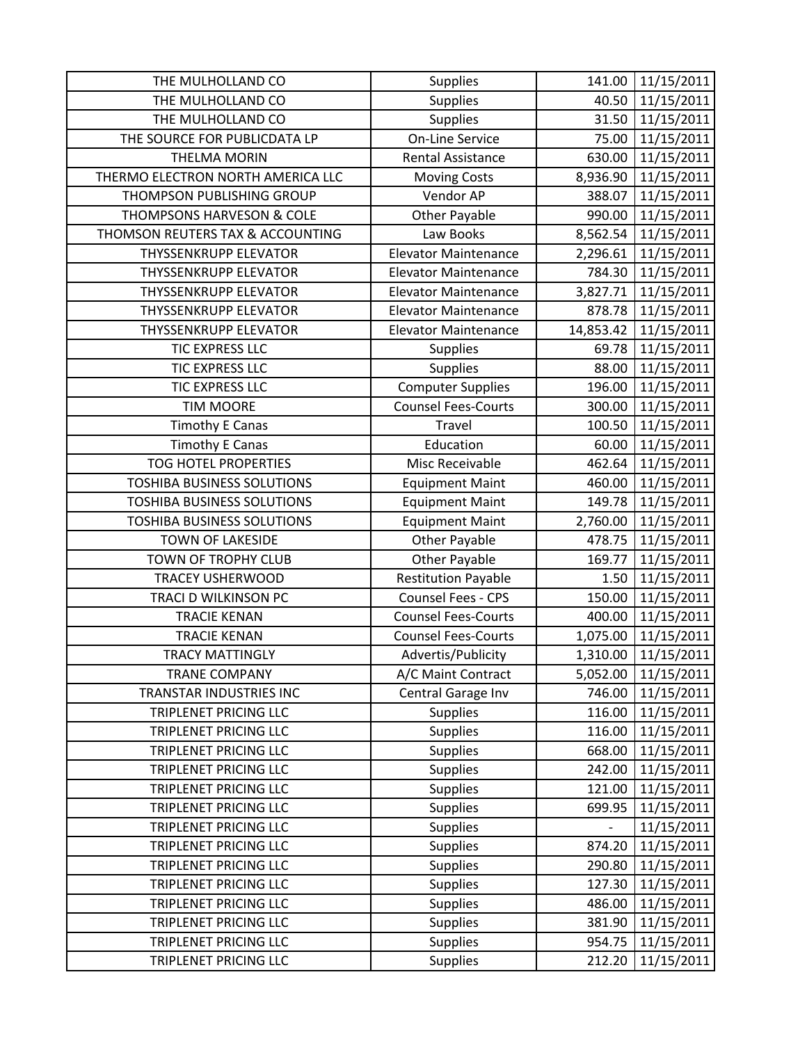| THE MULHOLLAND CO | Supplies | 141.00 | 11/15/2011 |
|---|---|---|---|
| THE MULHOLLAND CO | Supplies | 40.50 | 11/15/2011 |
| THE MULHOLLAND CO | Supplies | 31.50 | 11/15/2011 |
| THE SOURCE FOR PUBLICDATA LP | On-Line Service | 75.00 | 11/15/2011 |
| THELMA MORIN | Rental Assistance | 630.00 | 11/15/2011 |
| THERMO ELECTRON NORTH AMERICA LLC | Moving Costs | 8,936.90 | 11/15/2011 |
| THOMPSON PUBLISHING GROUP | Vendor AP | 388.07 | 11/15/2011 |
| THOMPSONS HARVESON & COLE | Other Payable | 990.00 | 11/15/2011 |
| THOMSON REUTERS TAX & ACCOUNTING | Law Books | 8,562.54 | 11/15/2011 |
| THYSSENKRUPP ELEVATOR | Elevator Maintenance | 2,296.61 | 11/15/2011 |
| THYSSENKRUPP ELEVATOR | Elevator Maintenance | 784.30 | 11/15/2011 |
| THYSSENKRUPP ELEVATOR | Elevator Maintenance | 3,827.71 | 11/15/2011 |
| THYSSENKRUPP ELEVATOR | Elevator Maintenance | 878.78 | 11/15/2011 |
| THYSSENKRUPP ELEVATOR | Elevator Maintenance | 14,853.42 | 11/15/2011 |
| TIC EXPRESS LLC | Supplies | 69.78 | 11/15/2011 |
| TIC EXPRESS LLC | Supplies | 88.00 | 11/15/2011 |
| TIC EXPRESS LLC | Computer Supplies | 196.00 | 11/15/2011 |
| TIM MOORE | Counsel Fees-Courts | 300.00 | 11/15/2011 |
| Timothy E Canas | Travel | 100.50 | 11/15/2011 |
| Timothy E Canas | Education | 60.00 | 11/15/2011 |
| TOG HOTEL PROPERTIES | Misc Receivable | 462.64 | 11/15/2011 |
| TOSHIBA BUSINESS SOLUTIONS | Equipment Maint | 460.00 | 11/15/2011 |
| TOSHIBA BUSINESS SOLUTIONS | Equipment Maint | 149.78 | 11/15/2011 |
| TOSHIBA BUSINESS SOLUTIONS | Equipment Maint | 2,760.00 | 11/15/2011 |
| TOWN OF LAKESIDE | Other Payable | 478.75 | 11/15/2011 |
| TOWN OF TROPHY CLUB | Other Payable | 169.77 | 11/15/2011 |
| TRACEY USHERWOOD | Restitution Payable | 1.50 | 11/15/2011 |
| TRACI D WILKINSON PC | Counsel Fees - CPS | 150.00 | 11/15/2011 |
| TRACIE KENAN | Counsel Fees-Courts | 400.00 | 11/15/2011 |
| TRACIE KENAN | Counsel Fees-Courts | 1,075.00 | 11/15/2011 |
| TRACY MATTINGLY | Advertis/Publicity | 1,310.00 | 11/15/2011 |
| TRANE COMPANY | A/C Maint Contract | 5,052.00 | 11/15/2011 |
| TRANSTAR INDUSTRIES INC | Central Garage Inv | 746.00 | 11/15/2011 |
| TRIPLENET PRICING LLC | Supplies | 116.00 | 11/15/2011 |
| TRIPLENET PRICING LLC | Supplies | 116.00 | 11/15/2011 |
| TRIPLENET PRICING LLC | Supplies | 668.00 | 11/15/2011 |
| TRIPLENET PRICING LLC | Supplies | 242.00 | 11/15/2011 |
| TRIPLENET PRICING LLC | Supplies | 121.00 | 11/15/2011 |
| TRIPLENET PRICING LLC | Supplies | 699.95 | 11/15/2011 |
| TRIPLENET PRICING LLC | Supplies | - | 11/15/2011 |
| TRIPLENET PRICING LLC | Supplies | 874.20 | 11/15/2011 |
| TRIPLENET PRICING LLC | Supplies | 290.80 | 11/15/2011 |
| TRIPLENET PRICING LLC | Supplies | 127.30 | 11/15/2011 |
| TRIPLENET PRICING LLC | Supplies | 486.00 | 11/15/2011 |
| TRIPLENET PRICING LLC | Supplies | 381.90 | 11/15/2011 |
| TRIPLENET PRICING LLC | Supplies | 954.75 | 11/15/2011 |
| TRIPLENET PRICING LLC | Supplies | 212.20 | 11/15/2011 |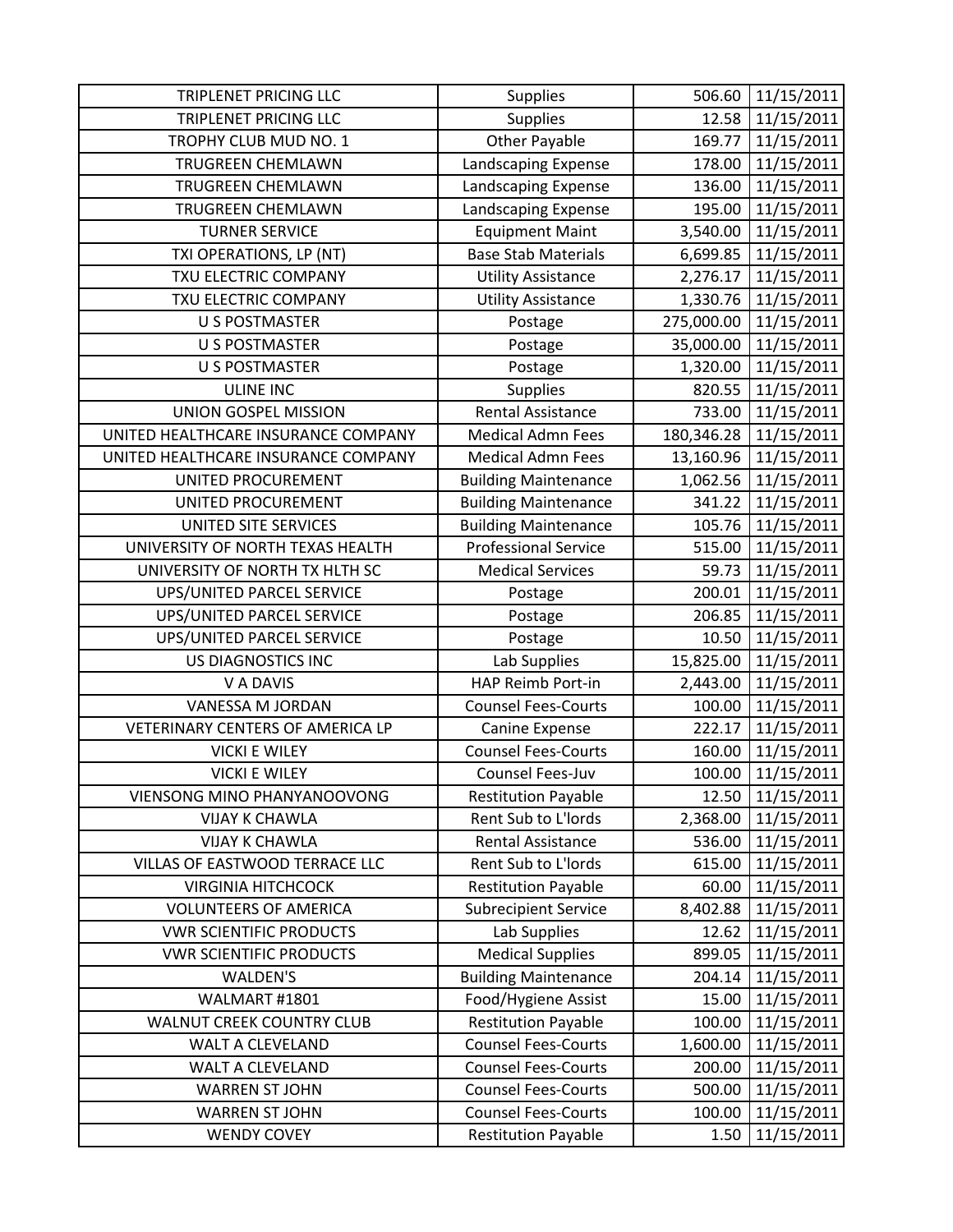| | | | |
|---|---|---|---|
| TRIPLENET PRICING LLC | Supplies | 506.60 | 11/15/2011 |
| TRIPLENET PRICING LLC | Supplies | 12.58 | 11/15/2011 |
| TROPHY CLUB MUD NO. 1 | Other Payable | 169.77 | 11/15/2011 |
| TRUGREEN CHEMLAWN | Landscaping Expense | 178.00 | 11/15/2011 |
| TRUGREEN CHEMLAWN | Landscaping Expense | 136.00 | 11/15/2011 |
| TRUGREEN CHEMLAWN | Landscaping Expense | 195.00 | 11/15/2011 |
| TURNER SERVICE | Equipment Maint | 3,540.00 | 11/15/2011 |
| TXI OPERATIONS, LP (NT) | Base Stab Materials | 6,699.85 | 11/15/2011 |
| TXU ELECTRIC COMPANY | Utility Assistance | 2,276.17 | 11/15/2011 |
| TXU ELECTRIC COMPANY | Utility Assistance | 1,330.76 | 11/15/2011 |
| U S POSTMASTER | Postage | 275,000.00 | 11/15/2011 |
| U S POSTMASTER | Postage | 35,000.00 | 11/15/2011 |
| U S POSTMASTER | Postage | 1,320.00 | 11/15/2011 |
| ULINE INC | Supplies | 820.55 | 11/15/2011 |
| UNION GOSPEL MISSION | Rental Assistance | 733.00 | 11/15/2011 |
| UNITED HEALTHCARE INSURANCE COMPANY | Medical Admn Fees | 180,346.28 | 11/15/2011 |
| UNITED HEALTHCARE INSURANCE COMPANY | Medical Admn Fees | 13,160.96 | 11/15/2011 |
| UNITED PROCUREMENT | Building Maintenance | 1,062.56 | 11/15/2011 |
| UNITED PROCUREMENT | Building Maintenance | 341.22 | 11/15/2011 |
| UNITED SITE SERVICES | Building Maintenance | 105.76 | 11/15/2011 |
| UNIVERSITY OF NORTH TEXAS HEALTH | Professional Service | 515.00 | 11/15/2011 |
| UNIVERSITY OF NORTH TX HLTH SC | Medical Services | 59.73 | 11/15/2011 |
| UPS/UNITED PARCEL SERVICE | Postage | 200.01 | 11/15/2011 |
| UPS/UNITED PARCEL SERVICE | Postage | 206.85 | 11/15/2011 |
| UPS/UNITED PARCEL SERVICE | Postage | 10.50 | 11/15/2011 |
| US DIAGNOSTICS INC | Lab Supplies | 15,825.00 | 11/15/2011 |
| V A DAVIS | HAP Reimb Port-in | 2,443.00 | 11/15/2011 |
| VANESSA M JORDAN | Counsel Fees-Courts | 100.00 | 11/15/2011 |
| VETERINARY CENTERS OF AMERICA LP | Canine Expense | 222.17 | 11/15/2011 |
| VICKI E WILEY | Counsel Fees-Courts | 160.00 | 11/15/2011 |
| VICKI E WILEY | Counsel Fees-Juv | 100.00 | 11/15/2011 |
| VIENSONG MINO PHANYANOOVONG | Restitution Payable | 12.50 | 11/15/2011 |
| VIJAY K CHAWLA | Rent Sub to L'lords | 2,368.00 | 11/15/2011 |
| VIJAY K CHAWLA | Rental Assistance | 536.00 | 11/15/2011 |
| VILLAS OF EASTWOOD TERRACE LLC | Rent Sub to L'lords | 615.00 | 11/15/2011 |
| VIRGINIA HITCHCOCK | Restitution Payable | 60.00 | 11/15/2011 |
| VOLUNTEERS OF AMERICA | Subrecipient Service | 8,402.88 | 11/15/2011 |
| VWR SCIENTIFIC PRODUCTS | Lab Supplies | 12.62 | 11/15/2011 |
| VWR SCIENTIFIC PRODUCTS | Medical Supplies | 899.05 | 11/15/2011 |
| WALDEN'S | Building Maintenance | 204.14 | 11/15/2011 |
| WALMART #1801 | Food/Hygiene Assist | 15.00 | 11/15/2011 |
| WALNUT CREEK COUNTRY CLUB | Restitution Payable | 100.00 | 11/15/2011 |
| WALT A CLEVELAND | Counsel Fees-Courts | 1,600.00 | 11/15/2011 |
| WALT A CLEVELAND | Counsel Fees-Courts | 200.00 | 11/15/2011 |
| WARREN ST JOHN | Counsel Fees-Courts | 500.00 | 11/15/2011 |
| WARREN ST JOHN | Counsel Fees-Courts | 100.00 | 11/15/2011 |
| WENDY COVEY | Restitution Payable | 1.50 | 11/15/2011 |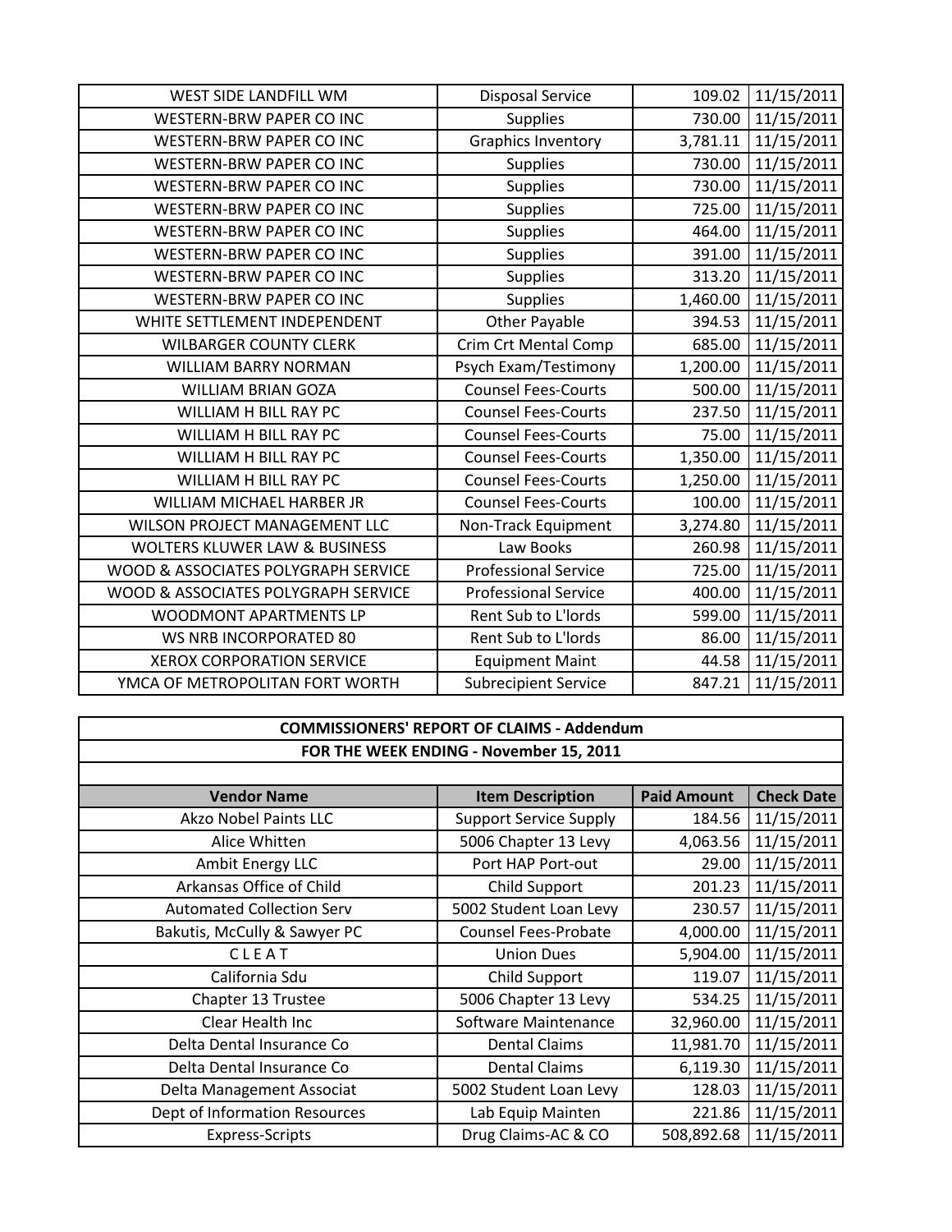| | | | |
|---|---|---|---|
| WEST SIDE LANDFILL WM | Disposal Service | 109.02 | 11/15/2011 |
| WESTERN-BRW PAPER CO INC | Supplies | 730.00 | 11/15/2011 |
| WESTERN-BRW PAPER CO INC | Graphics Inventory | 3,781.11 | 11/15/2011 |
| WESTERN-BRW PAPER CO INC | Supplies | 730.00 | 11/15/2011 |
| WESTERN-BRW PAPER CO INC | Supplies | 730.00 | 11/15/2011 |
| WESTERN-BRW PAPER CO INC | Supplies | 725.00 | 11/15/2011 |
| WESTERN-BRW PAPER CO INC | Supplies | 464.00 | 11/15/2011 |
| WESTERN-BRW PAPER CO INC | Supplies | 391.00 | 11/15/2011 |
| WESTERN-BRW PAPER CO INC | Supplies | 313.20 | 11/15/2011 |
| WESTERN-BRW PAPER CO INC | Supplies | 1,460.00 | 11/15/2011 |
| WHITE SETTLEMENT INDEPENDENT | Other Payable | 394.53 | 11/15/2011 |
| WILBARGER COUNTY CLERK | Crim Crt Mental Comp | 685.00 | 11/15/2011 |
| WILLIAM BARRY NORMAN | Psych Exam/Testimony | 1,200.00 | 11/15/2011 |
| WILLIAM BRIAN GOZA | Counsel Fees-Courts | 500.00 | 11/15/2011 |
| WILLIAM H BILL RAY PC | Counsel Fees-Courts | 237.50 | 11/15/2011 |
| WILLIAM H BILL RAY PC | Counsel Fees-Courts | 75.00 | 11/15/2011 |
| WILLIAM H BILL RAY PC | Counsel Fees-Courts | 1,350.00 | 11/15/2011 |
| WILLIAM H BILL RAY PC | Counsel Fees-Courts | 1,250.00 | 11/15/2011 |
| WILLIAM MICHAEL HARBER JR | Counsel Fees-Courts | 100.00 | 11/15/2011 |
| WILSON PROJECT MANAGEMENT LLC | Non-Track Equipment | 3,274.80 | 11/15/2011 |
| WOLTERS KLUWER LAW & BUSINESS | Law Books | 260.98 | 11/15/2011 |
| WOOD & ASSOCIATES POLYGRAPH SERVICE | Professional Service | 725.00 | 11/15/2011 |
| WOOD & ASSOCIATES POLYGRAPH SERVICE | Professional Service | 400.00 | 11/15/2011 |
| WOODMONT APARTMENTS LP | Rent Sub to L'lords | 599.00 | 11/15/2011 |
| WS NRB INCORPORATED 80 | Rent Sub to L'lords | 86.00 | 11/15/2011 |
| XEROX CORPORATION SERVICE | Equipment Maint | 44.58 | 11/15/2011 |
| YMCA OF METROPOLITAN FORT WORTH | Subrecipient Service | 847.21 | 11/15/2011 |

**COMMISSIONERS' REPORT OF CLAIMS - Addendum**

**FOR THE WEEK ENDING - November 15, 2011**

| Vendor Name | Item Description | Paid Amount | Check Date |
|---|---|---|---|
| Akzo Nobel Paints LLC | Support Service Supply | 184.56 | 11/15/2011 |
| Alice Whitten | 5006 Chapter 13 Levy | 4,063.56 | 11/15/2011 |
| Ambit Energy LLC | Port HAP Port-out | 29.00 | 11/15/2011 |
| Arkansas Office of Child | Child Support | 201.23 | 11/15/2011 |
| Automated Collection Serv | 5002 Student Loan Levy | 230.57 | 11/15/2011 |
| Bakutis, McCully & Sawyer PC | Counsel Fees-Probate | 4,000.00 | 11/15/2011 |
| C L E A T | Union Dues | 5,904.00 | 11/15/2011 |
| California Sdu | Child Support | 119.07 | 11/15/2011 |
| Chapter 13 Trustee | 5006 Chapter 13 Levy | 534.25 | 11/15/2011 |
| Clear Health Inc | Software Maintenance | 32,960.00 | 11/15/2011 |
| Delta Dental Insurance Co | Dental Claims | 11,981.70 | 11/15/2011 |
| Delta Dental Insurance Co | Dental Claims | 6,119.30 | 11/15/2011 |
| Delta Management Associat | 5002 Student Loan Levy | 128.03 | 11/15/2011 |
| Dept of Information Resources | Lab Equip Mainten | 221.86 | 11/15/2011 |
| Express-Scripts | Drug Claims-AC & CO | 508,892.68 | 11/15/2011 |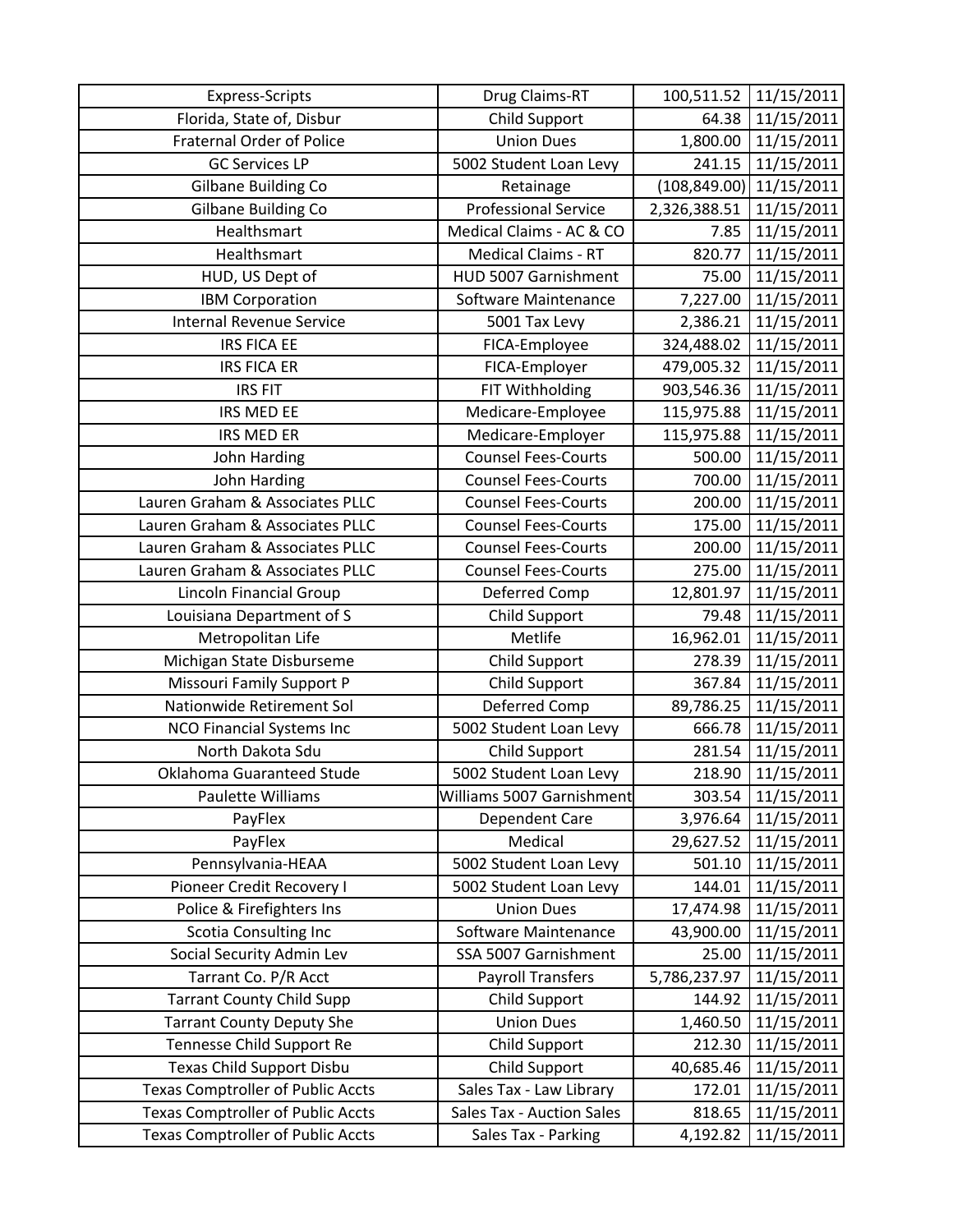| Express-Scripts | Drug Claims-RT | 100,511.52 | 11/15/2011 |
|---|---|---|---|
| Florida, State of, Disbur | Child Support | 64.38 | 11/15/2011 |
| Fraternal Order of Police | Union Dues | 1,800.00 | 11/15/2011 |
| GC Services LP | 5002 Student Loan Levy | 241.15 | 11/15/2011 |
| Gilbane Building Co | Retainage | (108,849.00) | 11/15/2011 |
| Gilbane Building Co | Professional Service | 2,326,388.51 | 11/15/2011 |
| Healthsmart | Medical Claims - AC & CO | 7.85 | 11/15/2011 |
| Healthsmart | Medical Claims - RT | 820.77 | 11/15/2011 |
| HUD, US Dept of | HUD 5007 Garnishment | 75.00 | 11/15/2011 |
| IBM Corporation | Software Maintenance | 7,227.00 | 11/15/2011 |
| Internal Revenue Service | 5001 Tax Levy | 2,386.21 | 11/15/2011 |
| IRS FICA EE | FICA-Employee | 324,488.02 | 11/15/2011 |
| IRS FICA ER | FICA-Employer | 479,005.32 | 11/15/2011 |
| IRS FIT | FIT Withholding | 903,546.36 | 11/15/2011 |
| IRS MED EE | Medicare-Employee | 115,975.88 | 11/15/2011 |
| IRS MED ER | Medicare-Employer | 115,975.88 | 11/15/2011 |
| John Harding | Counsel Fees-Courts | 500.00 | 11/15/2011 |
| John Harding | Counsel Fees-Courts | 700.00 | 11/15/2011 |
| Lauren Graham & Associates PLLC | Counsel Fees-Courts | 200.00 | 11/15/2011 |
| Lauren Graham & Associates PLLC | Counsel Fees-Courts | 175.00 | 11/15/2011 |
| Lauren Graham & Associates PLLC | Counsel Fees-Courts | 200.00 | 11/15/2011 |
| Lauren Graham & Associates PLLC | Counsel Fees-Courts | 275.00 | 11/15/2011 |
| Lincoln Financial Group | Deferred Comp | 12,801.97 | 11/15/2011 |
| Louisiana Department of S | Child Support | 79.48 | 11/15/2011 |
| Metropolitan Life | Metlife | 16,962.01 | 11/15/2011 |
| Michigan State Disburseme | Child Support | 278.39 | 11/15/2011 |
| Missouri Family Support P | Child Support | 367.84 | 11/15/2011 |
| Nationwide Retirement Sol | Deferred Comp | 89,786.25 | 11/15/2011 |
| NCO Financial Systems Inc | 5002 Student Loan Levy | 666.78 | 11/15/2011 |
| North Dakota Sdu | Child Support | 281.54 | 11/15/2011 |
| Oklahoma Guaranteed Stude | 5002 Student Loan Levy | 218.90 | 11/15/2011 |
| Paulette Williams | Williams 5007 Garnishment | 303.54 | 11/15/2011 |
| PayFlex | Dependent Care | 3,976.64 | 11/15/2011 |
| PayFlex | Medical | 29,627.52 | 11/15/2011 |
| Pennsylvania-HEAA | 5002 Student Loan Levy | 501.10 | 11/15/2011 |
| Pioneer Credit Recovery I | 5002 Student Loan Levy | 144.01 | 11/15/2011 |
| Police & Firefighters Ins | Union Dues | 17,474.98 | 11/15/2011 |
| Scotia Consulting Inc | Software Maintenance | 43,900.00 | 11/15/2011 |
| Social Security Admin Lev | SSA 5007 Garnishment | 25.00 | 11/15/2011 |
| Tarrant Co. P/R Acct | Payroll Transfers | 5,786,237.97 | 11/15/2011 |
| Tarrant County Child Supp | Child Support | 144.92 | 11/15/2011 |
| Tarrant County Deputy She | Union Dues | 1,460.50 | 11/15/2011 |
| Tennesse Child Support Re | Child Support | 212.30 | 11/15/2011 |
| Texas Child Support Disbu | Child Support | 40,685.46 | 11/15/2011 |
| Texas Comptroller of Public Accts | Sales Tax - Law Library | 172.01 | 11/15/2011 |
| Texas Comptroller of Public Accts | Sales Tax - Auction Sales | 818.65 | 11/15/2011 |
| Texas Comptroller of Public Accts | Sales Tax - Parking | 4,192.82 | 11/15/2011 |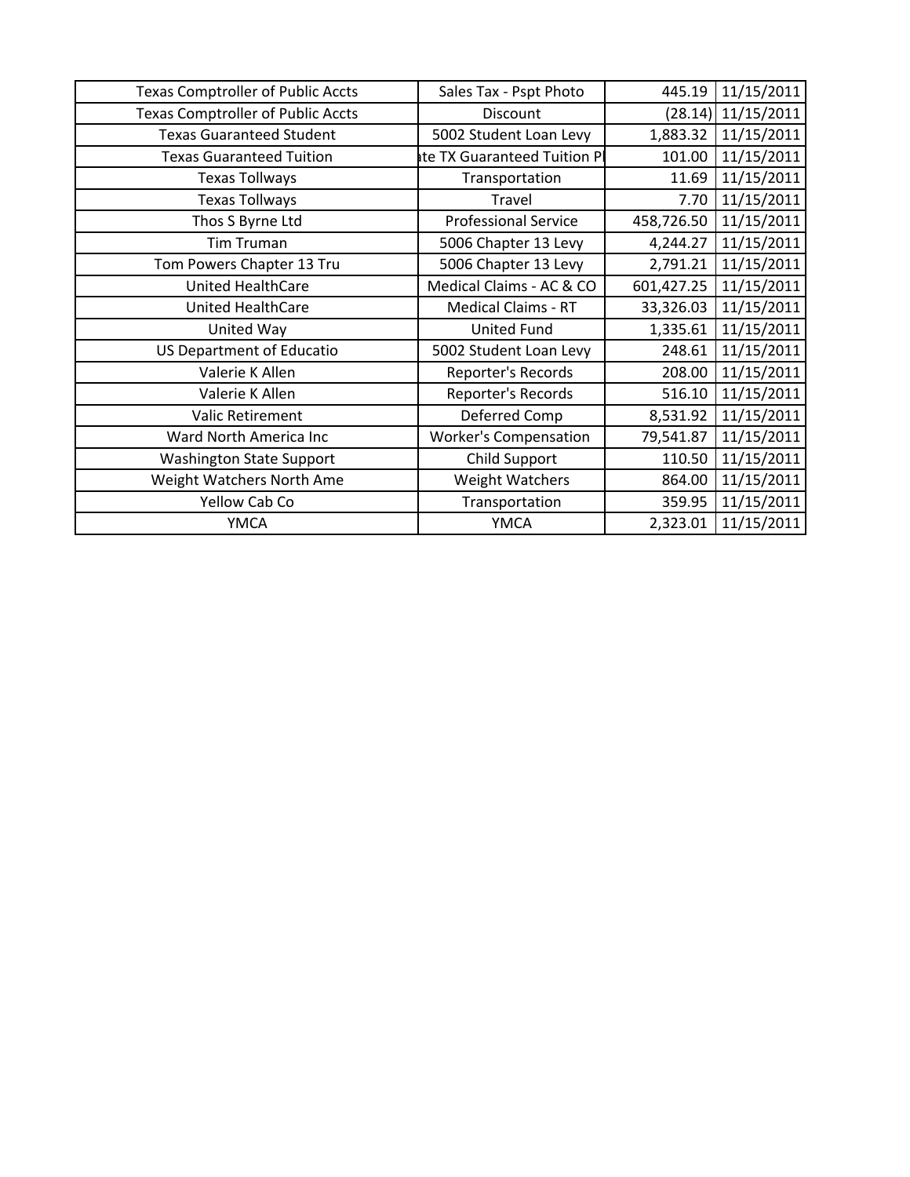| | | | |
|---|---|---|---|
| Texas Comptroller of Public Accts | Sales Tax - Pspt Photo | 445.19 | 11/15/2011 |
| Texas Comptroller of Public Accts | Discount | (28.14) | 11/15/2011 |
| Texas Guaranteed Student | 5002 Student Loan Levy | 1,883.32 | 11/15/2011 |
| Texas Guaranteed Tuition | ate TX Guaranteed Tuition Pl | 101.00 | 11/15/2011 |
| Texas Tollways | Transportation | 11.69 | 11/15/2011 |
| Texas Tollways | Travel | 7.70 | 11/15/2011 |
| Thos S Byrne Ltd | Professional Service | 458,726.50 | 11/15/2011 |
| Tim Truman | 5006 Chapter 13 Levy | 4,244.27 | 11/15/2011 |
| Tom Powers Chapter 13 Tru | 5006 Chapter 13 Levy | 2,791.21 | 11/15/2011 |
| United HealthCare | Medical Claims - AC & CO | 601,427.25 | 11/15/2011 |
| United HealthCare | Medical Claims - RT | 33,326.03 | 11/15/2011 |
| United Way | United Fund | 1,335.61 | 11/15/2011 |
| US Department of Educatio | 5002 Student Loan Levy | 248.61 | 11/15/2011 |
| Valerie K Allen | Reporter's Records | 208.00 | 11/15/2011 |
| Valerie K Allen | Reporter's Records | 516.10 | 11/15/2011 |
| Valic Retirement | Deferred Comp | 8,531.92 | 11/15/2011 |
| Ward North America Inc | Worker's Compensation | 79,541.87 | 11/15/2011 |
| Washington State Support | Child Support | 110.50 | 11/15/2011 |
| Weight Watchers North Ame | Weight Watchers | 864.00 | 11/15/2011 |
| Yellow Cab Co | Transportation | 359.95 | 11/15/2011 |
| YMCA | YMCA | 2,323.01 | 11/15/2011 |